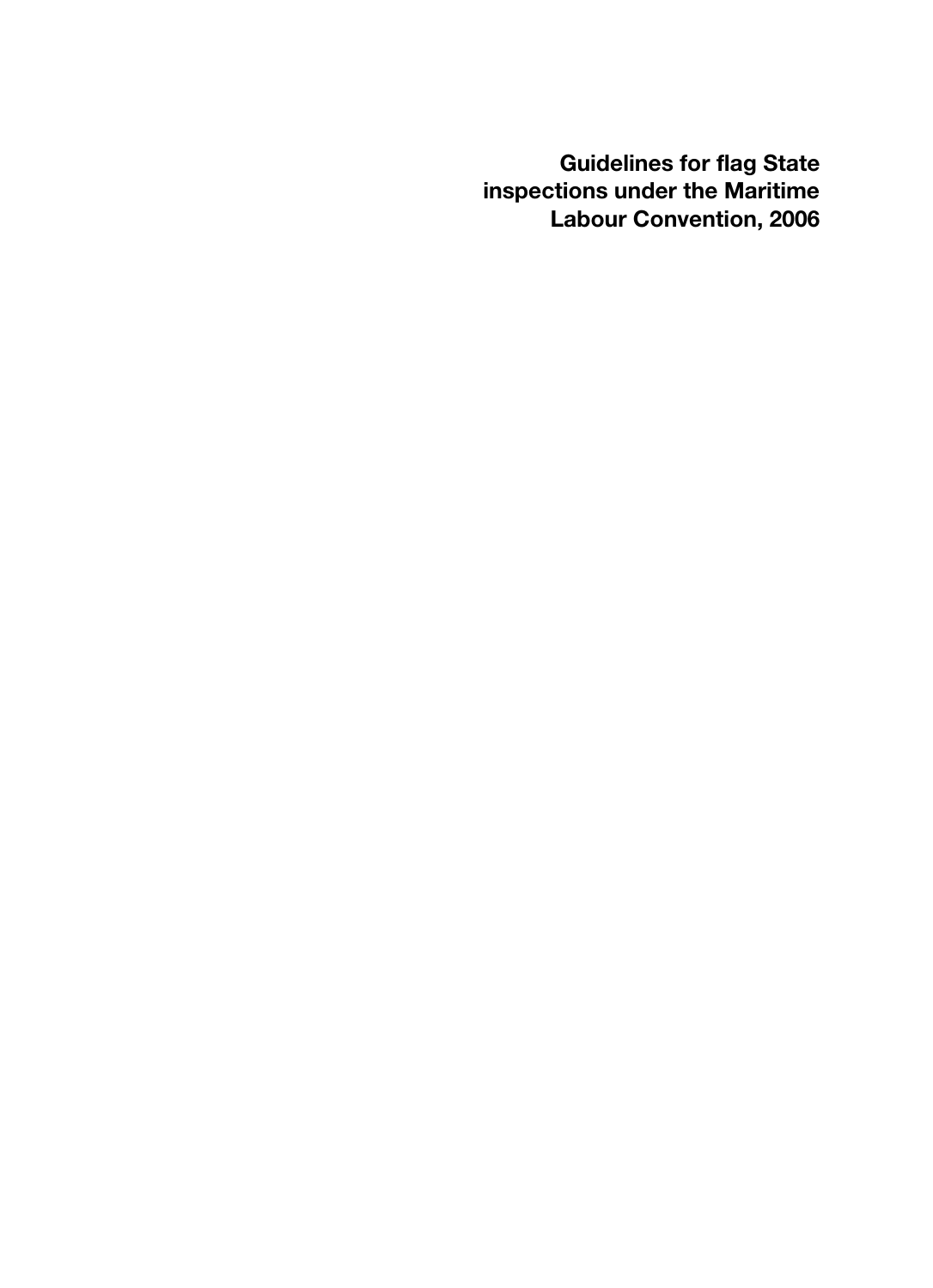# Guidelines for flag State inspections under the Maritime Labour Convention, 2006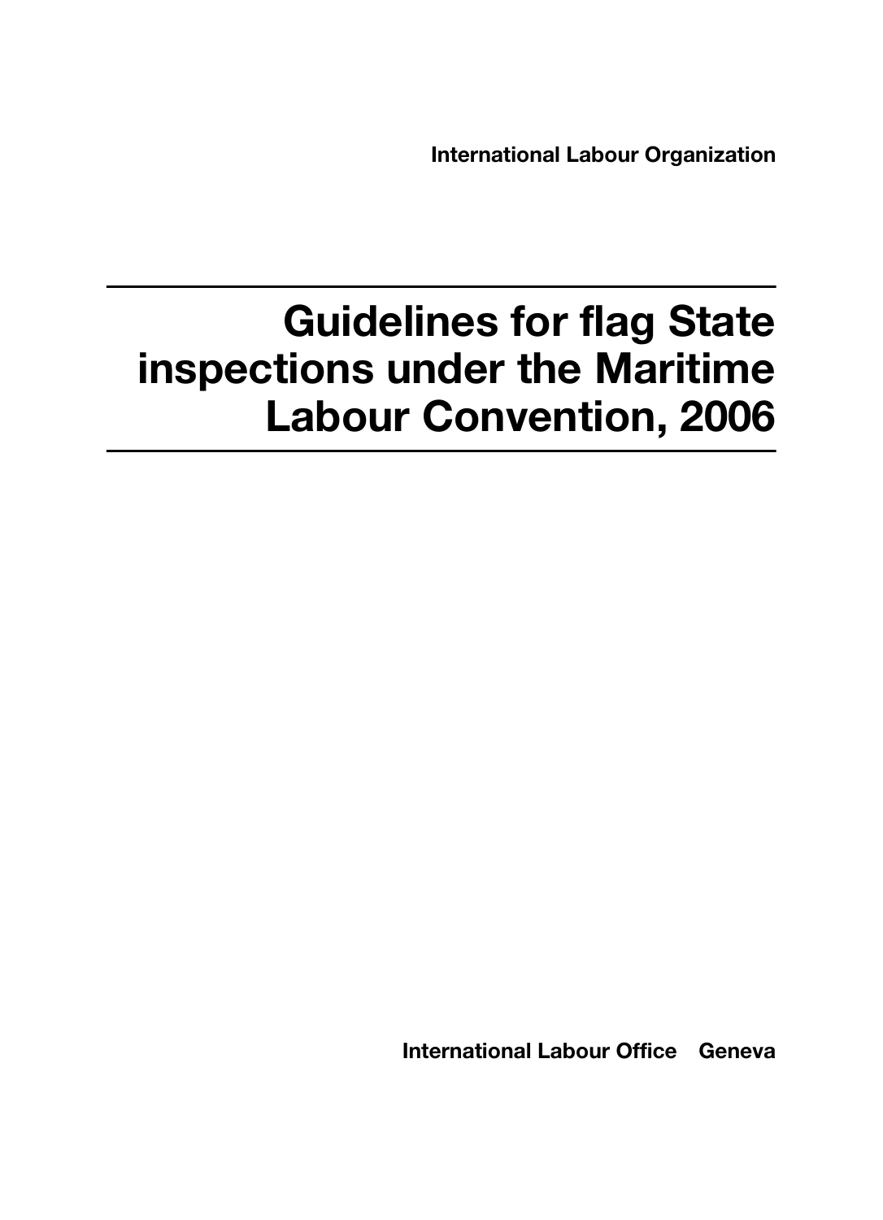International Labour Organization

# Guidelines for flag State inspections under the Maritime Labour Convention, 2006

International Labour Office Geneva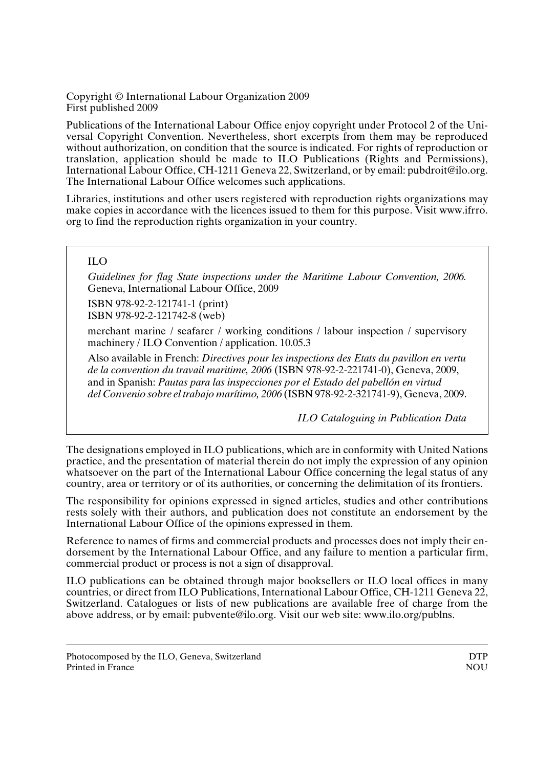Copyright © International Labour Organization 2009
First published 2009

Publications of the International Labour Office enjoy copyright under Protocol 2 of the Universal Copyright Convention. Nevertheless, short excerpts from them may be reproduced without authorization, on condition that the source is indicated. For rights of reproduction or translation, application should be made to ILO Publications (Rights and Permissions), International Labour Office, CH-1211 Geneva 22, Switzerland, or by email: pubdroit@ilo.org. The International Labour Office welcomes such applications.

Libraries, institutions and other users registered with reproduction rights organizations may make copies in accordance with the licences issued to them for this purpose. Visit www.ifrro.org to find the reproduction rights organization in your country.

ILO

*Guidelines for flag State inspections under the Maritime Labour Convention, 2006.* Geneva, International Labour Office, 2009

ISBN 978-92-2-121741-1 (print)
ISBN 978-92-2-121742-8 (web)

merchant marine / seafarer / working conditions / labour inspection / supervisory machinery / ILO Convention / application. 10.05.3

Also available in French: *Directives pour les inspections des Etats du pavillon en vertu de la convention du travail maritime, 2006* (ISBN 978-92-2-221741-0), Geneva, 2009, and in Spanish: *Pautas para las inspecciones por el Estado del pabellón en virtud del Convenio sobre el trabajo marítimo, 2006* (ISBN 978-92-2-321741-9), Geneva, 2009.

*ILO Cataloguing in Publication Data*

The designations employed in ILO publications, which are in conformity with United Nations practice, and the presentation of material therein do not imply the expression of any opinion whatsoever on the part of the International Labour Office concerning the legal status of any country, area or territory or of its authorities, or concerning the delimitation of its frontiers.

The responsibility for opinions expressed in signed articles, studies and other contributions rests solely with their authors, and publication does not constitute an endorsement by the International Labour Office of the opinions expressed in them.

Reference to names of firms and commercial products and processes does not imply their endorsement by the International Labour Office, and any failure to mention a particular firm, commercial product or process is not a sign of disapproval.

ILO publications can be obtained through major booksellers or ILO local offices in many countries, or direct from ILO Publications, International Labour Office, CH-1211 Geneva 22, Switzerland. Catalogues or lists of new publications are available free of charge from the above address, or by email: pubvente@ilo.org. Visit our web site: www.ilo.org/publns.

Photocomposed by the ILO, Geneva, Switzerland DTP
Printed in France NOU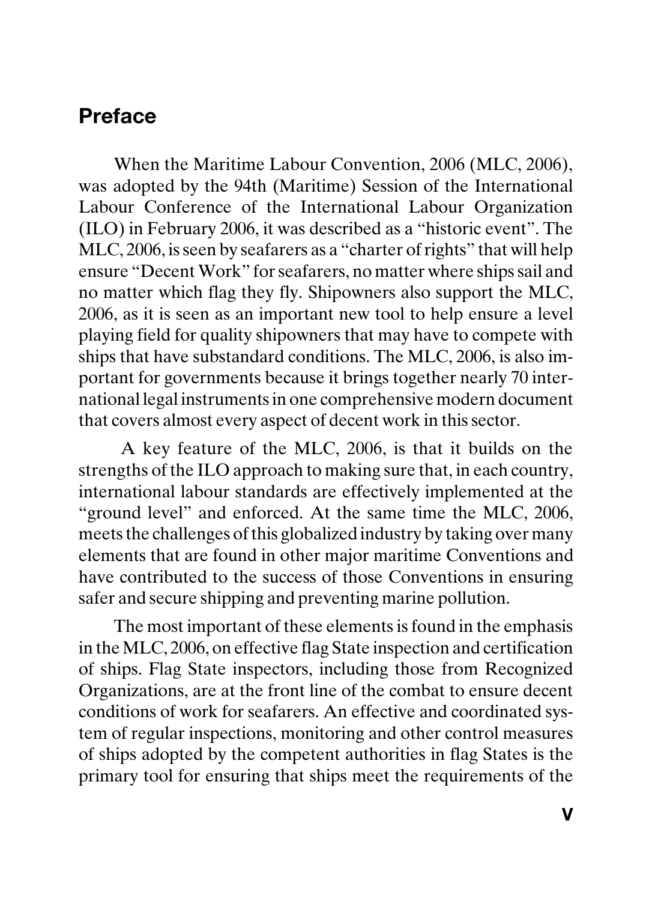## Preface

When the Maritime Labour Convention, 2006 (MLC, 2006), was adopted by the 94th (Maritime) Session of the International Labour Conference of the International Labour Organization (ILO) in February 2006, it was described as a "historic event". The MLC, 2006, is seen by seafarers as a "charter of rights" that will help ensure "Decent Work" for seafarers, no matter where ships sail and no matter which flag they fly. Shipowners also support the MLC, 2006, as it is seen as an important new tool to help ensure a level playing field for quality shipowners that may have to compete with ships that have substandard conditions. The MLC, 2006, is also important for governments because it brings together nearly 70 international legal instruments in one comprehensive modern document that covers almost every aspect of decent work in this sector.

A key feature of the MLC, 2006, is that it builds on the strengths of the ILO approach to making sure that, in each country, international labour standards are effectively implemented at the "ground level" and enforced. At the same time the MLC, 2006, meets the challenges of this globalized industry by taking over many elements that are found in other major maritime Conventions and have contributed to the success of those Conventions in ensuring safer and secure shipping and preventing marine pollution.

The most important of these elements is found in the emphasis in the MLC, 2006, on effective flag State inspection and certification of ships. Flag State inspectors, including those from Recognized Organizations, are at the front line of the combat to ensure decent conditions of work for seafarers. An effective and coordinated system of regular inspections, monitoring and other control measures of ships adopted by the competent authorities in flag States is the primary tool for ensuring that ships meet the requirements of the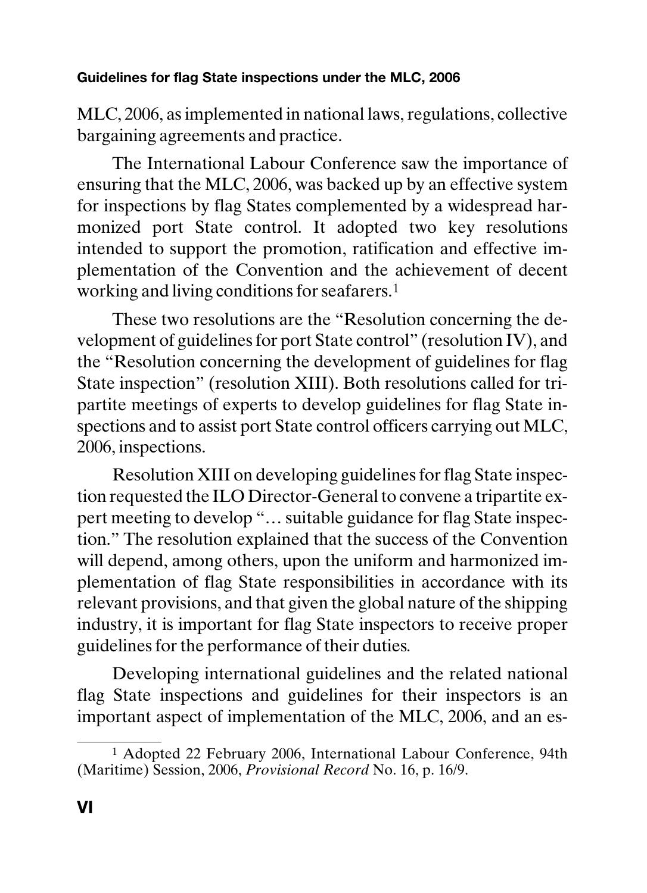MLC, 2006, as implemented in national laws, regulations, collective bargaining agreements and practice.

The International Labour Conference saw the importance of ensuring that the MLC, 2006, was backed up by an effective system for inspections by flag States complemented by a widespread harmonized port State control. It adopted two key resolutions intended to support the promotion, ratification and effective implementation of the Convention and the achievement of decent working and living conditions for seafarers.[1]

These two resolutions are the "Resolution concerning the development of guidelines for port State control" (resolution IV), and the "Resolution concerning the development of guidelines for flag State inspection" (resolution XIII). Both resolutions called for tripartite meetings of experts to develop guidelines for flag State inspections and to assist port State control officers carrying out MLC, 2006, inspections.

Resolution XIII on developing guidelines for flag State inspection requested the ILO Director-General to convene a tripartite expert meeting to develop "… suitable guidance for flag State inspection." The resolution explained that the success of the Convention will depend, among others, upon the uniform and harmonized implementation of flag State responsibilities in accordance with its relevant provisions, and that given the global nature of the shipping industry, it is important for flag State inspectors to receive proper guidelines for the performance of their duties.

Developing international guidelines and the related national flag State inspections and guidelines for their inspectors is an important aspect of implementation of the MLC, 2006, and an es-

---

[1] Adopted 22 February 2006, International Labour Conference, 94th (Maritime) Session, 2006, *Provisional Record* No. 16, p. 16/9.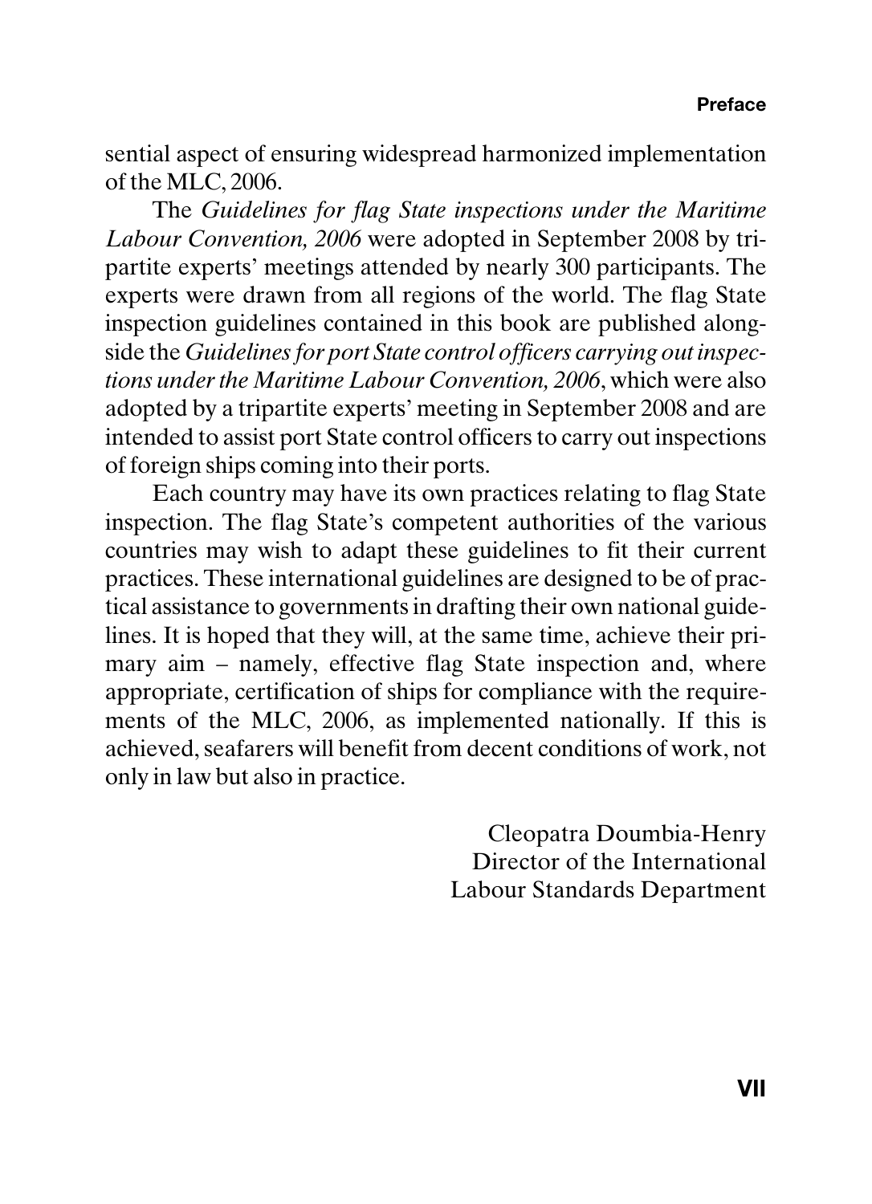sential aspect of ensuring widespread harmonized implementation of the MLC, 2006.

The *Guidelines for flag State inspections under the Maritime Labour Convention, 2006* were adopted in September 2008 by tripartite experts' meetings attended by nearly 300 participants. The experts were drawn from all regions of the world. The flag State inspection guidelines contained in this book are published alongside the *Guidelines for port State control officers carrying out inspections under the Maritime Labour Convention, 2006*, which were also adopted by a tripartite experts' meeting in September 2008 and are intended to assist port State control officers to carry out inspections of foreign ships coming into their ports.

Each country may have its own practices relating to flag State inspection. The flag State's competent authorities of the various countries may wish to adapt these guidelines to fit their current practices. These international guidelines are designed to be of practical assistance to governments in drafting their own national guidelines. It is hoped that they will, at the same time, achieve their primary aim – namely, effective flag State inspection and, where appropriate, certification of ships for compliance with the requirements of the MLC, 2006, as implemented nationally. If this is achieved, seafarers will benefit from decent conditions of work, not only in law but also in practice.

Cleopatra Doumbia-Henry
Director of the International
Labour Standards Department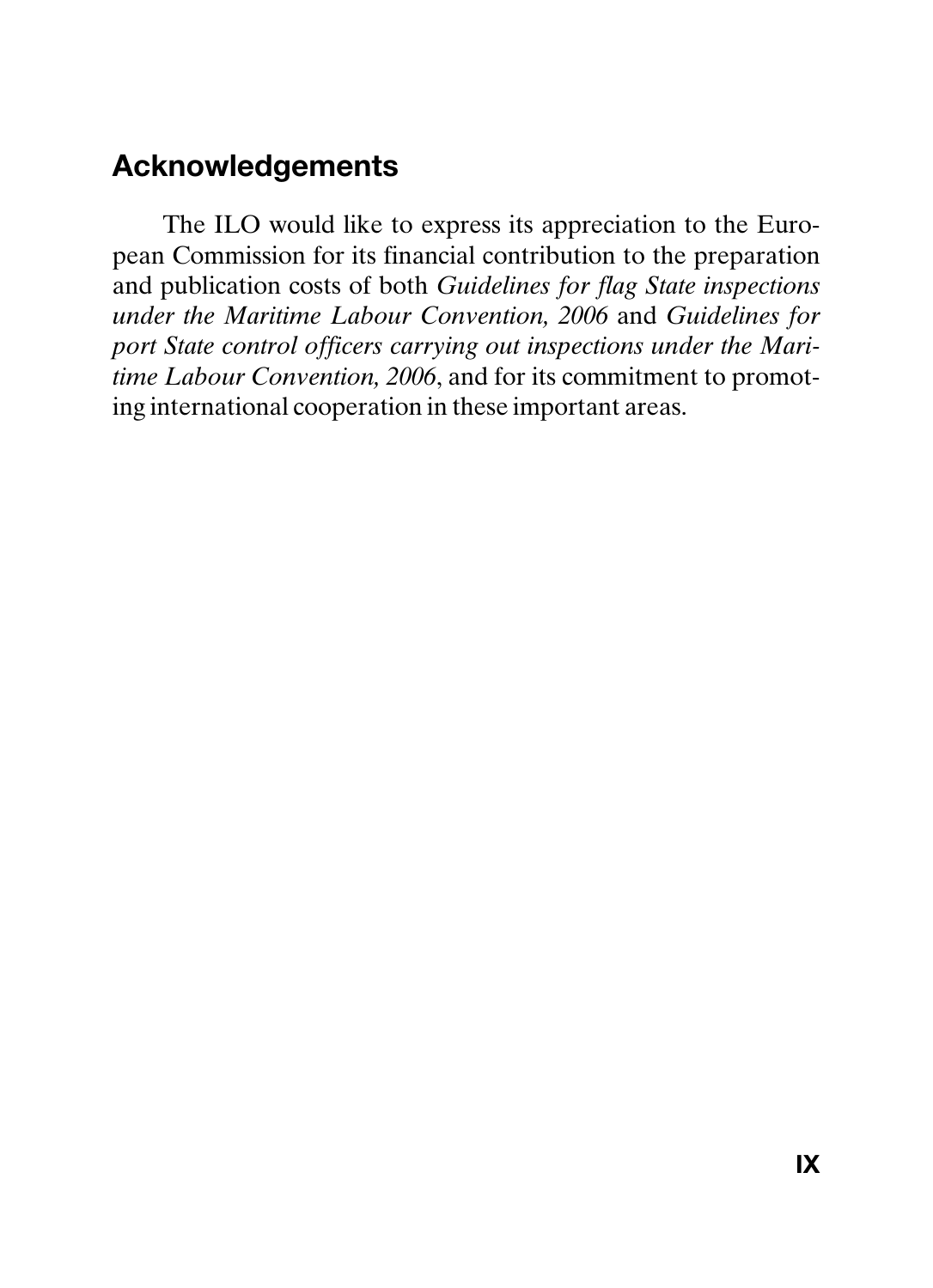## Acknowledgements

The ILO would like to express its appreciation to the European Commission for its financial contribution to the preparation and publication costs of both *Guidelines for flag State inspections under the Maritime Labour Convention, 2006* and *Guidelines for port State control officers carrying out inspections under the Maritime Labour Convention, 2006*, and for its commitment to promoting international cooperation in these important areas.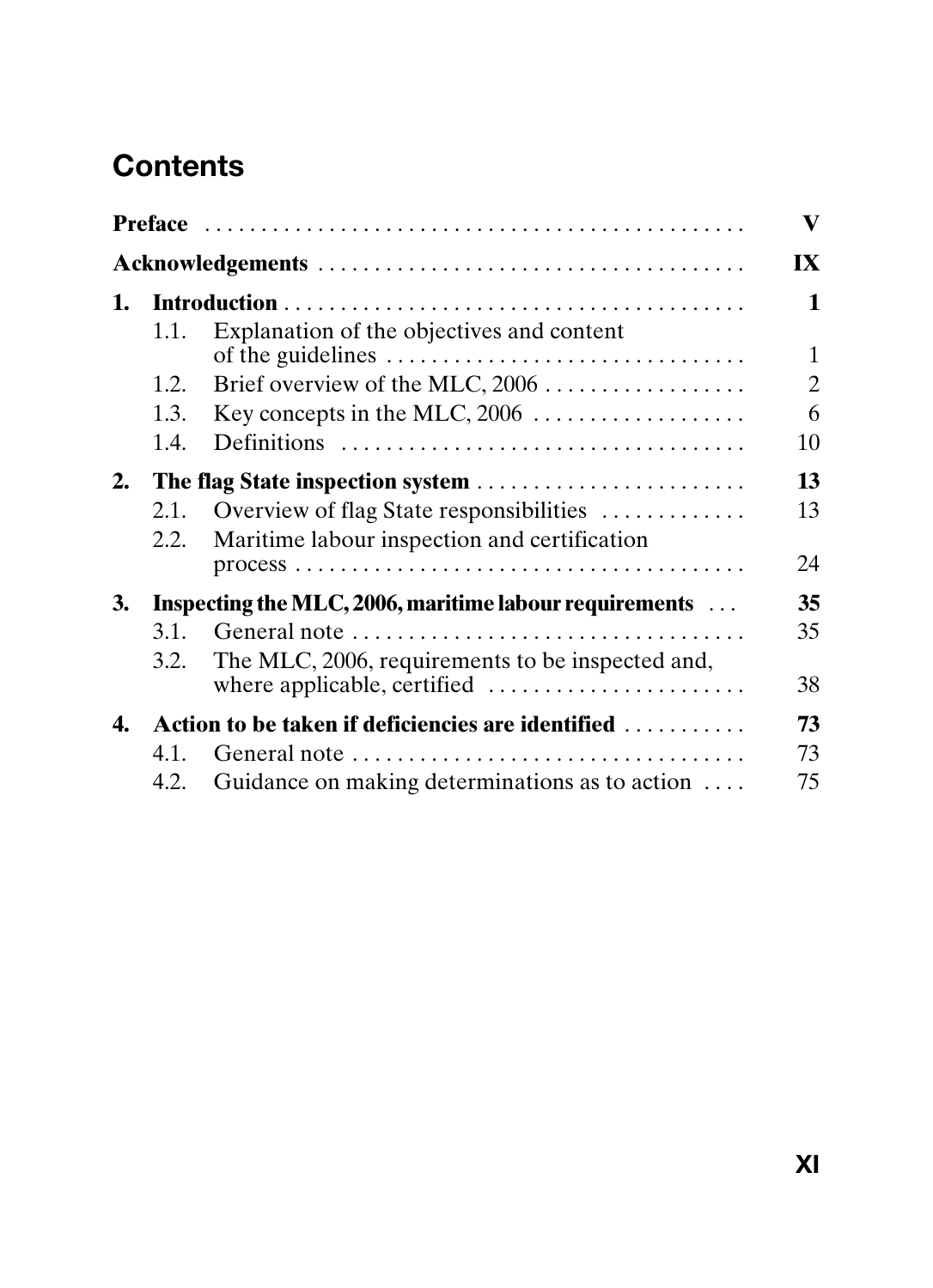# Contents

| | | |
|---|---|---|
| **Preface** | | **V** |
| **Acknowledgements** | | **IX** |
| **1.** | **Introduction** | **1** |
| | 1.1. Explanation of the objectives and content of the guidelines | 1 |
| | 1.2. Brief overview of the MLC, 2006 | 2 |
| | 1.3. Key concepts in the MLC, 2006 | 6 |
| | 1.4. Definitions | 10 |
| **2.** | **The flag State inspection system** | **13** |
| | 2.1. Overview of flag State responsibilities | 13 |
| | 2.2. Maritime labour inspection and certification process | 24 |
| **3.** | **Inspecting the MLC, 2006, maritime labour requirements** | **35** |
| | 3.1. General note | 35 |
| | 3.2. The MLC, 2006, requirements to be inspected and, where applicable, certified | 38 |
| **4.** | **Action to be taken if deficiencies are identified** | **73** |
| | 4.1. General note | 73 |
| | 4.2. Guidance on making determinations as to action | 75 |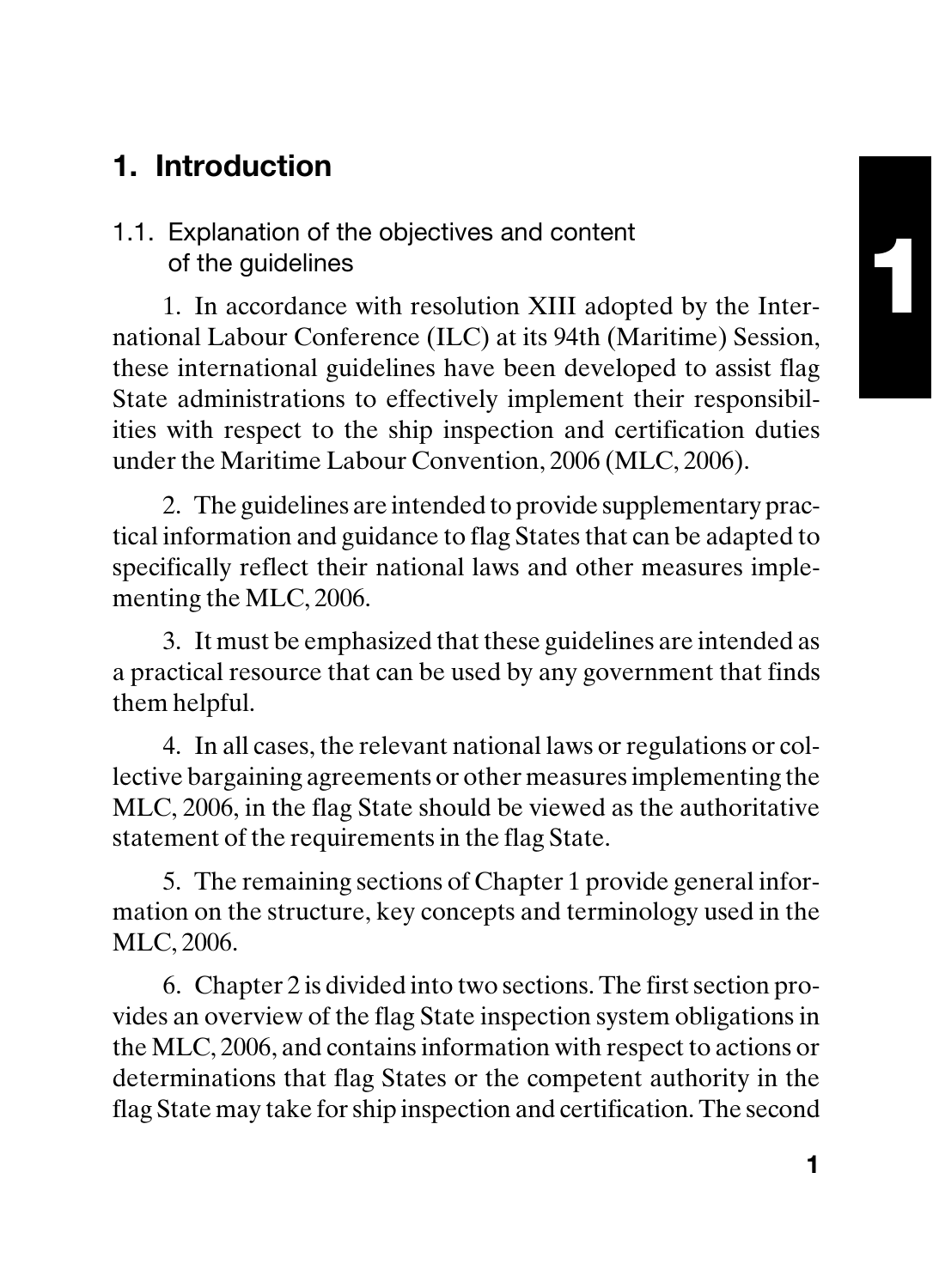# 1. Introduction

## 1.1. Explanation of the objectives and content of the guidelines

1. In accordance with resolution XIII adopted by the International Labour Conference (ILC) at its 94th (Maritime) Session, these international guidelines have been developed to assist flag State administrations to effectively implement their responsibilities with respect to the ship inspection and certification duties under the Maritime Labour Convention, 2006 (MLC, 2006).

2. The guidelines are intended to provide supplementary practical information and guidance to flag States that can be adapted to specifically reflect their national laws and other measures implementing the MLC, 2006.

3. It must be emphasized that these guidelines are intended as a practical resource that can be used by any government that finds them helpful.

4. In all cases, the relevant national laws or regulations or collective bargaining agreements or other measures implementing the MLC, 2006, in the flag State should be viewed as the authoritative statement of the requirements in the flag State.

5. The remaining sections of Chapter 1 provide general information on the structure, key concepts and terminology used in the MLC, 2006.

6. Chapter 2 is divided into two sections. The first section provides an overview of the flag State inspection system obligations in the MLC, 2006, and contains information with respect to actions or determinations that flag States or the competent authority in the flag State may take for ship inspection and certification. The second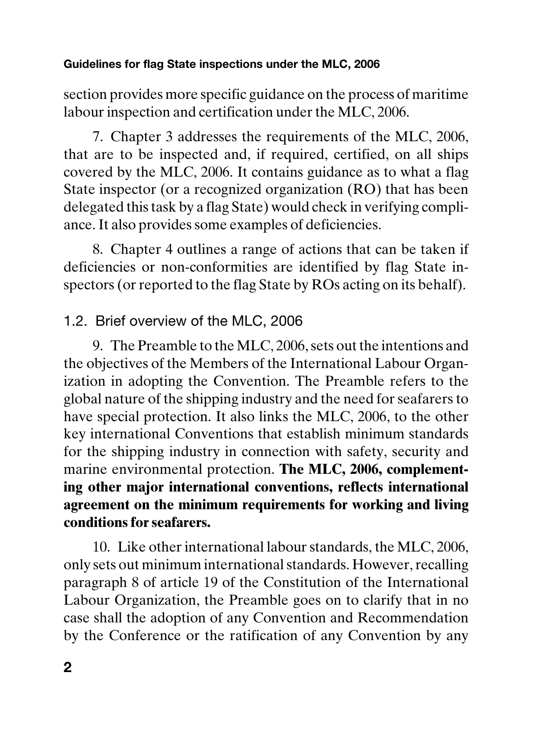section provides more specific guidance on the process of maritime labour inspection and certification under the MLC, 2006.

7. Chapter 3 addresses the requirements of the MLC, 2006, that are to be inspected and, if required, certified, on all ships covered by the MLC, 2006. It contains guidance as to what a flag State inspector (or a recognized organization (RO) that has been delegated this task by a flag State) would check in verifying compliance. It also provides some examples of deficiencies.

8. Chapter 4 outlines a range of actions that can be taken if deficiencies or non-conformities are identified by flag State inspectors (or reported to the flag State by ROs acting on its behalf).

## 1.2. Brief overview of the MLC, 2006

9. The Preamble to the MLC, 2006, sets out the intentions and the objectives of the Members of the International Labour Organization in adopting the Convention. The Preamble refers to the global nature of the shipping industry and the need for seafarers to have special protection. It also links the MLC, 2006, to the other key international Conventions that establish minimum standards for the shipping industry in connection with safety, security and marine environmental protection. **The MLC, 2006, complementing other major international conventions, reflects international agreement on the minimum requirements for working and living conditions for seafarers.**

10. Like other international labour standards, the MLC, 2006, only sets out minimum international standards. However, recalling paragraph 8 of article 19 of the Constitution of the International Labour Organization, the Preamble goes on to clarify that in no case shall the adoption of any Convention and Recommendation by the Conference or the ratification of any Convention by any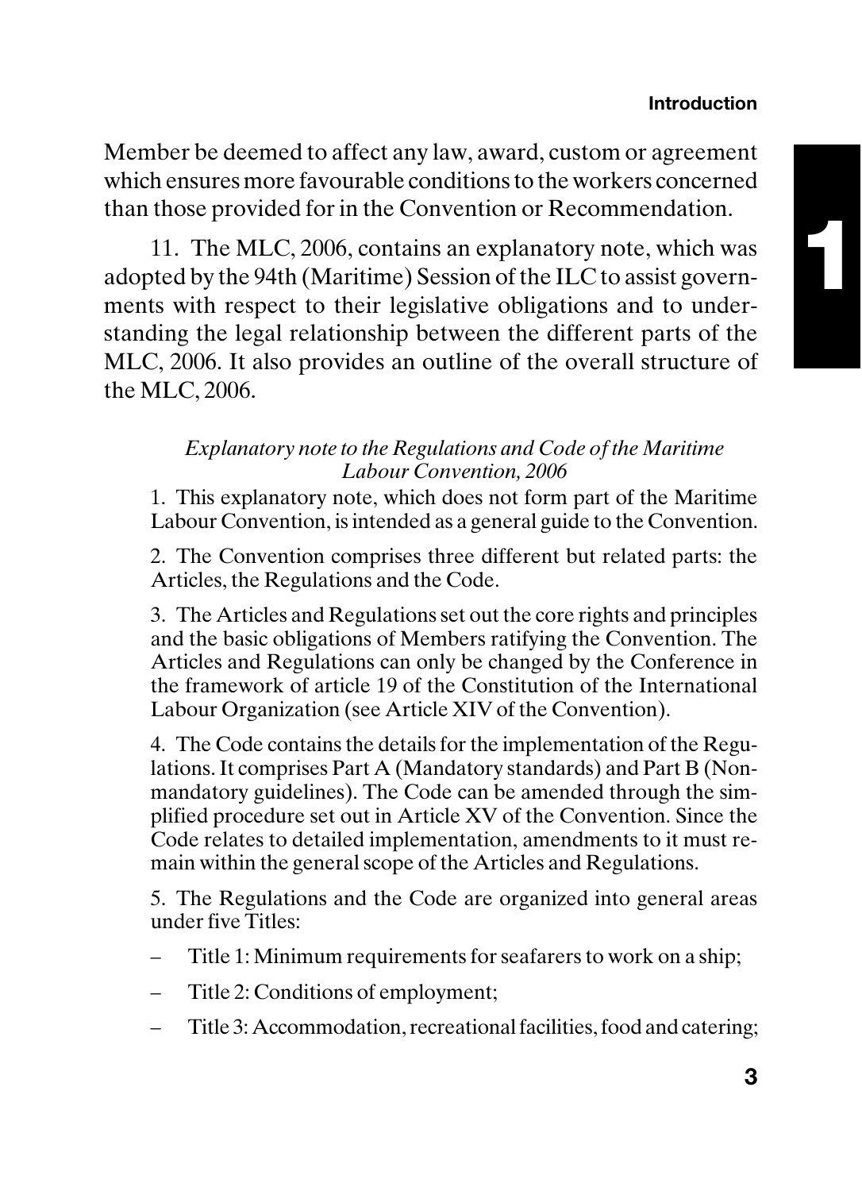Member be deemed to affect any law, award, custom or agreement which ensures more favourable conditions to the workers concerned than those provided for in the Convention or Recommendation.

11. The MLC, 2006, contains an explanatory note, which was adopted by the 94th (Maritime) Session of the ILC to assist governments with respect to their legislative obligations and to understanding the legal relationship between the different parts of the MLC, 2006. It also provides an outline of the overall structure of the MLC, 2006.

*Explanatory note to the Regulations and Code of the Maritime Labour Convention, 2006*

1. This explanatory note, which does not form part of the Maritime Labour Convention, is intended as a general guide to the Convention.

2. The Convention comprises three different but related parts: the Articles, the Regulations and the Code.

3. The Articles and Regulations set out the core rights and principles and the basic obligations of Members ratifying the Convention. The Articles and Regulations can only be changed by the Conference in the framework of article 19 of the Constitution of the International Labour Organization (see Article XIV of the Convention).

4. The Code contains the details for the implementation of the Regulations. It comprises Part A (Mandatory standards) and Part B (Non-mandatory guidelines). The Code can be amended through the simplified procedure set out in Article XV of the Convention. Since the Code relates to detailed implementation, amendments to it must remain within the general scope of the Articles and Regulations.

5. The Regulations and the Code are organized into general areas under five Titles:

- Title 1: Minimum requirements for seafarers to work on a ship;
- Title 2: Conditions of employment;
- Title 3: Accommodation, recreational facilities, food and catering;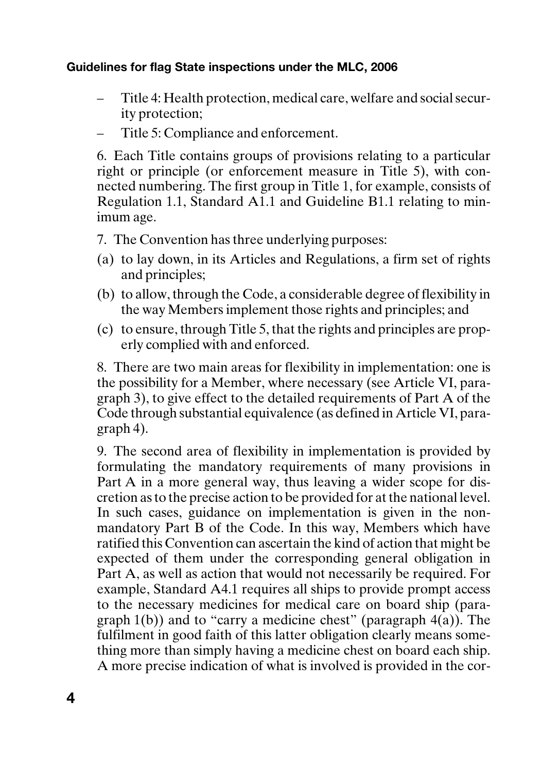– Title 4: Health protection, medical care, welfare and social security protection;
– Title 5: Compliance and enforcement.

6. Each Title contains groups of provisions relating to a particular right or principle (or enforcement measure in Title 5), with connected numbering. The first group in Title 1, for example, consists of Regulation 1.1, Standard A1.1 and Guideline B1.1 relating to minimum age.

7. The Convention has three underlying purposes:

(a) to lay down, in its Articles and Regulations, a firm set of rights and principles;
(b) to allow, through the Code, a considerable degree of flexibility in the way Members implement those rights and principles; and
(c) to ensure, through Title 5, that the rights and principles are properly complied with and enforced.

8. There are two main areas for flexibility in implementation: one is the possibility for a Member, where necessary (see Article VI, paragraph 3), to give effect to the detailed requirements of Part A of the Code through substantial equivalence (as defined in Article VI, paragraph 4).

9. The second area of flexibility in implementation is provided by formulating the mandatory requirements of many provisions in Part A in a more general way, thus leaving a wider scope for discretion as to the precise action to be provided for at the national level. In such cases, guidance on implementation is given in the non-mandatory Part B of the Code. In this way, Members which have ratified this Convention can ascertain the kind of action that might be expected of them under the corresponding general obligation in Part A, as well as action that would not necessarily be required. For example, Standard A4.1 requires all ships to provide prompt access to the necessary medicines for medical care on board ship (paragraph 1(b)) and to "carry a medicine chest" (paragraph 4(a)). The fulfilment in good faith of this latter obligation clearly means something more than simply having a medicine chest on board each ship. A more precise indication of what is involved is provided in the cor-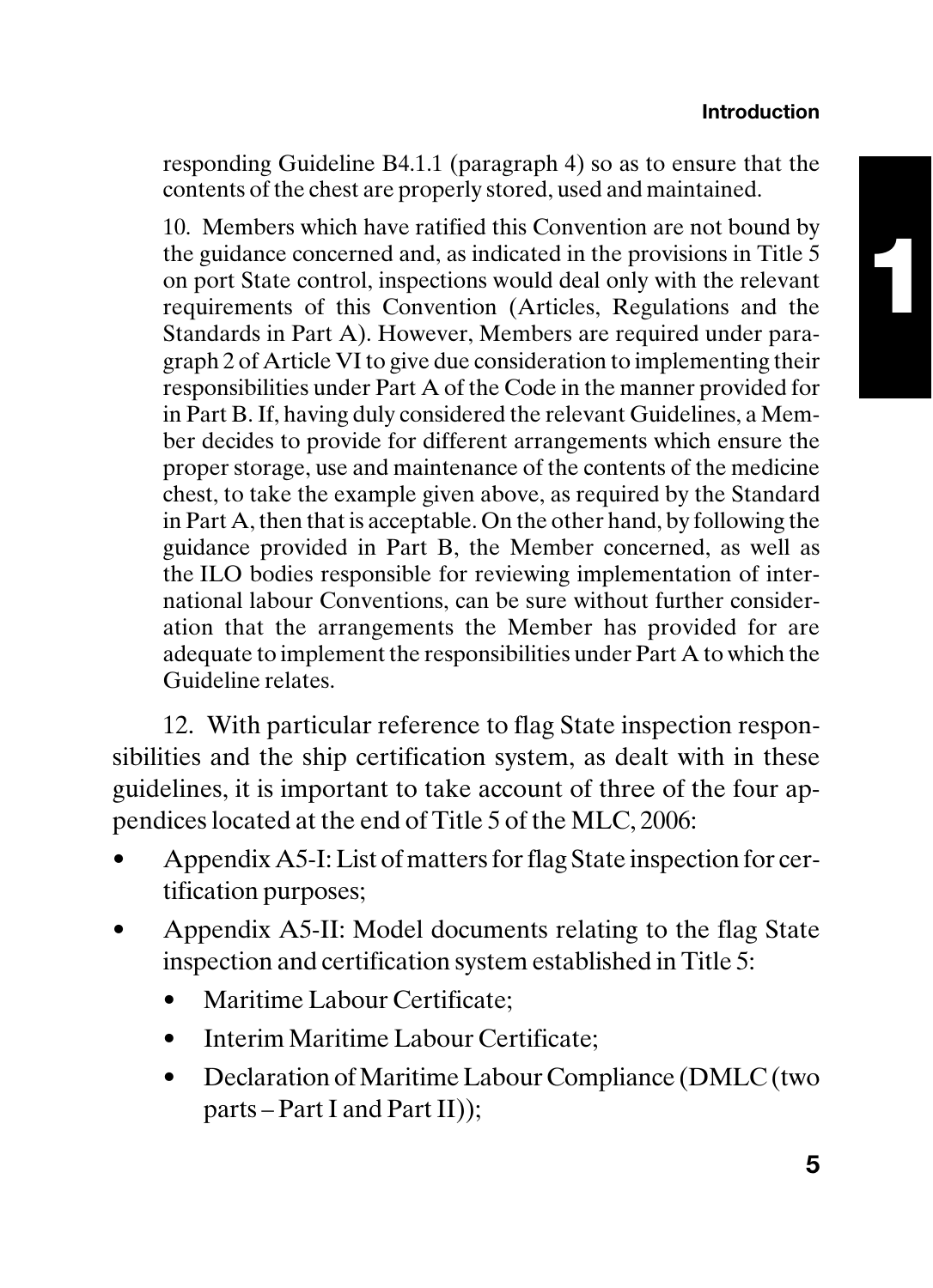responding Guideline B4.1.1 (paragraph 4) so as to ensure that the contents of the chest are properly stored, used and maintained.

10. Members which have ratified this Convention are not bound by the guidance concerned and, as indicated in the provisions in Title 5 on port State control, inspections would deal only with the relevant requirements of this Convention (Articles, Regulations and the Standards in Part A). However, Members are required under paragraph 2 of Article VI to give due consideration to implementing their responsibilities under Part A of the Code in the manner provided for in Part B. If, having duly considered the relevant Guidelines, a Member decides to provide for different arrangements which ensure the proper storage, use and maintenance of the contents of the medicine chest, to take the example given above, as required by the Standard in Part A, then that is acceptable. On the other hand, by following the guidance provided in Part B, the Member concerned, as well as the ILO bodies responsible for reviewing implementation of international labour Conventions, can be sure without further consideration that the arrangements the Member has provided for are adequate to implement the responsibilities under Part A to which the Guideline relates.

12. With particular reference to flag State inspection responsibilities and the ship certification system, as dealt with in these guidelines, it is important to take account of three of the four appendices located at the end of Title 5 of the MLC, 2006:

- Appendix A5-I: List of matters for flag State inspection for certification purposes;
- Appendix A5-II: Model documents relating to the flag State inspection and certification system established in Title 5:
  - Maritime Labour Certificate;
  - Interim Maritime Labour Certificate;
  - Declaration of Maritime Labour Compliance (DMLC (two parts – Part I and Part II));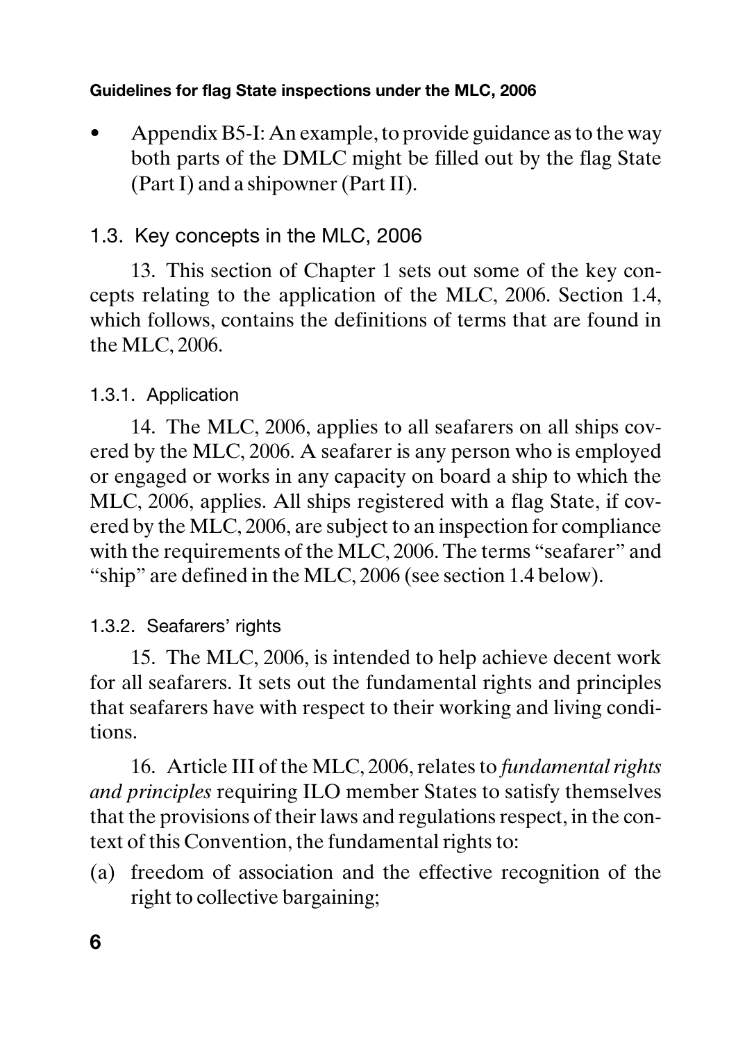- Appendix B5-I: An example, to provide guidance as to the way both parts of the DMLC might be filled out by the flag State (Part I) and a shipowner (Part II).

## 1.3. Key concepts in the MLC, 2006

13. This section of Chapter 1 sets out some of the key concepts relating to the application of the MLC, 2006. Section 1.4, which follows, contains the definitions of terms that are found in the MLC, 2006.

### 1.3.1. Application

14. The MLC, 2006, applies to all seafarers on all ships covered by the MLC, 2006. A seafarer is any person who is employed or engaged or works in any capacity on board a ship to which the MLC, 2006, applies. All ships registered with a flag State, if covered by the MLC, 2006, are subject to an inspection for compliance with the requirements of the MLC, 2006. The terms "seafarer" and "ship" are defined in the MLC, 2006 (see section 1.4 below).

### 1.3.2. Seafarers' rights

15. The MLC, 2006, is intended to help achieve decent work for all seafarers. It sets out the fundamental rights and principles that seafarers have with respect to their working and living conditions.

16. Article III of the MLC, 2006, relates to *fundamental rights and principles* requiring ILO member States to satisfy themselves that the provisions of their laws and regulations respect, in the context of this Convention, the fundamental rights to:

(a) freedom of association and the effective recognition of the right to collective bargaining;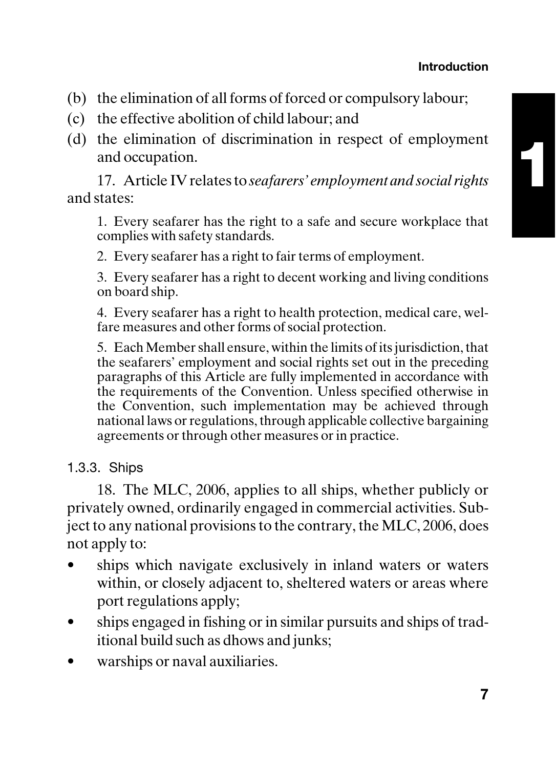(b) the elimination of all forms of forced or compulsory labour;
(c) the effective abolition of child labour; and
(d) the elimination of discrimination in respect of employment and occupation.

17. Article IV relates to *seafarers' employment and social rights* and states:

> 1. Every seafarer has the right to a safe and secure workplace that complies with safety standards.
>
> 2. Every seafarer has a right to fair terms of employment.
>
> 3. Every seafarer has a right to decent working and living conditions on board ship.
>
> 4. Every seafarer has a right to health protection, medical care, welfare measures and other forms of social protection.
>
> 5. Each Member shall ensure, within the limits of its jurisdiction, that the seafarers' employment and social rights set out in the preceding paragraphs of this Article are fully implemented in accordance with the requirements of the Convention. Unless specified otherwise in the Convention, such implementation may be achieved through national laws or regulations, through applicable collective bargaining agreements or through other measures or in practice.

#### 1.3.3. Ships

18. The MLC, 2006, applies to all ships, whether publicly or privately owned, ordinarily engaged in commercial activities. Subject to any national provisions to the contrary, the MLC, 2006, does not apply to:

- ships which navigate exclusively in inland waters or waters within, or closely adjacent to, sheltered waters or areas where port regulations apply;
- ships engaged in fishing or in similar pursuits and ships of traditional build such as dhows and junks;
- warships or naval auxiliaries.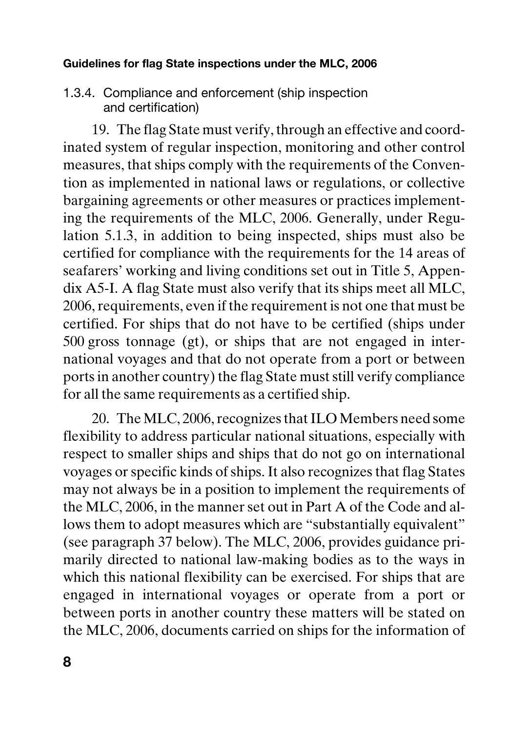### 1.3.4. Compliance and enforcement (ship inspection and certification)

19. The flag State must verify, through an effective and coordinated system of regular inspection, monitoring and other control measures, that ships comply with the requirements of the Convention as implemented in national laws or regulations, or collective bargaining agreements or other measures or practices implementing the requirements of the MLC, 2006. Generally, under Regulation 5.1.3, in addition to being inspected, ships must also be certified for compliance with the requirements for the 14 areas of seafarers' working and living conditions set out in Title 5, Appendix A5-I. A flag State must also verify that its ships meet all MLC, 2006, requirements, even if the requirement is not one that must be certified. For ships that do not have to be certified (ships under 500 gross tonnage (gt), or ships that are not engaged in international voyages and that do not operate from a port or between ports in another country) the flag State must still verify compliance for all the same requirements as a certified ship.

20. The MLC, 2006, recognizes that ILO Members need some flexibility to address particular national situations, especially with respect to smaller ships and ships that do not go on international voyages or specific kinds of ships. It also recognizes that flag States may not always be in a position to implement the requirements of the MLC, 2006, in the manner set out in Part A of the Code and allows them to adopt measures which are "substantially equivalent" (see paragraph 37 below). The MLC, 2006, provides guidance primarily directed to national law-making bodies as to the ways in which this national flexibility can be exercised. For ships that are engaged in international voyages or operate from a port or between ports in another country these matters will be stated on the MLC, 2006, documents carried on ships for the information of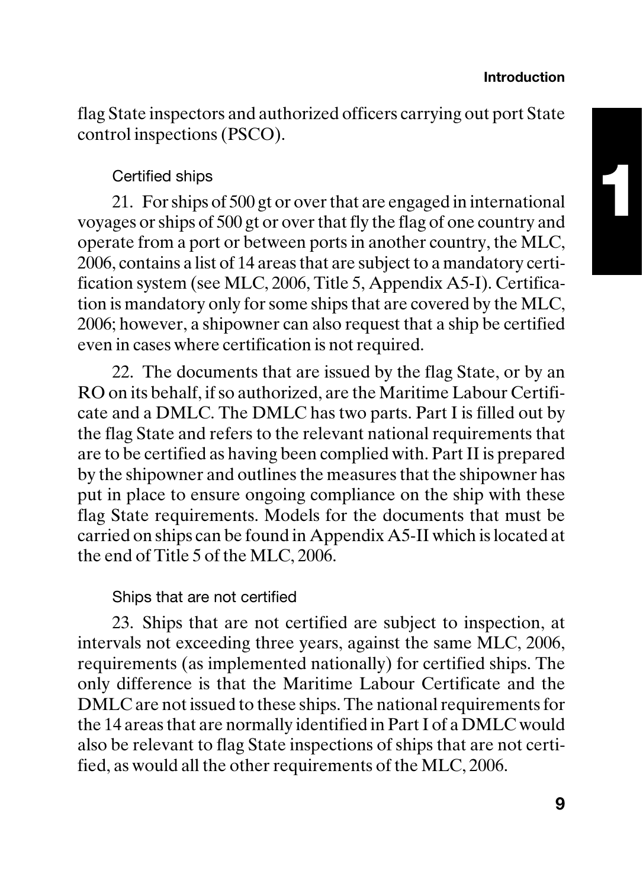flag State inspectors and authorized officers carrying out port State control inspections (PSCO).

### Certified ships

21. For ships of 500 gt or over that are engaged in international voyages or ships of 500 gt or over that fly the flag of one country and operate from a port or between ports in another country, the MLC, 2006, contains a list of 14 areas that are subject to a mandatory certification system (see MLC, 2006, Title 5, Appendix A5-I). Certification is mandatory only for some ships that are covered by the MLC, 2006; however, a shipowner can also request that a ship be certified even in cases where certification is not required.

22. The documents that are issued by the flag State, or by an RO on its behalf, if so authorized, are the Maritime Labour Certificate and a DMLC. The DMLC has two parts. Part I is filled out by the flag State and refers to the relevant national requirements that are to be certified as having been complied with. Part II is prepared by the shipowner and outlines the measures that the shipowner has put in place to ensure ongoing compliance on the ship with these flag State requirements. Models for the documents that must be carried on ships can be found in Appendix A5-II which is located at the end of Title 5 of the MLC, 2006.

### Ships that are not certified

23. Ships that are not certified are subject to inspection, at intervals not exceeding three years, against the same MLC, 2006, requirements (as implemented nationally) for certified ships. The only difference is that the Maritime Labour Certificate and the DMLC are not issued to these ships. The national requirements for the 14 areas that are normally identified in Part I of a DMLC would also be relevant to flag State inspections of ships that are not certified, as would all the other requirements of the MLC, 2006.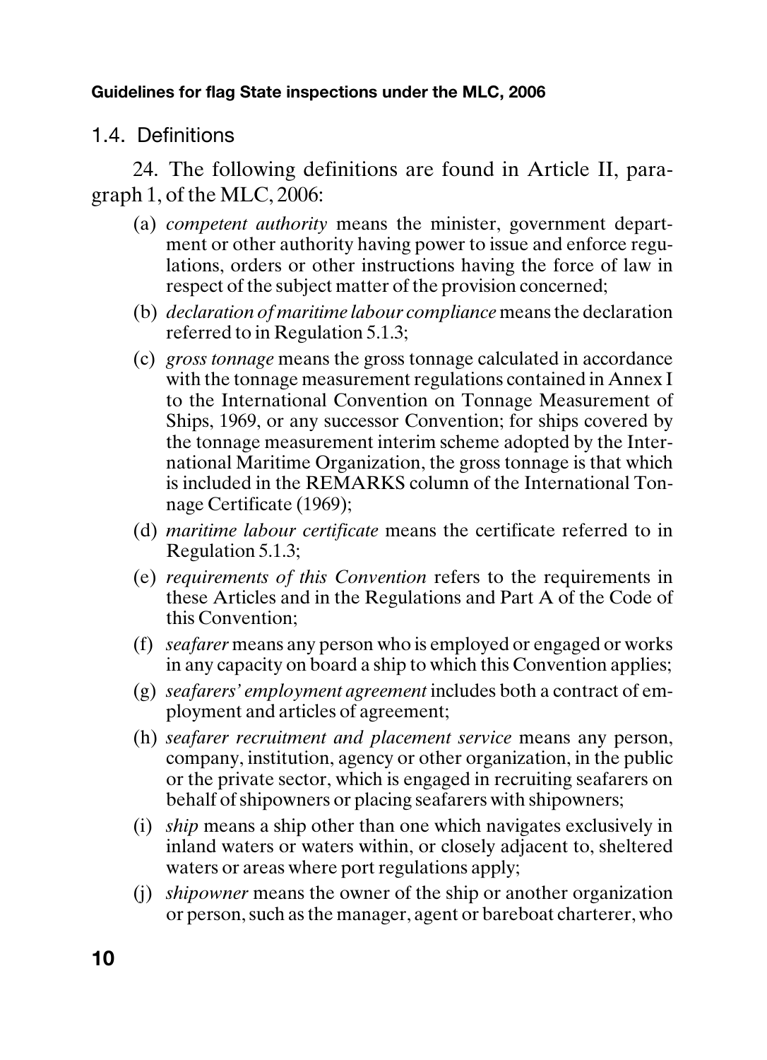## 1.4. Definitions

24. The following definitions are found in Article II, paragraph 1, of the MLC, 2006:

(a) *competent authority* means the minister, government department or other authority having power to issue and enforce regulations, orders or other instructions having the force of law in respect of the subject matter of the provision concerned;

(b) *declaration of maritime labour compliance* means the declaration referred to in Regulation 5.1.3;

(c) *gross tonnage* means the gross tonnage calculated in accordance with the tonnage measurement regulations contained in Annex I to the International Convention on Tonnage Measurement of Ships, 1969, or any successor Convention; for ships covered by the tonnage measurement interim scheme adopted by the International Maritime Organization, the gross tonnage is that which is included in the REMARKS column of the International Tonnage Certificate (1969);

(d) *maritime labour certificate* means the certificate referred to in Regulation 5.1.3;

(e) *requirements of this Convention* refers to the requirements in these Articles and in the Regulations and Part A of the Code of this Convention;

(f) *seafarer* means any person who is employed or engaged or works in any capacity on board a ship to which this Convention applies;

(g) *seafarers' employment agreement* includes both a contract of employment and articles of agreement;

(h) *seafarer recruitment and placement service* means any person, company, institution, agency or other organization, in the public or the private sector, which is engaged in recruiting seafarers on behalf of shipowners or placing seafarers with shipowners;

(i) *ship* means a ship other than one which navigates exclusively in inland waters or waters within, or closely adjacent to, sheltered waters or areas where port regulations apply;

(j) *shipowner* means the owner of the ship or another organization or person, such as the manager, agent or bareboat charterer, who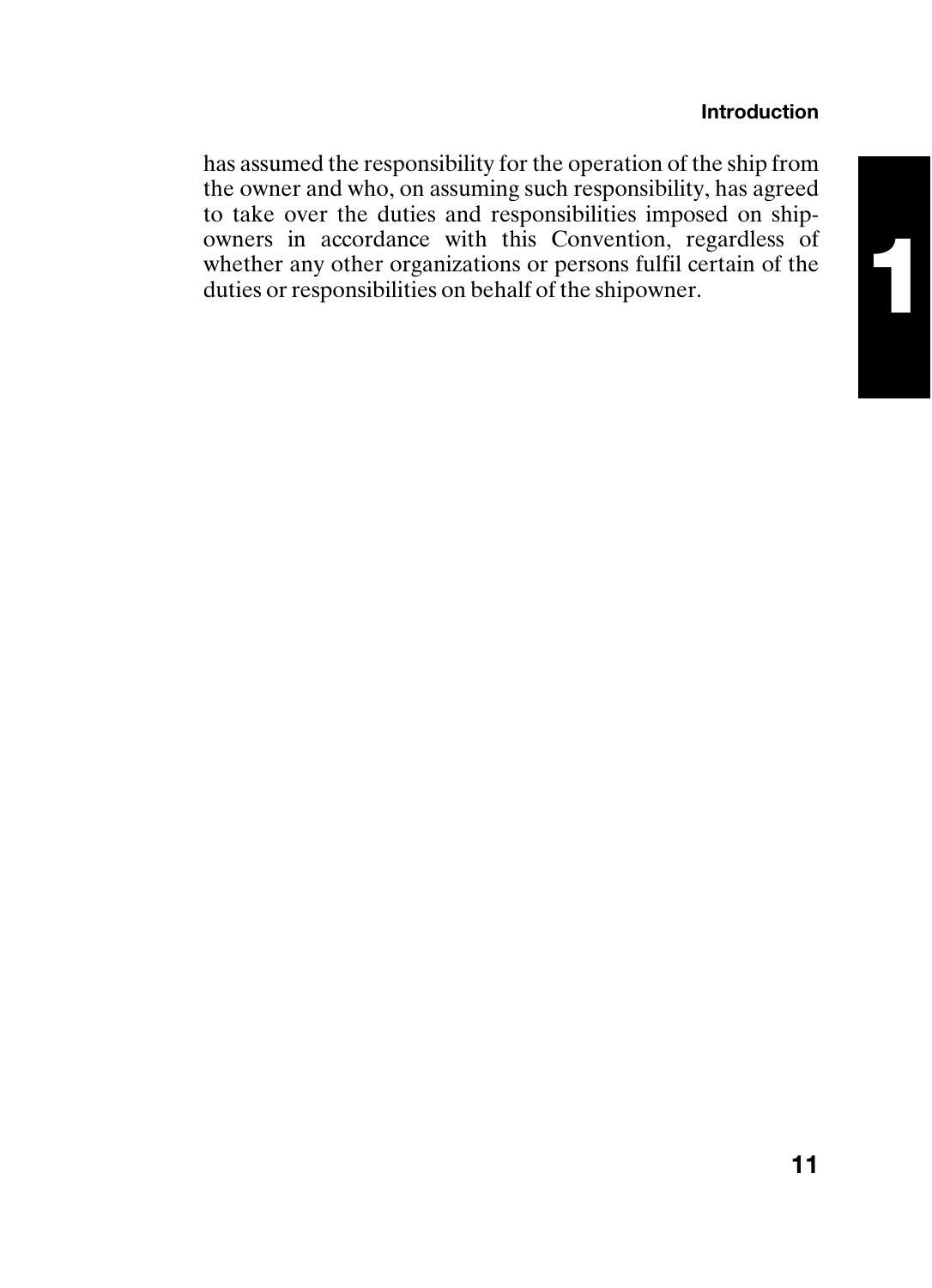has assumed the responsibility for the operation of the ship from the owner and who, on assuming such responsibility, has agreed to take over the duties and responsibilities imposed on shipowners in accordance with this Convention, regardless of whether any other organizations or persons fulfil certain of the duties or responsibilities on behalf of the shipowner.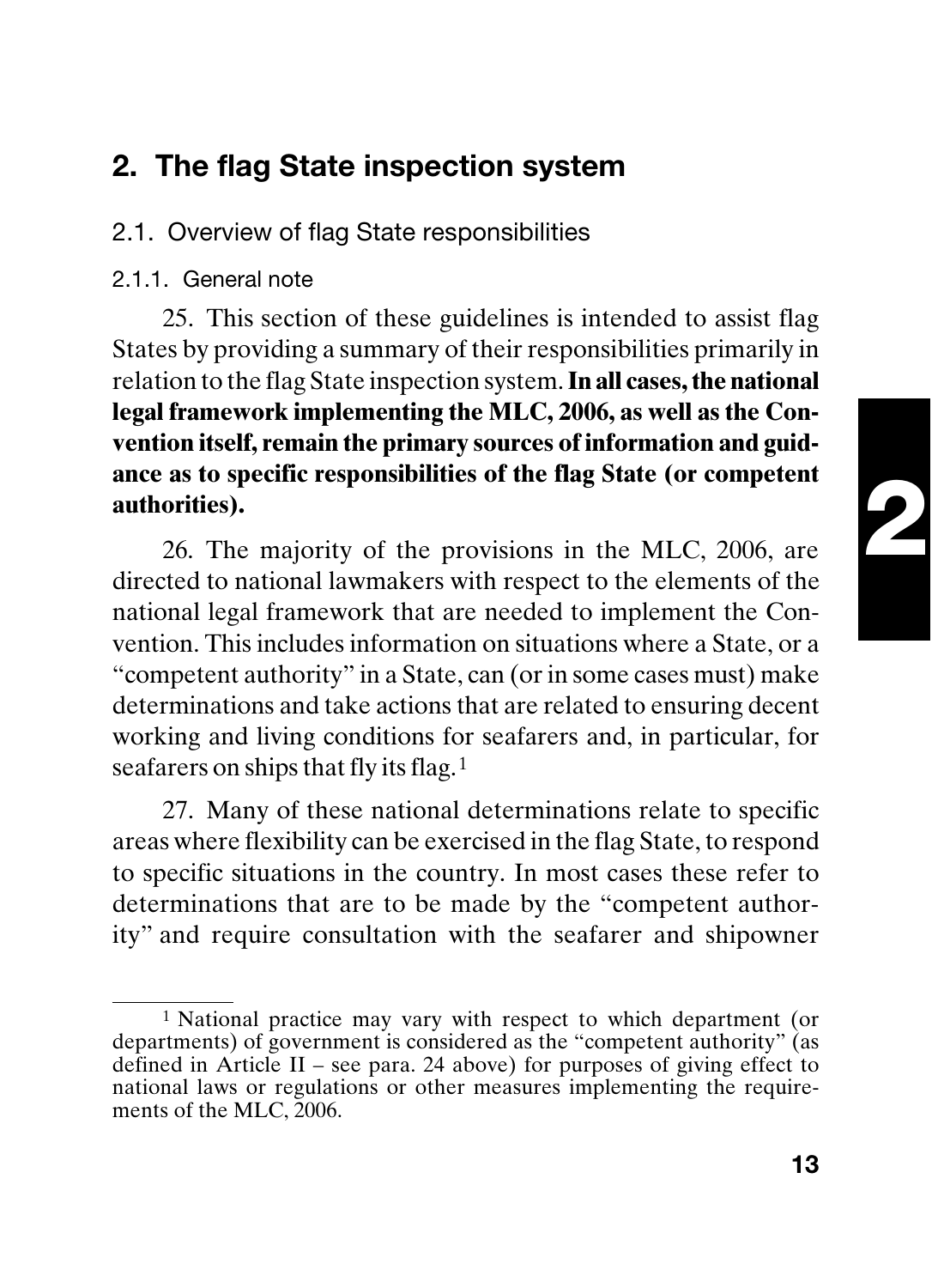## 2. The flag State inspection system

### 2.1. Overview of flag State responsibilities

#### 2.1.1. General note

25. This section of these guidelines is intended to assist flag States by providing a summary of their responsibilities primarily in relation to the flag State inspection system. **In all cases, the national legal framework implementing the MLC, 2006, as well as the Convention itself, remain the primary sources of information and guidance as to specific responsibilities of the flag State (or competent authorities).**

26. The majority of the provisions in the MLC, 2006, are directed to national lawmakers with respect to the elements of the national legal framework that are needed to implement the Convention. This includes information on situations where a State, or a "competent authority" in a State, can (or in some cases must) make determinations and take actions that are related to ensuring decent working and living conditions for seafarers and, in particular, for seafarers on ships that fly its flag.[1]

27. Many of these national determinations relate to specific areas where flexibility can be exercised in the flag State, to respond to specific situations in the country. In most cases these refer to determinations that are to be made by the "competent authority" and require consultation with the seafarer and shipowner

---

[1] National practice may vary with respect to which department (or departments) of government is considered as the "competent authority" (as defined in Article II – see para. 24 above) for purposes of giving effect to national laws or regulations or other measures implementing the requirements of the MLC, 2006.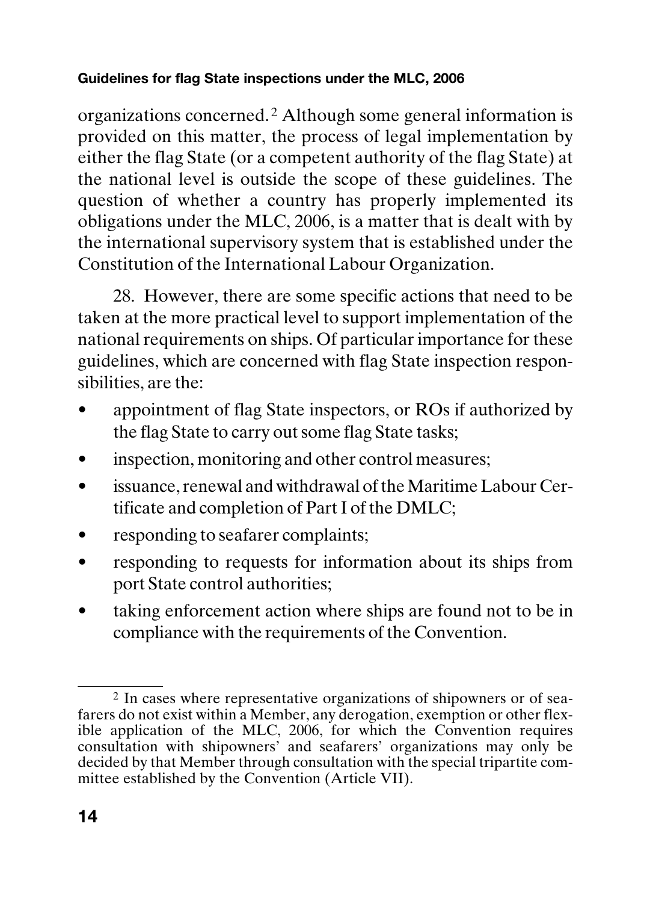organizations concerned.[2] Although some general information is provided on this matter, the process of legal implementation by either the flag State (or a competent authority of the flag State) at the national level is outside the scope of these guidelines. The question of whether a country has properly implemented its obligations under the MLC, 2006, is a matter that is dealt with by the international supervisory system that is established under the Constitution of the International Labour Organization.

28. However, there are some specific actions that need to be taken at the more practical level to support implementation of the national requirements on ships. Of particular importance for these guidelines, which are concerned with flag State inspection responsibilities, are the:

- appointment of flag State inspectors, or ROs if authorized by the flag State to carry out some flag State tasks;
- inspection, monitoring and other control measures;
- issuance, renewal and withdrawal of the Maritime Labour Certificate and completion of Part I of the DMLC;
- responding to seafarer complaints;
- responding to requests for information about its ships from port State control authorities;
- taking enforcement action where ships are found not to be in compliance with the requirements of the Convention.

---

[2] In cases where representative organizations of shipowners or of seafarers do not exist within a Member, any derogation, exemption or other flexible application of the MLC, 2006, for which the Convention requires consultation with shipowners' and seafarers' organizations may only be decided by that Member through consultation with the special tripartite committee established by the Convention (Article VII).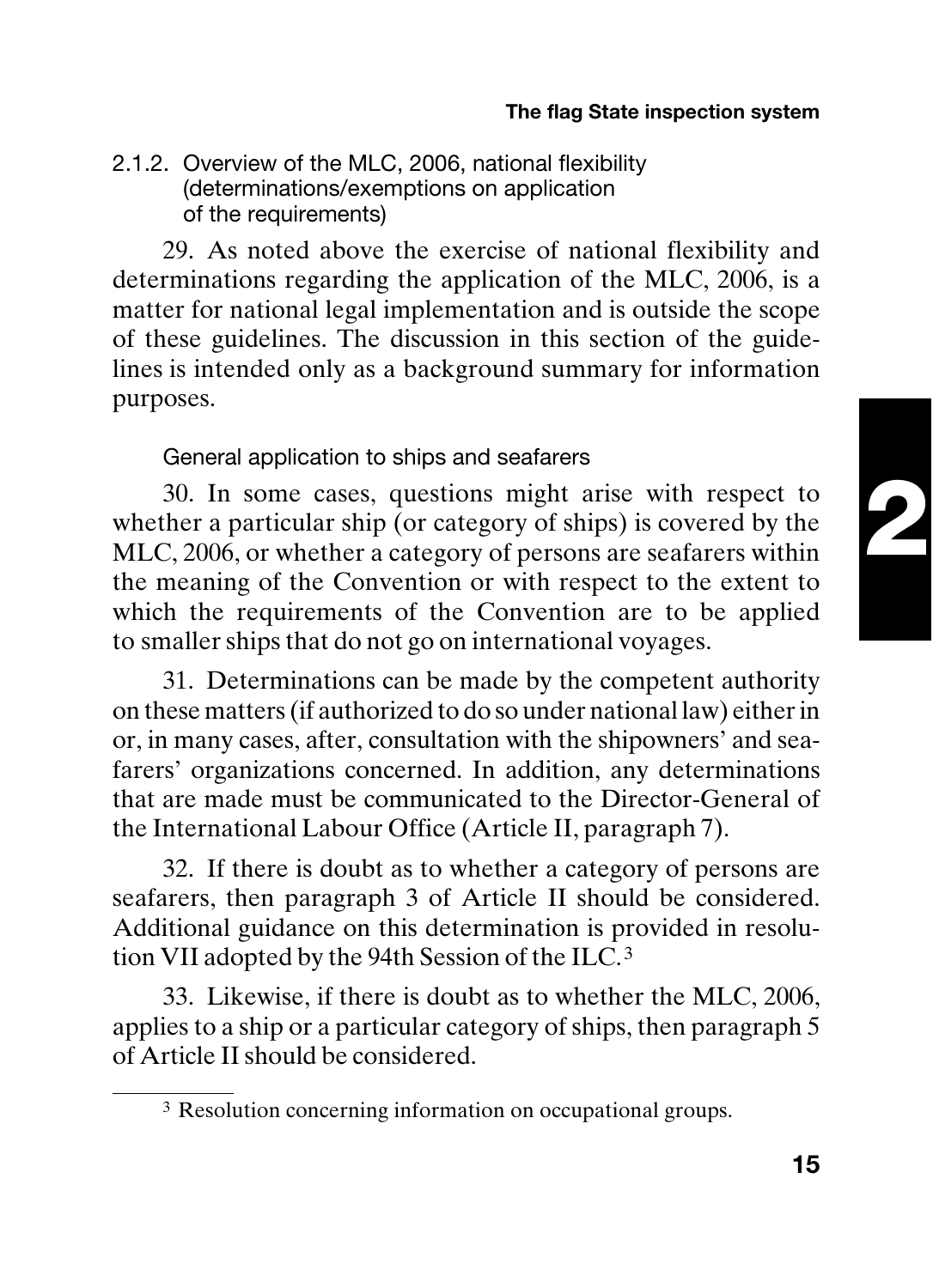### 2.1.2. Overview of the MLC, 2006, national flexibility (determinations/exemptions on application of the requirements)

29. As noted above the exercise of national flexibility and determinations regarding the application of the MLC, 2006, is a matter for national legal implementation and is outside the scope of these guidelines. The discussion in this section of the guidelines is intended only as a background summary for information purposes.

#### General application to ships and seafarers

30. In some cases, questions might arise with respect to whether a particular ship (or category of ships) is covered by the MLC, 2006, or whether a category of persons are seafarers within the meaning of the Convention or with respect to the extent to which the requirements of the Convention are to be applied to smaller ships that do not go on international voyages.

31. Determinations can be made by the competent authority on these matters (if authorized to do so under national law) either in or, in many cases, after, consultation with the shipowners' and seafarers' organizations concerned. In addition, any determinations that are made must be communicated to the Director-General of the International Labour Office (Article II, paragraph 7).

32. If there is doubt as to whether a category of persons are seafarers, then paragraph 3 of Article II should be considered. Additional guidance on this determination is provided in resolution VII adopted by the 94th Session of the ILC.[3]

33. Likewise, if there is doubt as to whether the MLC, 2006, applies to a ship or a particular category of ships, then paragraph 5 of Article II should be considered.

[3] Resolution concerning information on occupational groups.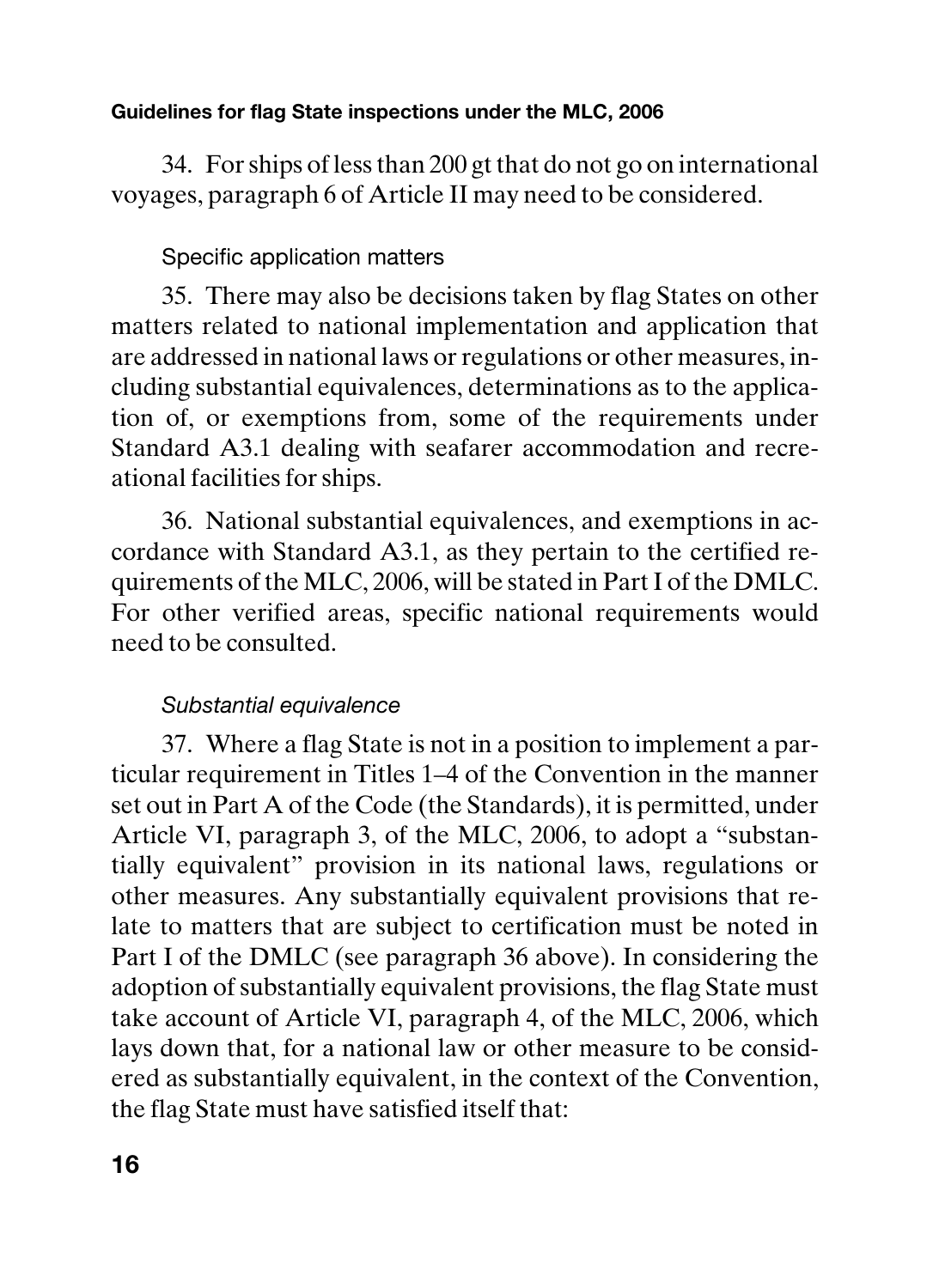34. For ships of less than 200 gt that do not go on international voyages, paragraph 6 of Article II may need to be considered.

### Specific application matters

35. There may also be decisions taken by flag States on other matters related to national implementation and application that are addressed in national laws or regulations or other measures, including substantial equivalences, determinations as to the application of, or exemptions from, some of the requirements under Standard A3.1 dealing with seafarer accommodation and recreational facilities for ships.

36. National substantial equivalences, and exemptions in accordance with Standard A3.1, as they pertain to the certified requirements of the MLC, 2006, will be stated in Part I of the DMLC. For other verified areas, specific national requirements would need to be consulted.

#### *Substantial equivalence*

37. Where a flag State is not in a position to implement a particular requirement in Titles 1–4 of the Convention in the manner set out in Part A of the Code (the Standards), it is permitted, under Article VI, paragraph 3, of the MLC, 2006, to adopt a "substantially equivalent" provision in its national laws, regulations or other measures. Any substantially equivalent provisions that relate to matters that are subject to certification must be noted in Part I of the DMLC (see paragraph 36 above). In considering the adoption of substantially equivalent provisions, the flag State must take account of Article VI, paragraph 4, of the MLC, 2006, which lays down that, for a national law or other measure to be considered as substantially equivalent, in the context of the Convention, the flag State must have satisfied itself that: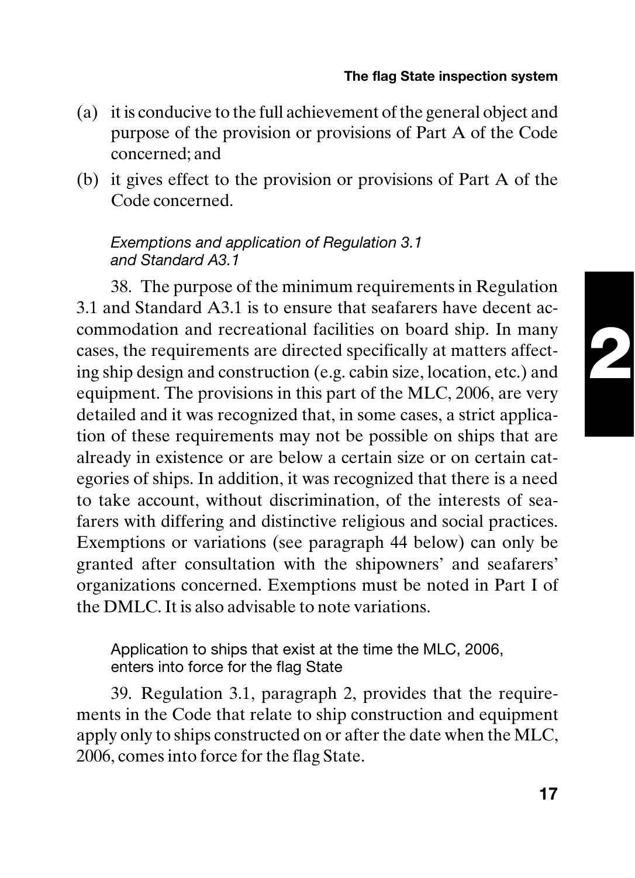(a) it is conducive to the full achievement of the general object and purpose of the provision or provisions of Part A of the Code concerned; and

(b) it gives effect to the provision or provisions of Part A of the Code concerned.

*Exemptions and application of Regulation 3.1 and Standard A3.1*

38. The purpose of the minimum requirements in Regulation 3.1 and Standard A3.1 is to ensure that seafarers have decent accommodation and recreational facilities on board ship. In many cases, the requirements are directed specifically at matters affecting ship design and construction (e.g. cabin size, location, etc.) and equipment. The provisions in this part of the MLC, 2006, are very detailed and it was recognized that, in some cases, a strict application of these requirements may not be possible on ships that are already in existence or are below a certain size or on certain categories of ships. In addition, it was recognized that there is a need to take account, without discrimination, of the interests of seafarers with differing and distinctive religious and social practices. Exemptions or variations (see paragraph 44 below) can only be granted after consultation with the shipowners' and seafarers' organizations concerned. Exemptions must be noted in Part I of the DMLC. It is also advisable to note variations.

Application to ships that exist at the time the MLC, 2006, enters into force for the flag State

39. Regulation 3.1, paragraph 2, provides that the requirements in the Code that relate to ship construction and equipment apply only to ships constructed on or after the date when the MLC, 2006, comes into force for the flag State.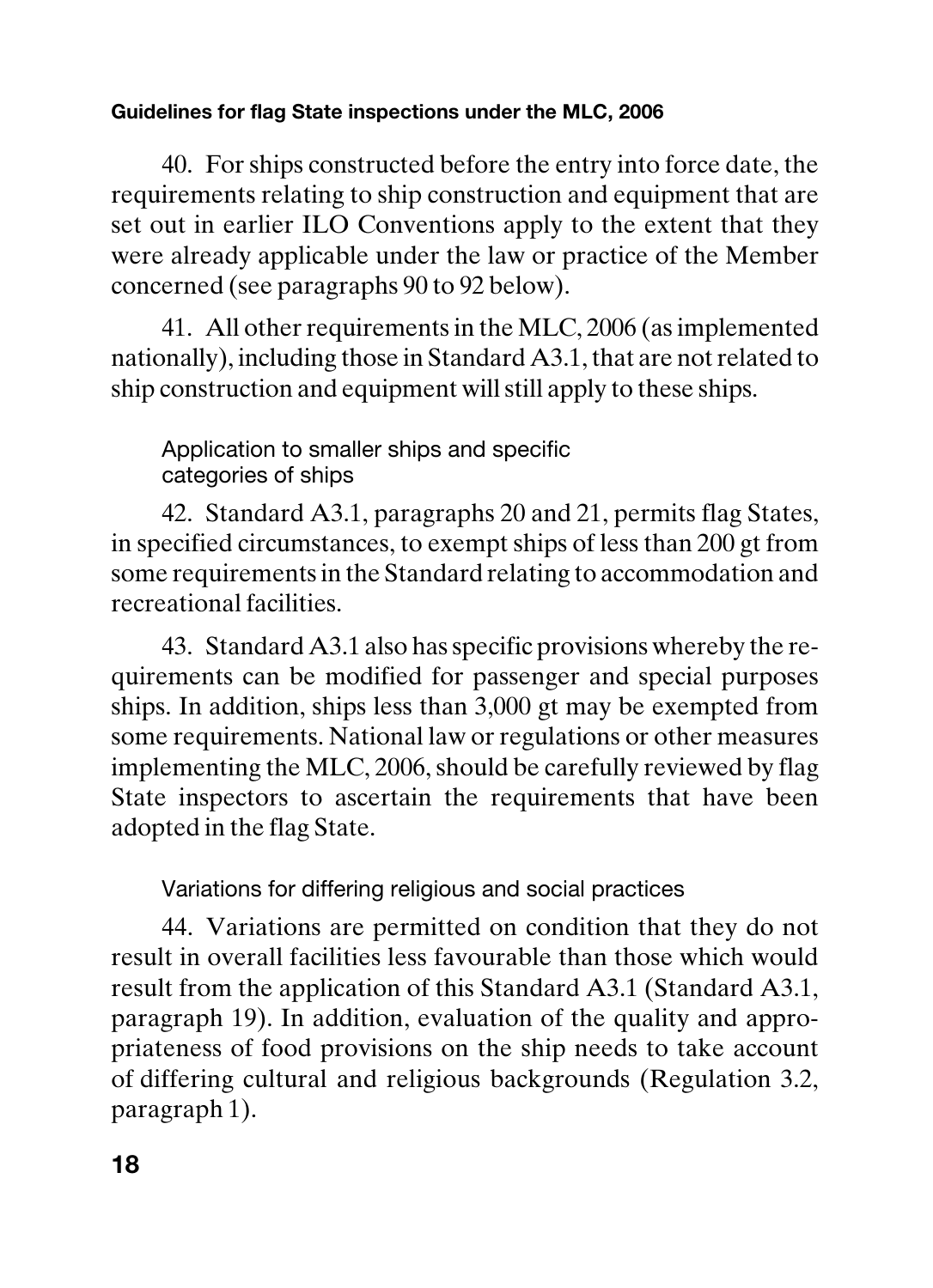40. For ships constructed before the entry into force date, the requirements relating to ship construction and equipment that are set out in earlier ILO Conventions apply to the extent that they were already applicable under the law or practice of the Member concerned (see paragraphs 90 to 92 below).

41. All other requirements in the MLC, 2006 (as implemented nationally), including those in Standard A3.1, that are not related to ship construction and equipment will still apply to these ships.

### Application to smaller ships and specific categories of ships

42. Standard A3.1, paragraphs 20 and 21, permits flag States, in specified circumstances, to exempt ships of less than 200 gt from some requirements in the Standard relating to accommodation and recreational facilities.

43. Standard A3.1 also has specific provisions whereby the requirements can be modified for passenger and special purposes ships. In addition, ships less than 3,000 gt may be exempted from some requirements. National law or regulations or other measures implementing the MLC, 2006, should be carefully reviewed by flag State inspectors to ascertain the requirements that have been adopted in the flag State.

### Variations for differing religious and social practices

44. Variations are permitted on condition that they do not result in overall facilities less favourable than those which would result from the application of this Standard A3.1 (Standard A3.1, paragraph 19). In addition, evaluation of the quality and appropriateness of food provisions on the ship needs to take account of differing cultural and religious backgrounds (Regulation 3.2, paragraph 1).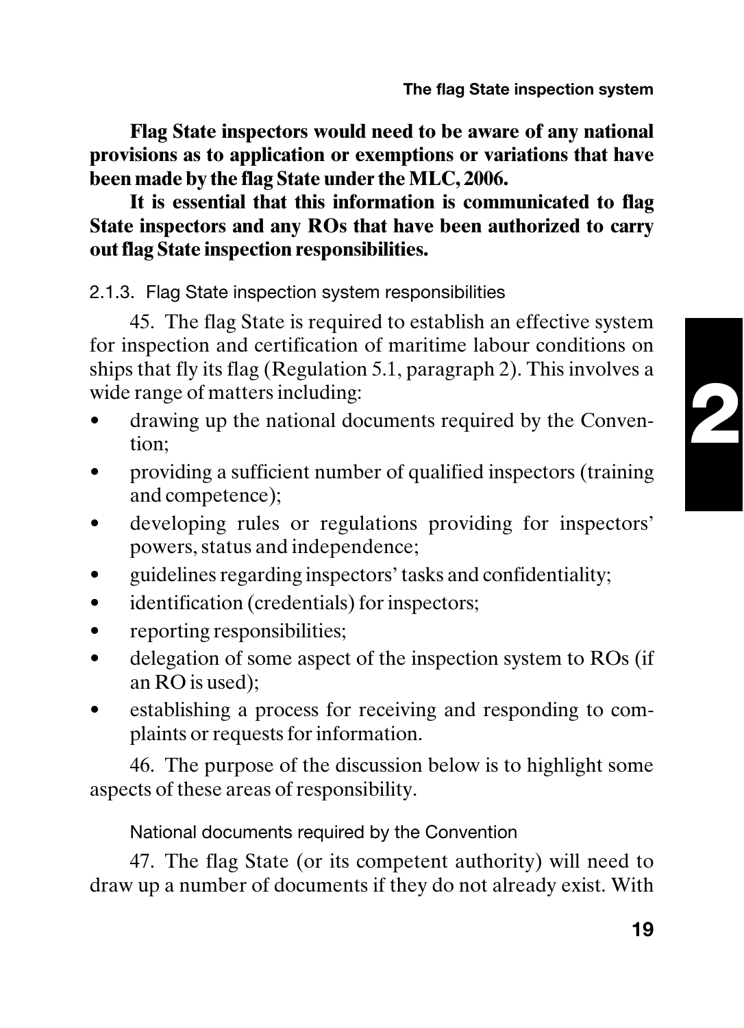**Flag State inspectors would need to be aware of any national provisions as to application or exemptions or variations that have been made by the flag State under the MLC, 2006.**

**It is essential that this information is communicated to flag State inspectors and any ROs that have been authorized to carry out flag State inspection responsibilities.**

### 2.1.3. Flag State inspection system responsibilities

45. The flag State is required to establish an effective system for inspection and certification of maritime labour conditions on ships that fly its flag (Regulation 5.1, paragraph 2). This involves a wide range of matters including:

- drawing up the national documents required by the Convention;
- providing a sufficient number of qualified inspectors (training and competence);
- developing rules or regulations providing for inspectors' powers, status and independence;
- guidelines regarding inspectors' tasks and confidentiality;
- identification (credentials) for inspectors;
- reporting responsibilities;
- delegation of some aspect of the inspection system to ROs (if an RO is used);
- establishing a process for receiving and responding to complaints or requests for information.

46. The purpose of the discussion below is to highlight some aspects of these areas of responsibility.

#### National documents required by the Convention

47. The flag State (or its competent authority) will need to draw up a number of documents if they do not already exist. With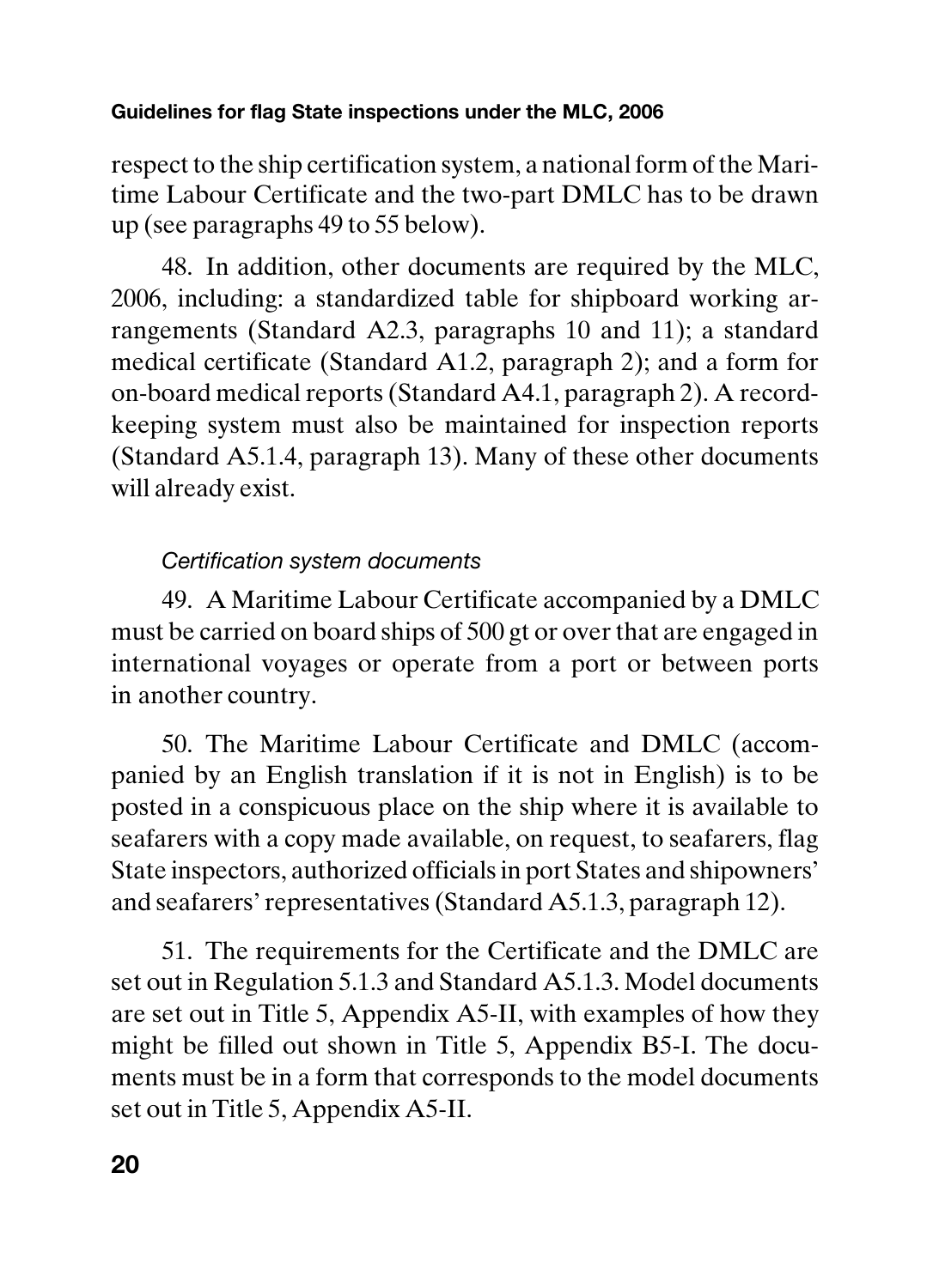respect to the ship certification system, a national form of the Maritime Labour Certificate and the two-part DMLC has to be drawn up (see paragraphs 49 to 55 below).

48. In addition, other documents are required by the MLC, 2006, including: a standardized table for shipboard working arrangements (Standard A2.3, paragraphs 10 and 11); a standard medical certificate (Standard A1.2, paragraph 2); and a form for on-board medical reports (Standard A4.1, paragraph 2). A record-keeping system must also be maintained for inspection reports (Standard A5.1.4, paragraph 13). Many of these other documents will already exist.

*Certification system documents*

49. A Maritime Labour Certificate accompanied by a DMLC must be carried on board ships of 500 gt or over that are engaged in international voyages or operate from a port or between ports in another country.

50. The Maritime Labour Certificate and DMLC (accompanied by an English translation if it is not in English) is to be posted in a conspicuous place on the ship where it is available to seafarers with a copy made available, on request, to seafarers, flag State inspectors, authorized officials in port States and shipowners' and seafarers' representatives (Standard A5.1.3, paragraph 12).

51. The requirements for the Certificate and the DMLC are set out in Regulation 5.1.3 and Standard A5.1.3. Model documents are set out in Title 5, Appendix A5-II, with examples of how they might be filled out shown in Title 5, Appendix B5-I. The documents must be in a form that corresponds to the model documents set out in Title 5, Appendix A5-II.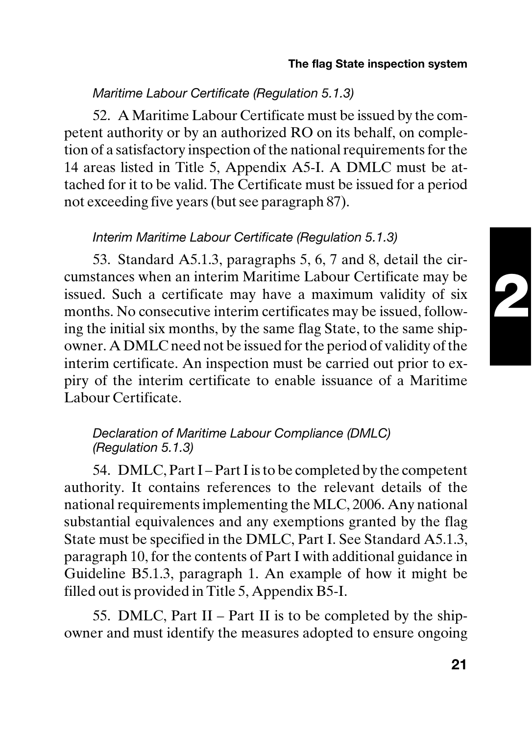*Maritime Labour Certificate (Regulation 5.1.3)*

52. A Maritime Labour Certificate must be issued by the competent authority or by an authorized RO on its behalf, on completion of a satisfactory inspection of the national requirements for the 14 areas listed in Title 5, Appendix A5-I. A DMLC must be attached for it to be valid. The Certificate must be issued for a period not exceeding five years (but see paragraph 87).

*Interim Maritime Labour Certificate (Regulation 5.1.3)*

53. Standard A5.1.3, paragraphs 5, 6, 7 and 8, detail the circumstances when an interim Maritime Labour Certificate may be issued. Such a certificate may have a maximum validity of six months. No consecutive interim certificates may be issued, following the initial six months, by the same flag State, to the same shipowner. A DMLC need not be issued for the period of validity of the interim certificate. An inspection must be carried out prior to expiry of the interim certificate to enable issuance of a Maritime Labour Certificate.

*Declaration of Maritime Labour Compliance (DMLC) (Regulation 5.1.3)*

54. DMLC, Part I – Part I is to be completed by the competent authority. It contains references to the relevant details of the national requirements implementing the MLC, 2006. Any national substantial equivalences and any exemptions granted by the flag State must be specified in the DMLC, Part I. See Standard A5.1.3, paragraph 10, for the contents of Part I with additional guidance in Guideline B5.1.3, paragraph 1. An example of how it might be filled out is provided in Title 5, Appendix B5-I.

55. DMLC, Part II – Part II is to be completed by the shipowner and must identify the measures adopted to ensure ongoing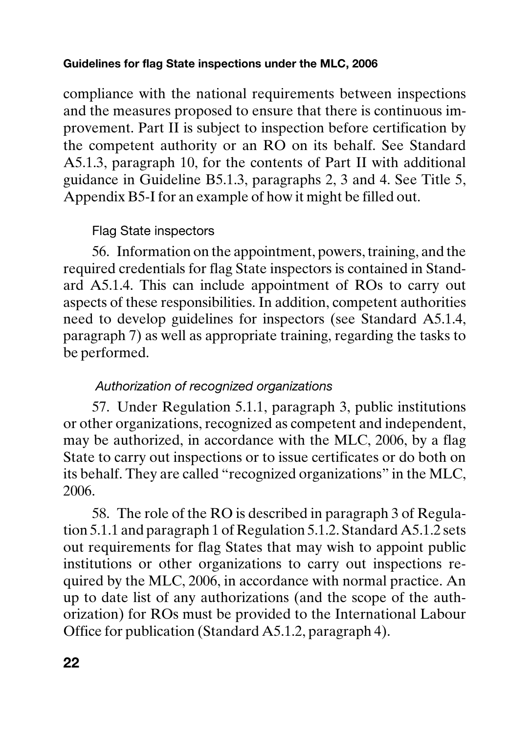compliance with the national requirements between inspections and the measures proposed to ensure that there is continuous improvement. Part II is subject to inspection before certification by the competent authority or an RO on its behalf. See Standard A5.1.3, paragraph 10, for the contents of Part II with additional guidance in Guideline B5.1.3, paragraphs 2, 3 and 4. See Title 5, Appendix B5-I for an example of how it might be filled out.

### Flag State inspectors

56. Information on the appointment, powers, training, and the required credentials for flag State inspectors is contained in Standard A5.1.4. This can include appointment of ROs to carry out aspects of these responsibilities. In addition, competent authorities need to develop guidelines for inspectors (see Standard A5.1.4, paragraph 7) as well as appropriate training, regarding the tasks to be performed.

#### *Authorization of recognized organizations*

57. Under Regulation 5.1.1, paragraph 3, public institutions or other organizations, recognized as competent and independent, may be authorized, in accordance with the MLC, 2006, by a flag State to carry out inspections or to issue certificates or do both on its behalf. They are called "recognized organizations" in the MLC, 2006.

58. The role of the RO is described in paragraph 3 of Regulation 5.1.1 and paragraph 1 of Regulation 5.1.2. Standard A5.1.2 sets out requirements for flag States that may wish to appoint public institutions or other organizations to carry out inspections required by the MLC, 2006, in accordance with normal practice. An up to date list of any authorizations (and the scope of the authorization) for ROs must be provided to the International Labour Office for publication (Standard A5.1.2, paragraph 4).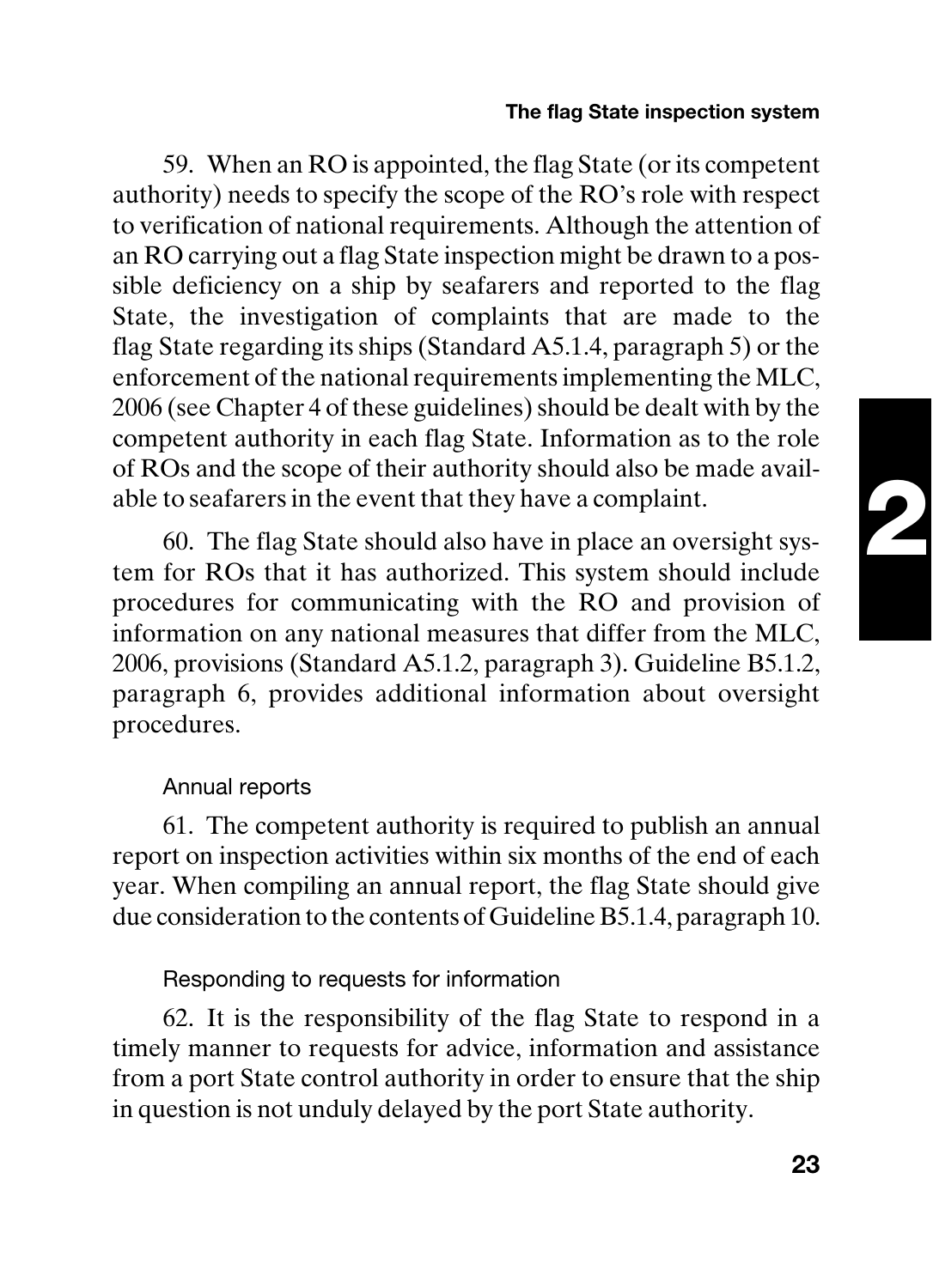59. When an RO is appointed, the flag State (or its competent authority) needs to specify the scope of the RO's role with respect to verification of national requirements. Although the attention of an RO carrying out a flag State inspection might be drawn to a possible deficiency on a ship by seafarers and reported to the flag State, the investigation of complaints that are made to the flag State regarding its ships (Standard A5.1.4, paragraph 5) or the enforcement of the national requirements implementing the MLC, 2006 (see Chapter 4 of these guidelines) should be dealt with by the competent authority in each flag State. Information as to the role of ROs and the scope of their authority should also be made available to seafarers in the event that they have a complaint.

60. The flag State should also have in place an oversight system for ROs that it has authorized. This system should include procedures for communicating with the RO and provision of information on any national measures that differ from the MLC, 2006, provisions (Standard A5.1.2, paragraph 3). Guideline B5.1.2, paragraph 6, provides additional information about oversight procedures.

### Annual reports

61. The competent authority is required to publish an annual report on inspection activities within six months of the end of each year. When compiling an annual report, the flag State should give due consideration to the contents of Guideline B5.1.4, paragraph 10.

### Responding to requests for information

62. It is the responsibility of the flag State to respond in a timely manner to requests for advice, information and assistance from a port State control authority in order to ensure that the ship in question is not unduly delayed by the port State authority.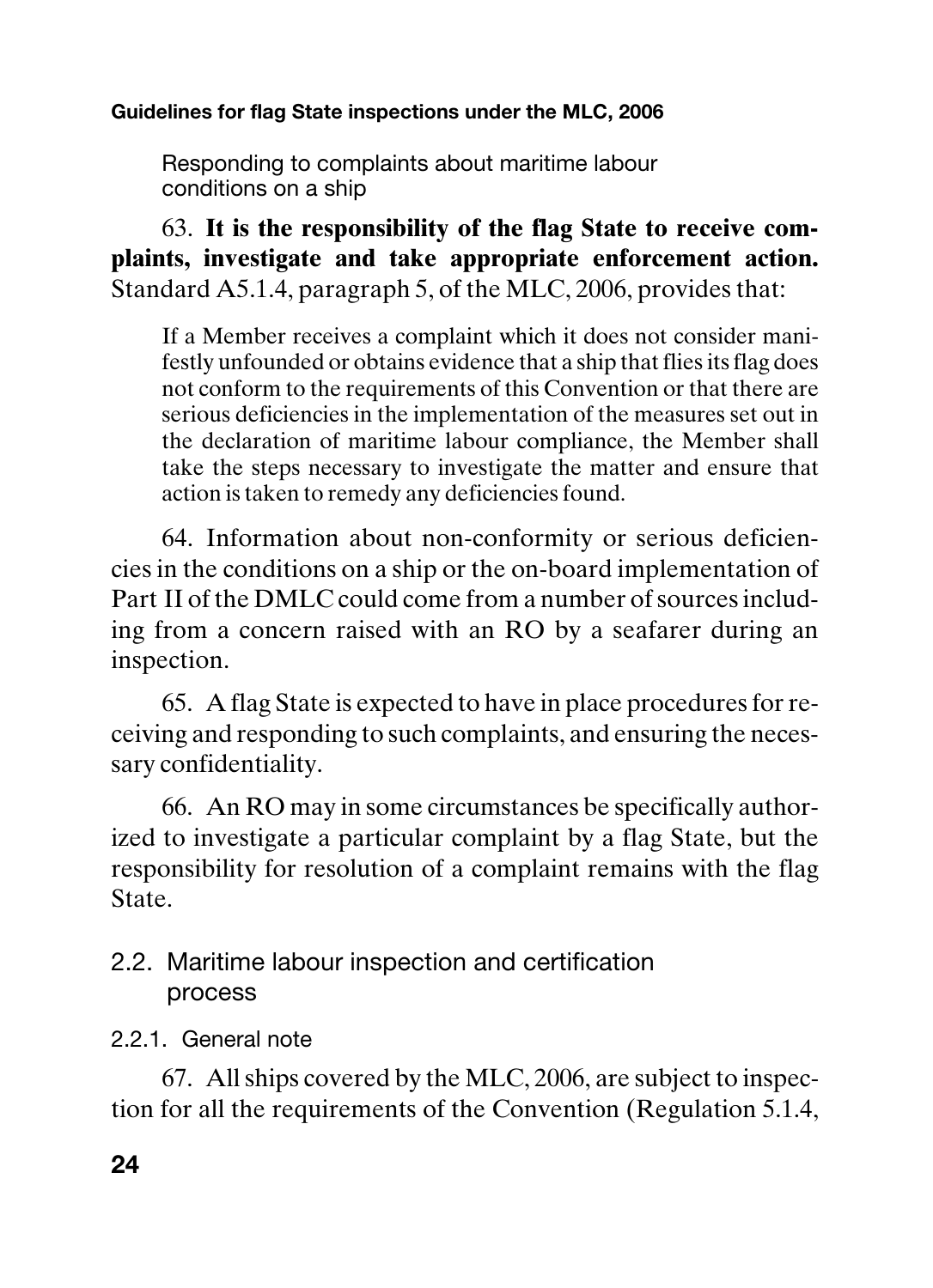Responding to complaints about maritime labour conditions on a ship

63. **It is the responsibility of the flag State to receive complaints, investigate and take appropriate enforcement action.** Standard A5.1.4, paragraph 5, of the MLC, 2006, provides that:

> If a Member receives a complaint which it does not consider manifestly unfounded or obtains evidence that a ship that flies its flag does not conform to the requirements of this Convention or that there are serious deficiencies in the implementation of the measures set out in the declaration of maritime labour compliance, the Member shall take the steps necessary to investigate the matter and ensure that action is taken to remedy any deficiencies found.

64. Information about non-conformity or serious deficiencies in the conditions on a ship or the on-board implementation of Part II of the DMLC could come from a number of sources including from a concern raised with an RO by a seafarer during an inspection.

65. A flag State is expected to have in place procedures for receiving and responding to such complaints, and ensuring the necessary confidentiality.

66. An RO may in some circumstances be specifically authorized to investigate a particular complaint by a flag State, but the responsibility for resolution of a complaint remains with the flag State.

## 2.2. Maritime labour inspection and certification process

### 2.2.1. General note

67. All ships covered by the MLC, 2006, are subject to inspection for all the requirements of the Convention (Regulation 5.1.4,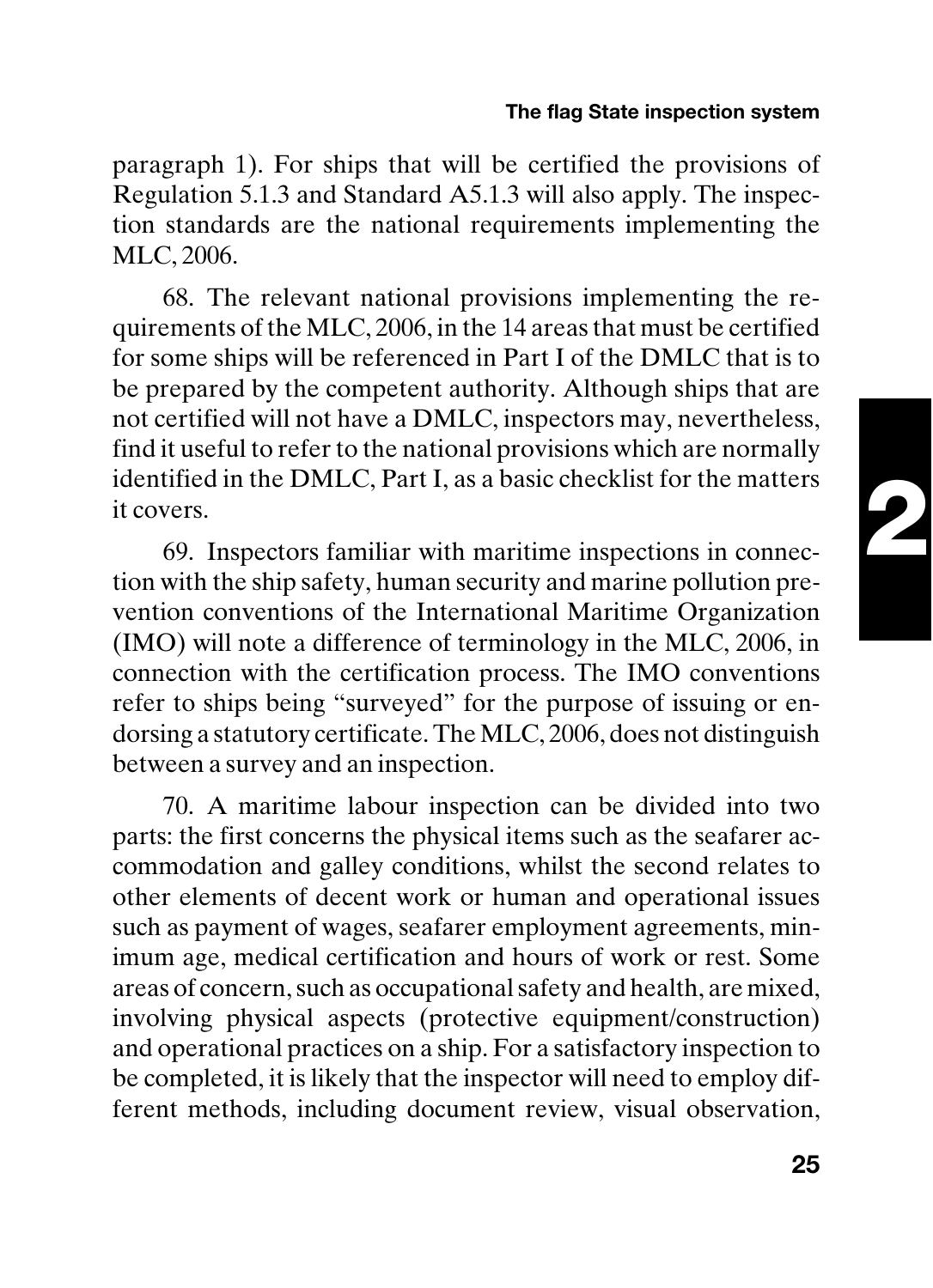paragraph 1). For ships that will be certified the provisions of Regulation 5.1.3 and Standard A5.1.3 will also apply. The inspection standards are the national requirements implementing the MLC, 2006.

68. The relevant national provisions implementing the requirements of the MLC, 2006, in the 14 areas that must be certified for some ships will be referenced in Part I of the DMLC that is to be prepared by the competent authority. Although ships that are not certified will not have a DMLC, inspectors may, nevertheless, find it useful to refer to the national provisions which are normally identified in the DMLC, Part I, as a basic checklist for the matters it covers.

69. Inspectors familiar with maritime inspections in connection with the ship safety, human security and marine pollution prevention conventions of the International Maritime Organization (IMO) will note a difference of terminology in the MLC, 2006, in connection with the certification process. The IMO conventions refer to ships being "surveyed" for the purpose of issuing or endorsing a statutory certificate. The MLC, 2006, does not distinguish between a survey and an inspection.

70. A maritime labour inspection can be divided into two parts: the first concerns the physical items such as the seafarer accommodation and galley conditions, whilst the second relates to other elements of decent work or human and operational issues such as payment of wages, seafarer employment agreements, minimum age, medical certification and hours of work or rest. Some areas of concern, such as occupational safety and health, are mixed, involving physical aspects (protective equipment/construction) and operational practices on a ship. For a satisfactory inspection to be completed, it is likely that the inspector will need to employ different methods, including document review, visual observation,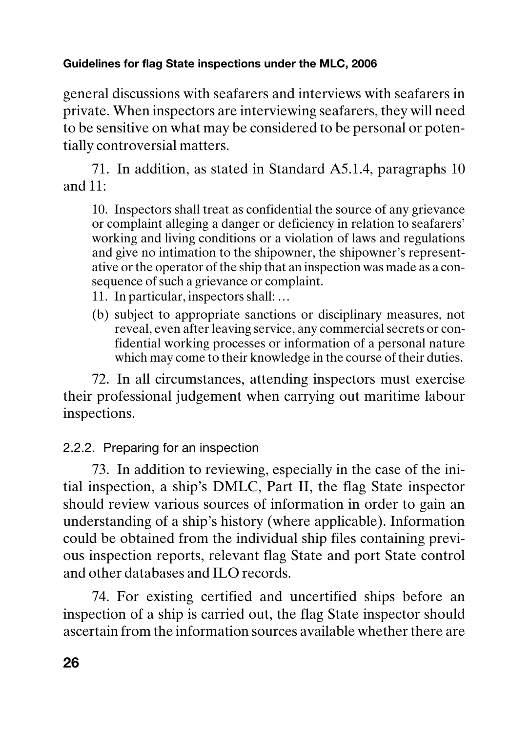general discussions with seafarers and interviews with seafarers in private. When inspectors are interviewing seafarers, they will need to be sensitive on what may be considered to be personal or potentially controversial matters.

71. In addition, as stated in Standard A5.1.4, paragraphs 10 and 11:

> 10. Inspectors shall treat as confidential the source of any grievance or complaint alleging a danger or deficiency in relation to seafarers' working and living conditions or a violation of laws and regulations and give no intimation to the shipowner, the shipowner's representative or the operator of the ship that an inspection was made as a consequence of such a grievance or complaint.
>
> 11. In particular, inspectors shall: …
>
> (b) subject to appropriate sanctions or disciplinary measures, not reveal, even after leaving service, any commercial secrets or confidential working processes or information of a personal nature which may come to their knowledge in the course of their duties.

72. In all circumstances, attending inspectors must exercise their professional judgement when carrying out maritime labour inspections.

#### 2.2.2. Preparing for an inspection

73. In addition to reviewing, especially in the case of the initial inspection, a ship's DMLC, Part II, the flag State inspector should review various sources of information in order to gain an understanding of a ship's history (where applicable). Information could be obtained from the individual ship files containing previous inspection reports, relevant flag State and port State control and other databases and ILO records.

74. For existing certified and uncertified ships before an inspection of a ship is carried out, the flag State inspector should ascertain from the information sources available whether there are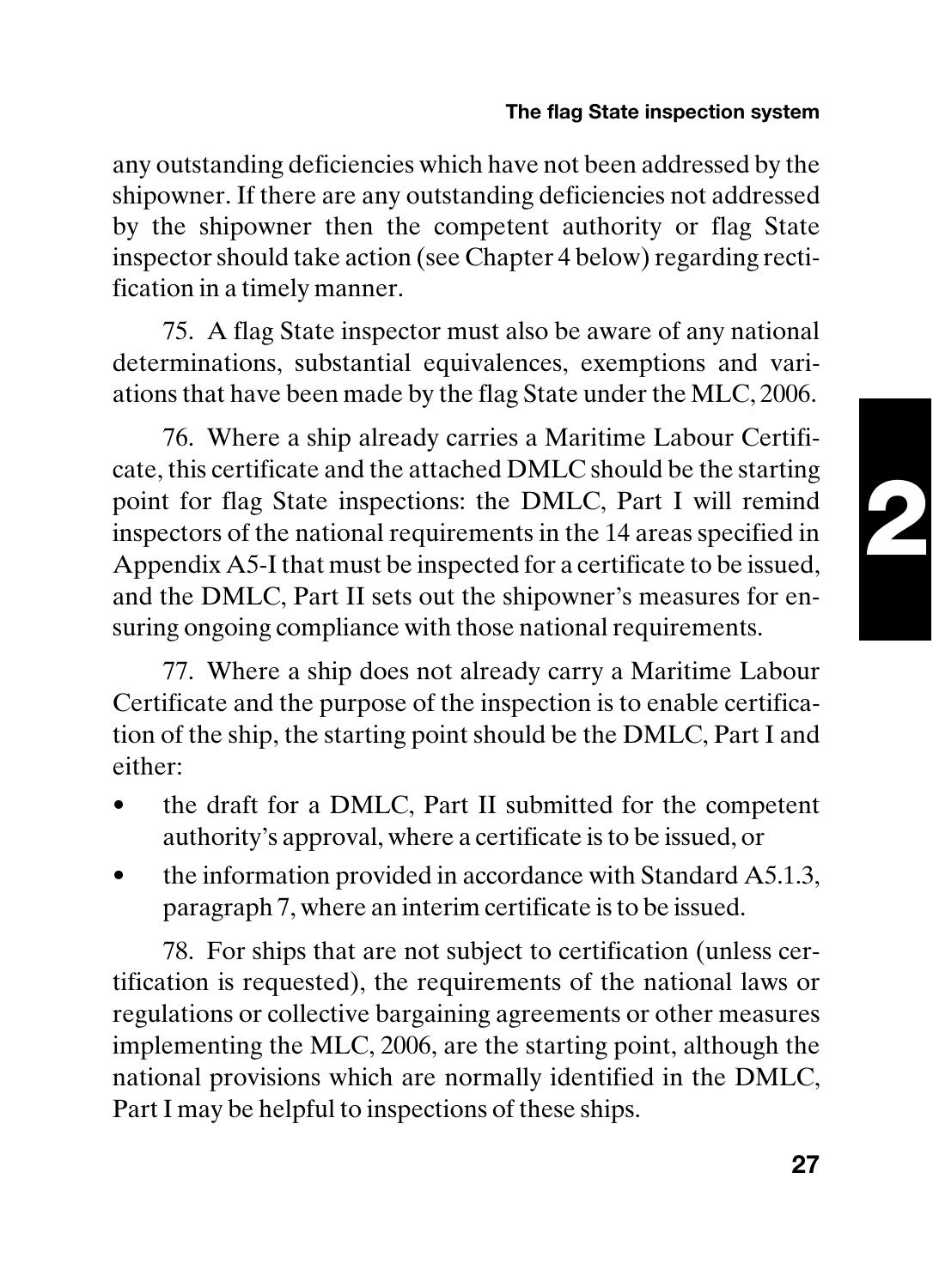any outstanding deficiencies which have not been addressed by the shipowner. If there are any outstanding deficiencies not addressed by the shipowner then the competent authority or flag State inspector should take action (see Chapter 4 below) regarding rectification in a timely manner.

75. A flag State inspector must also be aware of any national determinations, substantial equivalences, exemptions and variations that have been made by the flag State under the MLC, 2006.

76. Where a ship already carries a Maritime Labour Certificate, this certificate and the attached DMLC should be the starting point for flag State inspections: the DMLC, Part I will remind inspectors of the national requirements in the 14 areas specified in Appendix A5-I that must be inspected for a certificate to be issued, and the DMLC, Part II sets out the shipowner's measures for ensuring ongoing compliance with those national requirements.

77. Where a ship does not already carry a Maritime Labour Certificate and the purpose of the inspection is to enable certification of the ship, the starting point should be the DMLC, Part I and either:

- the draft for a DMLC, Part II submitted for the competent authority's approval, where a certificate is to be issued, or
- the information provided in accordance with Standard A5.1.3, paragraph 7, where an interim certificate is to be issued.

78. For ships that are not subject to certification (unless certification is requested), the requirements of the national laws or regulations or collective bargaining agreements or other measures implementing the MLC, 2006, are the starting point, although the national provisions which are normally identified in the DMLC, Part I may be helpful to inspections of these ships.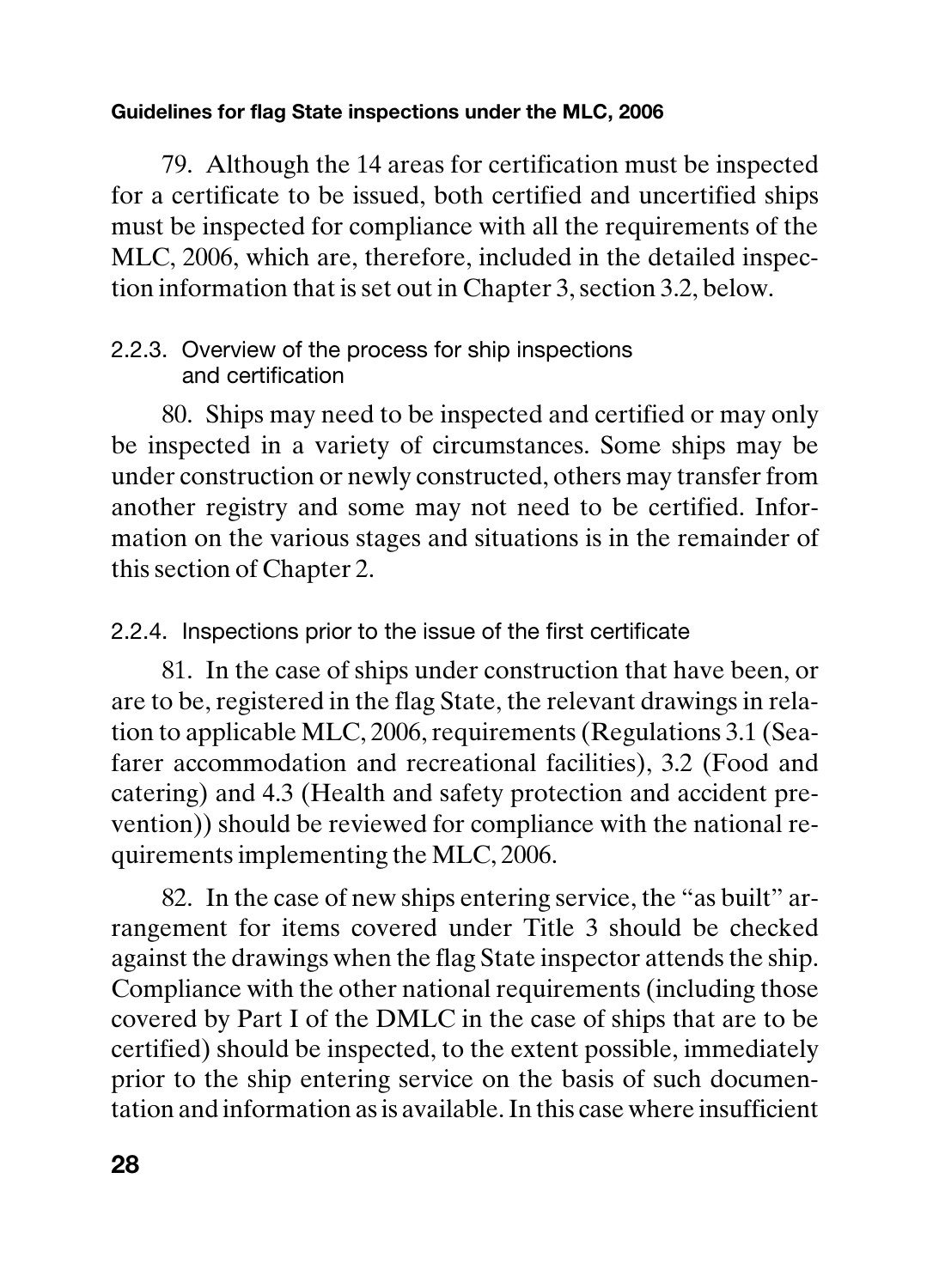79. Although the 14 areas for certification must be inspected for a certificate to be issued, both certified and uncertified ships must be inspected for compliance with all the requirements of the MLC, 2006, which are, therefore, included in the detailed inspection information that is set out in Chapter 3, section 3.2, below.

### 2.2.3. Overview of the process for ship inspections and certification

80. Ships may need to be inspected and certified or may only be inspected in a variety of circumstances. Some ships may be under construction or newly constructed, others may transfer from another registry and some may not need to be certified. Information on the various stages and situations is in the remainder of this section of Chapter 2.

### 2.2.4. Inspections prior to the issue of the first certificate

81. In the case of ships under construction that have been, or are to be, registered in the flag State, the relevant drawings in relation to applicable MLC, 2006, requirements (Regulations 3.1 (Seafarer accommodation and recreational facilities), 3.2 (Food and catering) and 4.3 (Health and safety protection and accident prevention)) should be reviewed for compliance with the national requirements implementing the MLC, 2006.

82. In the case of new ships entering service, the "as built" arrangement for items covered under Title 3 should be checked against the drawings when the flag State inspector attends the ship. Compliance with the other national requirements (including those covered by Part I of the DMLC in the case of ships that are to be certified) should be inspected, to the extent possible, immediately prior to the ship entering service on the basis of such documentation and information as is available. In this case where insufficient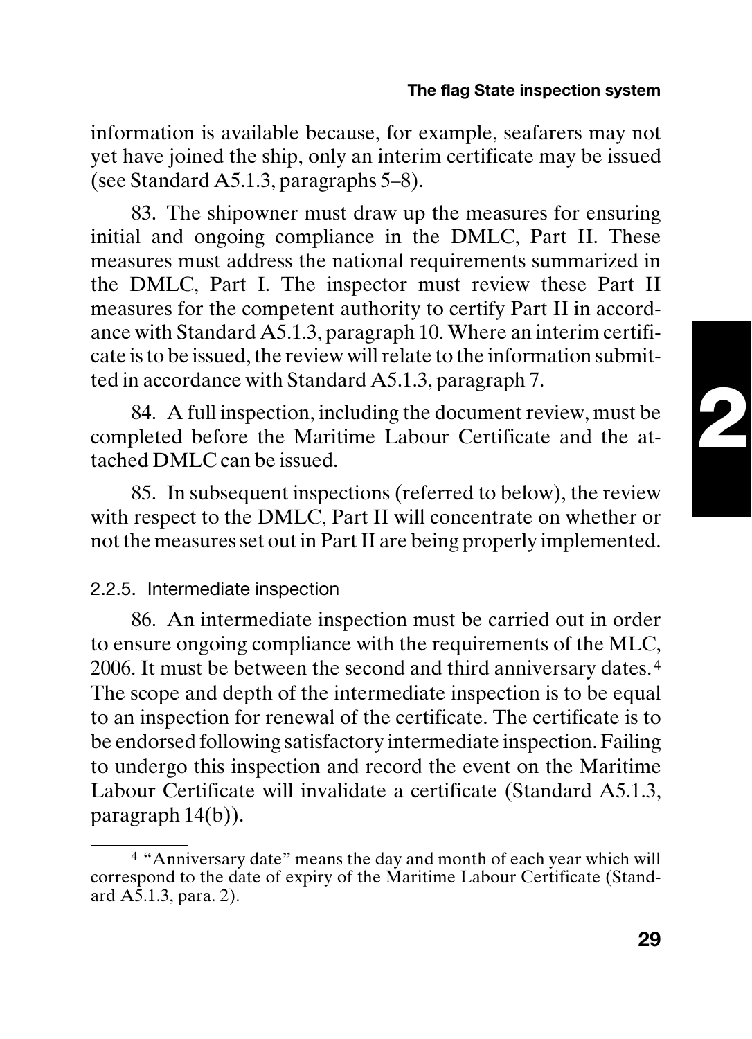information is available because, for example, seafarers may not yet have joined the ship, only an interim certificate may be issued (see Standard A5.1.3, paragraphs 5–8).

83. The shipowner must draw up the measures for ensuring initial and ongoing compliance in the DMLC, Part II. These measures must address the national requirements summarized in the DMLC, Part I. The inspector must review these Part II measures for the competent authority to certify Part II in accordance with Standard A5.1.3, paragraph 10. Where an interim certificate is to be issued, the review will relate to the information submitted in accordance with Standard A5.1.3, paragraph 7.

84. A full inspection, including the document review, must be completed before the Maritime Labour Certificate and the attached DMLC can be issued.

85. In subsequent inspections (referred to below), the review with respect to the DMLC, Part II will concentrate on whether or not the measures set out in Part II are being properly implemented.

### 2.2.5. Intermediate inspection

86. An intermediate inspection must be carried out in order to ensure ongoing compliance with the requirements of the MLC, 2006. It must be between the second and third anniversary dates.[4] The scope and depth of the intermediate inspection is to be equal to an inspection for renewal of the certificate. The certificate is to be endorsed following satisfactory intermediate inspection. Failing to undergo this inspection and record the event on the Maritime Labour Certificate will invalidate a certificate (Standard A5.1.3, paragraph 14(b)).

[4] "Anniversary date" means the day and month of each year which will correspond to the date of expiry of the Maritime Labour Certificate (Standard A5.1.3, para. 2).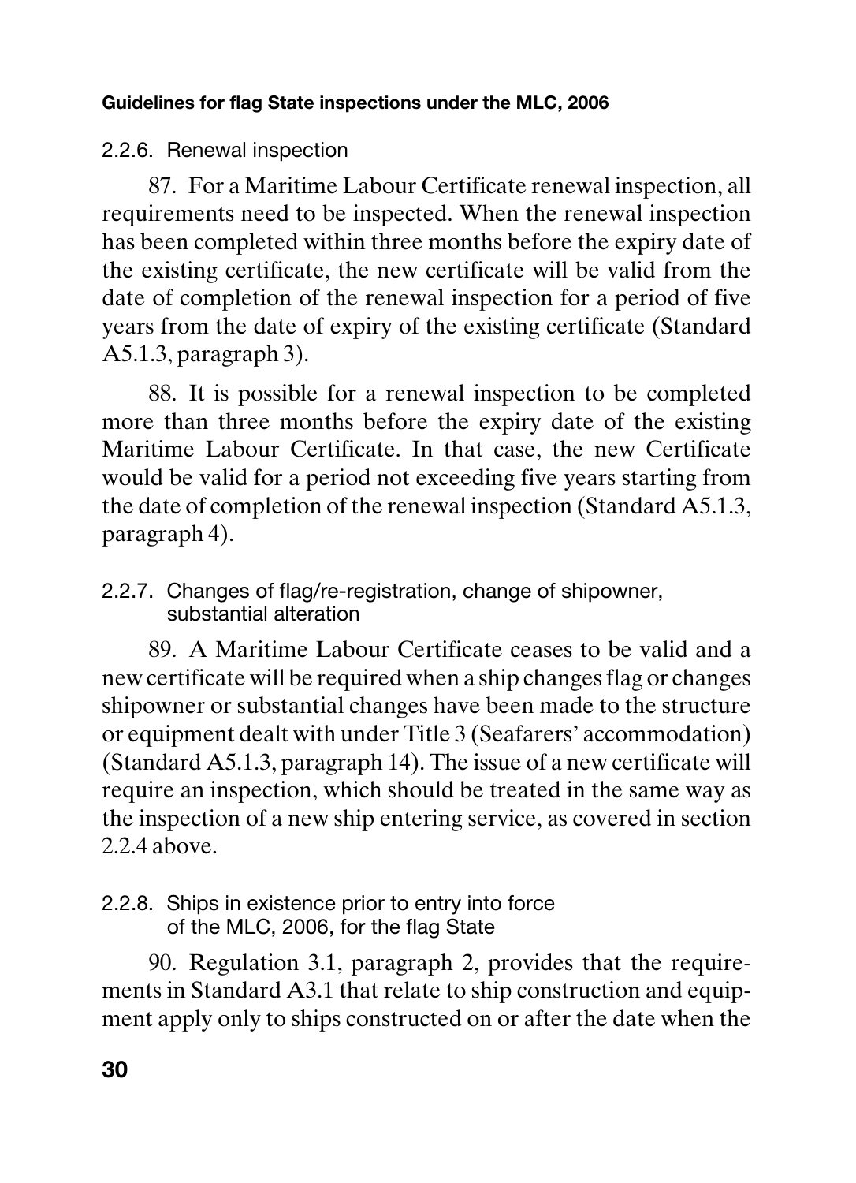### 2.2.6. Renewal inspection

87. For a Maritime Labour Certificate renewal inspection, all requirements need to be inspected. When the renewal inspection has been completed within three months before the expiry date of the existing certificate, the new certificate will be valid from the date of completion of the renewal inspection for a period of five years from the date of expiry of the existing certificate (Standard A5.1.3, paragraph 3).

88. It is possible for a renewal inspection to be completed more than three months before the expiry date of the existing Maritime Labour Certificate. In that case, the new Certificate would be valid for a period not exceeding five years starting from the date of completion of the renewal inspection (Standard A5.1.3, paragraph 4).

### 2.2.7. Changes of flag/re-registration, change of shipowner, substantial alteration

89. A Maritime Labour Certificate ceases to be valid and a new certificate will be required when a ship changes flag or changes shipowner or substantial changes have been made to the structure or equipment dealt with under Title 3 (Seafarers' accommodation) (Standard A5.1.3, paragraph 14). The issue of a new certificate will require an inspection, which should be treated in the same way as the inspection of a new ship entering service, as covered in section 2.2.4 above.

### 2.2.8. Ships in existence prior to entry into force of the MLC, 2006, for the flag State

90. Regulation 3.1, paragraph 2, provides that the requirements in Standard A3.1 that relate to ship construction and equipment apply only to ships constructed on or after the date when the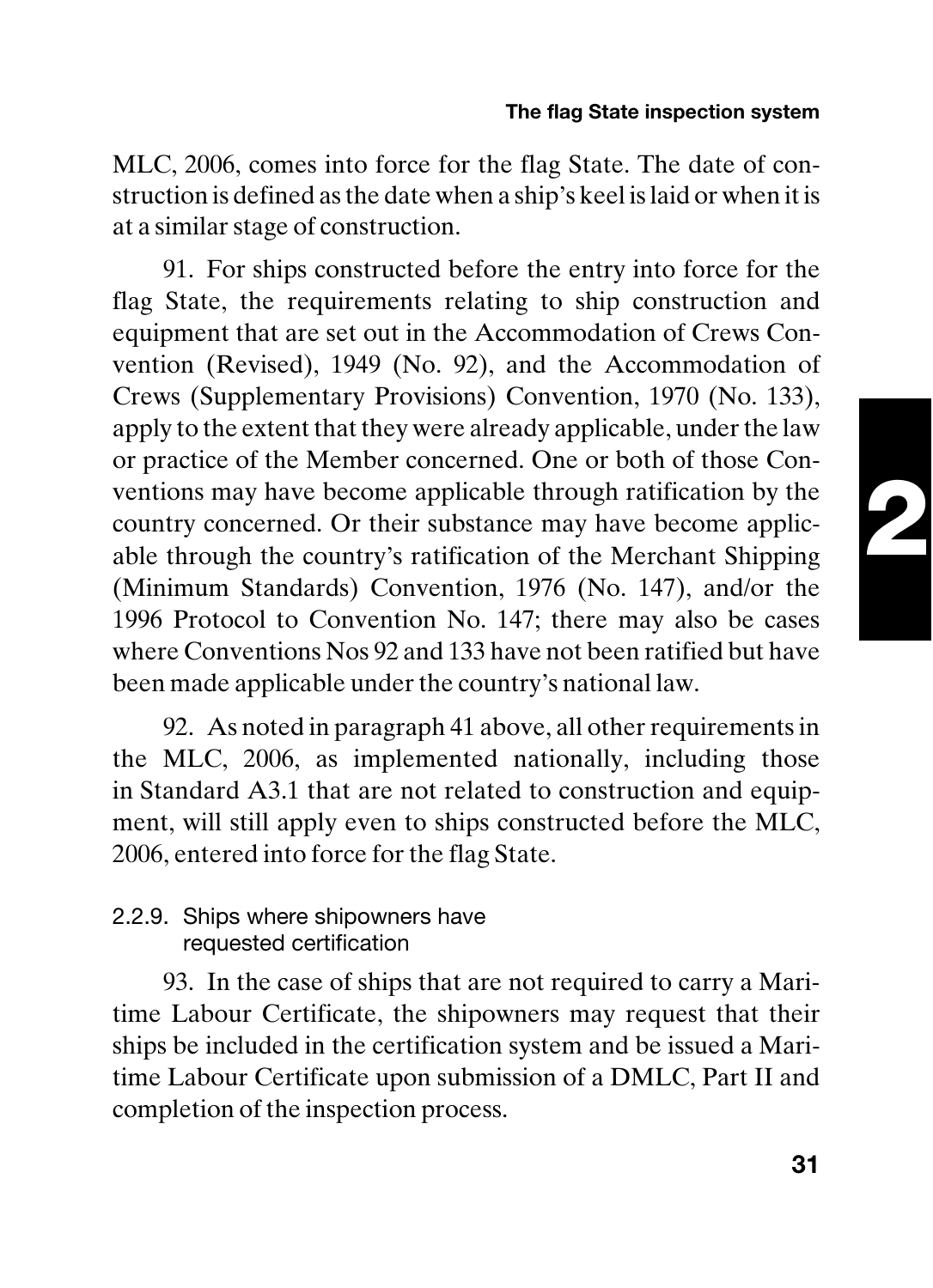MLC, 2006, comes into force for the flag State. The date of construction is defined as the date when a ship's keel is laid or when it is at a similar stage of construction.

91. For ships constructed before the entry into force for the flag State, the requirements relating to ship construction and equipment that are set out in the Accommodation of Crews Convention (Revised), 1949 (No. 92), and the Accommodation of Crews (Supplementary Provisions) Convention, 1970 (No. 133), apply to the extent that they were already applicable, under the law or practice of the Member concerned. One or both of those Conventions may have become applicable through ratification by the country concerned. Or their substance may have become applicable through the country's ratification of the Merchant Shipping (Minimum Standards) Convention, 1976 (No. 147), and/or the 1996 Protocol to Convention No. 147; there may also be cases where Conventions Nos 92 and 133 have not been ratified but have been made applicable under the country's national law.

92. As noted in paragraph 41 above, all other requirements in the MLC, 2006, as implemented nationally, including those in Standard A3.1 that are not related to construction and equipment, will still apply even to ships constructed before the MLC, 2006, entered into force for the flag State.

#### 2.2.9. Ships where shipowners have requested certification

93. In the case of ships that are not required to carry a Maritime Labour Certificate, the shipowners may request that their ships be included in the certification system and be issued a Maritime Labour Certificate upon submission of a DMLC, Part II and completion of the inspection process.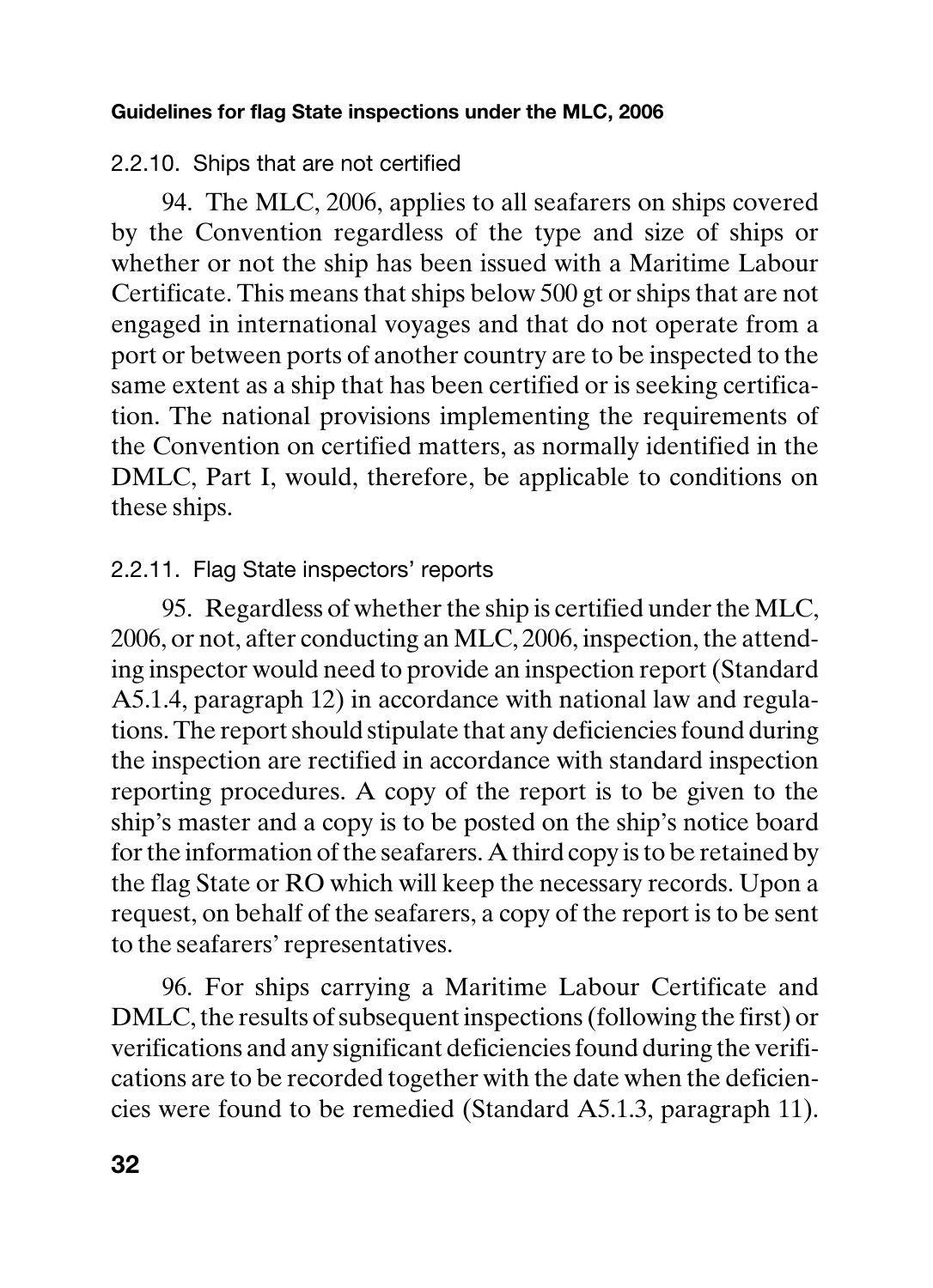### 2.2.10. Ships that are not certified

94. The MLC, 2006, applies to all seafarers on ships covered by the Convention regardless of the type and size of ships or whether or not the ship has been issued with a Maritime Labour Certificate. This means that ships below 500 gt or ships that are not engaged in international voyages and that do not operate from a port or between ports of another country are to be inspected to the same extent as a ship that has been certified or is seeking certification. The national provisions implementing the requirements of the Convention on certified matters, as normally identified in the DMLC, Part I, would, therefore, be applicable to conditions on these ships.

### 2.2.11. Flag State inspectors' reports

95. Regardless of whether the ship is certified under the MLC, 2006, or not, after conducting an MLC, 2006, inspection, the attending inspector would need to provide an inspection report (Standard A5.1.4, paragraph 12) in accordance with national law and regulations. The report should stipulate that any deficiencies found during the inspection are rectified in accordance with standard inspection reporting procedures. A copy of the report is to be given to the ship's master and a copy is to be posted on the ship's notice board for the information of the seafarers. A third copy is to be retained by the flag State or RO which will keep the necessary records. Upon a request, on behalf of the seafarers, a copy of the report is to be sent to the seafarers' representatives.

96. For ships carrying a Maritime Labour Certificate and DMLC, the results of subsequent inspections (following the first) or verifications and any significant deficiencies found during the verifications are to be recorded together with the date when the deficiencies were found to be remedied (Standard A5.1.3, paragraph 11).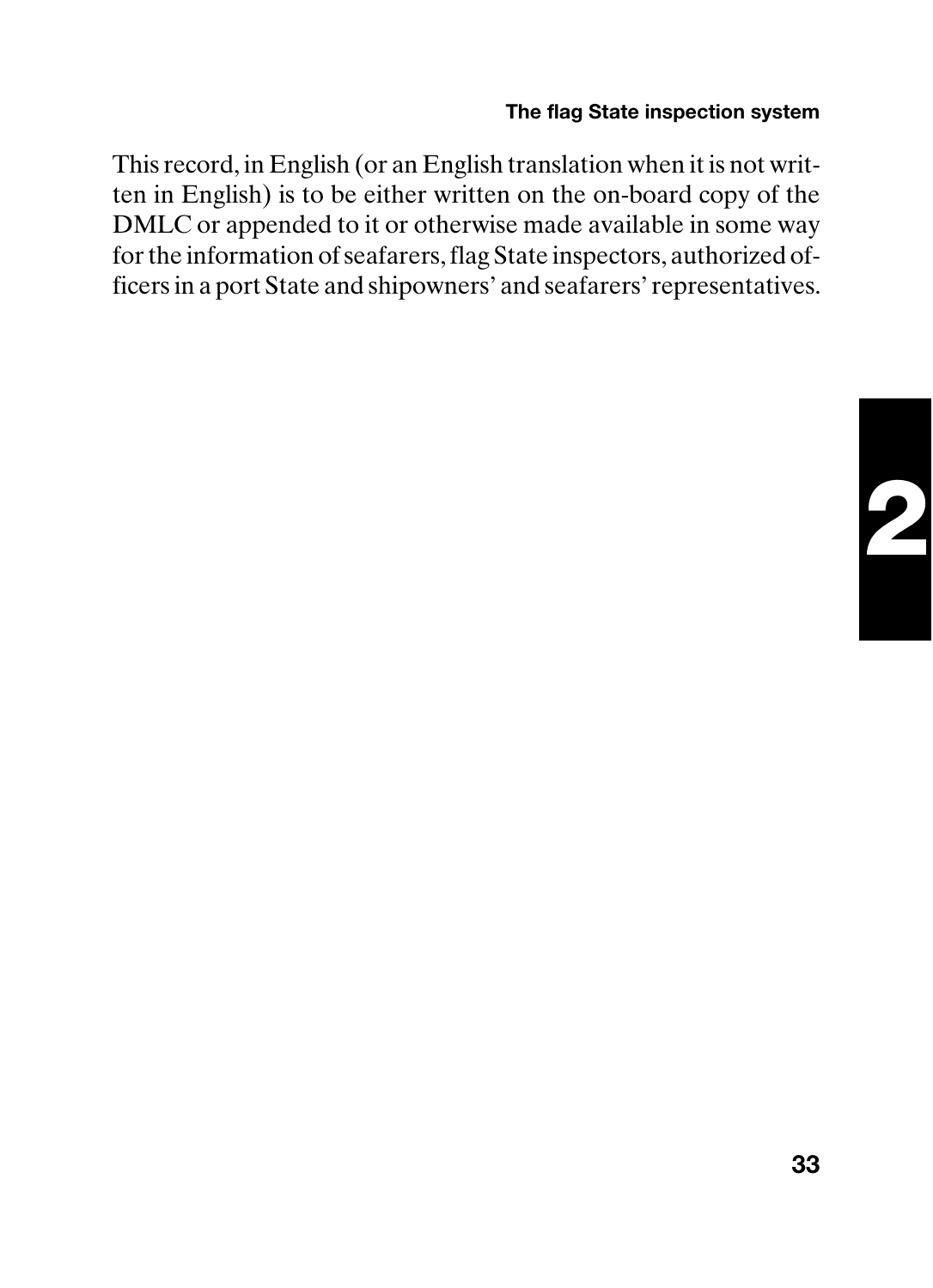This record, in English (or an English translation when it is not written in English) is to be either written on the on-board copy of the DMLC or appended to it or otherwise made available in some way for the information of seafarers, flag State inspectors, authorized officers in a port State and shipowners' and seafarers' representatives.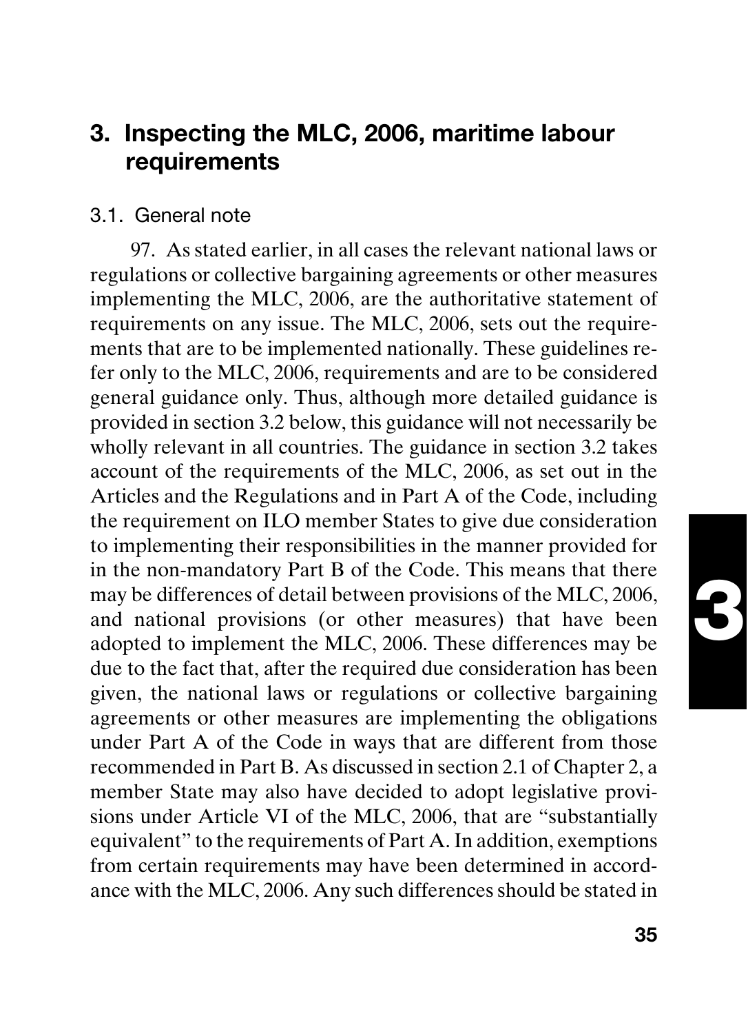## 3. Inspecting the MLC, 2006, maritime labour requirements

### 3.1. General note

97. As stated earlier, in all cases the relevant national laws or regulations or collective bargaining agreements or other measures implementing the MLC, 2006, are the authoritative statement of requirements on any issue. The MLC, 2006, sets out the requirements that are to be implemented nationally. These guidelines refer only to the MLC, 2006, requirements and are to be considered general guidance only. Thus, although more detailed guidance is provided in section 3.2 below, this guidance will not necessarily be wholly relevant in all countries. The guidance in section 3.2 takes account of the requirements of the MLC, 2006, as set out in the Articles and the Regulations and in Part A of the Code, including the requirement on ILO member States to give due consideration to implementing their responsibilities in the manner provided for in the non-mandatory Part B of the Code. This means that there may be differences of detail between provisions of the MLC, 2006, and national provisions (or other measures) that have been adopted to implement the MLC, 2006. These differences may be due to the fact that, after the required due consideration has been given, the national laws or regulations or collective bargaining agreements or other measures are implementing the obligations under Part A of the Code in ways that are different from those recommended in Part B. As discussed in section 2.1 of Chapter 2, a member State may also have decided to adopt legislative provisions under Article VI of the MLC, 2006, that are "substantially equivalent" to the requirements of Part A. In addition, exemptions from certain requirements may have been determined in accordance with the MLC, 2006. Any such differences should be stated in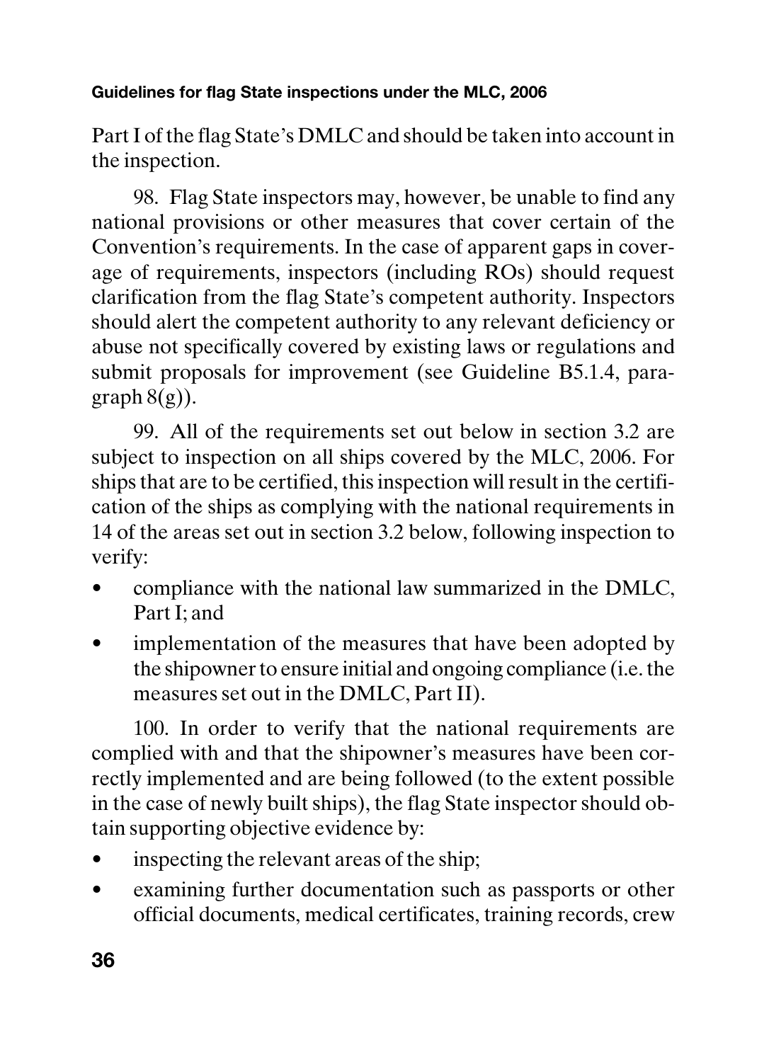Part I of the flag State's DMLC and should be taken into account in the inspection.

98. Flag State inspectors may, however, be unable to find any national provisions or other measures that cover certain of the Convention's requirements. In the case of apparent gaps in coverage of requirements, inspectors (including ROs) should request clarification from the flag State's competent authority. Inspectors should alert the competent authority to any relevant deficiency or abuse not specifically covered by existing laws or regulations and submit proposals for improvement (see Guideline B5.1.4, paragraph 8(g)).

99. All of the requirements set out below in section 3.2 are subject to inspection on all ships covered by the MLC, 2006. For ships that are to be certified, this inspection will result in the certification of the ships as complying with the national requirements in 14 of the areas set out in section 3.2 below, following inspection to verify:

- compliance with the national law summarized in the DMLC, Part I; and
- implementation of the measures that have been adopted by the shipowner to ensure initial and ongoing compliance (i.e. the measures set out in the DMLC, Part II).

100. In order to verify that the national requirements are complied with and that the shipowner's measures have been correctly implemented and are being followed (to the extent possible in the case of newly built ships), the flag State inspector should obtain supporting objective evidence by:

- inspecting the relevant areas of the ship;
- examining further documentation such as passports or other official documents, medical certificates, training records, crew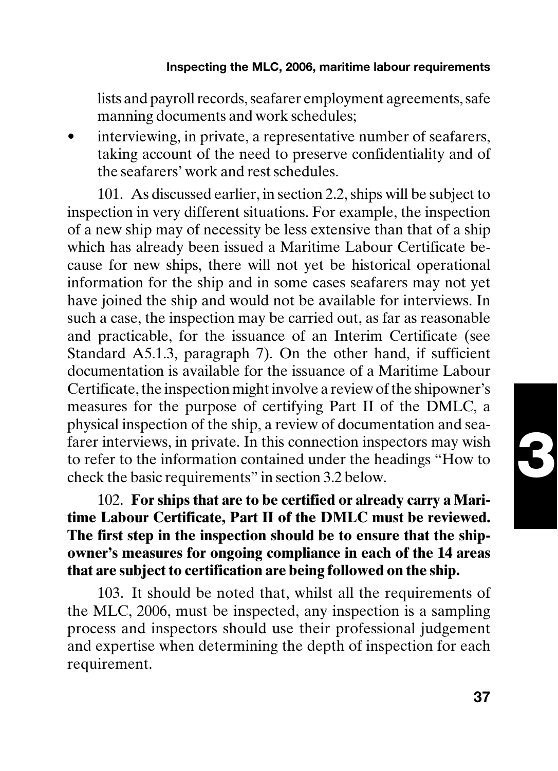lists and payroll records, seafarer employment agreements, safe manning documents and work schedules;

- interviewing, in private, a representative number of seafarers, taking account of the need to preserve confidentiality and of the seafarers' work and rest schedules.

101. As discussed earlier, in section 2.2, ships will be subject to inspection in very different situations. For example, the inspection of a new ship may of necessity be less extensive than that of a ship which has already been issued a Maritime Labour Certificate because for new ships, there will not yet be historical operational information for the ship and in some cases seafarers may not yet have joined the ship and would not be available for interviews. In such a case, the inspection may be carried out, as far as reasonable and practicable, for the issuance of an Interim Certificate (see Standard A5.1.3, paragraph 7). On the other hand, if sufficient documentation is available for the issuance of a Maritime Labour Certificate, the inspection might involve a review of the shipowner's measures for the purpose of certifying Part II of the DMLC, a physical inspection of the ship, a review of documentation and seafarer interviews, in private. In this connection inspectors may wish to refer to the information contained under the headings "How to check the basic requirements" in section 3.2 below.

102. **For ships that are to be certified or already carry a Maritime Labour Certificate, Part II of the DMLC must be reviewed. The first step in the inspection should be to ensure that the shipowner's measures for ongoing compliance in each of the 14 areas that are subject to certification are being followed on the ship.**

103. It should be noted that, whilst all the requirements of the MLC, 2006, must be inspected, any inspection is a sampling process and inspectors should use their professional judgement and expertise when determining the depth of inspection for each requirement.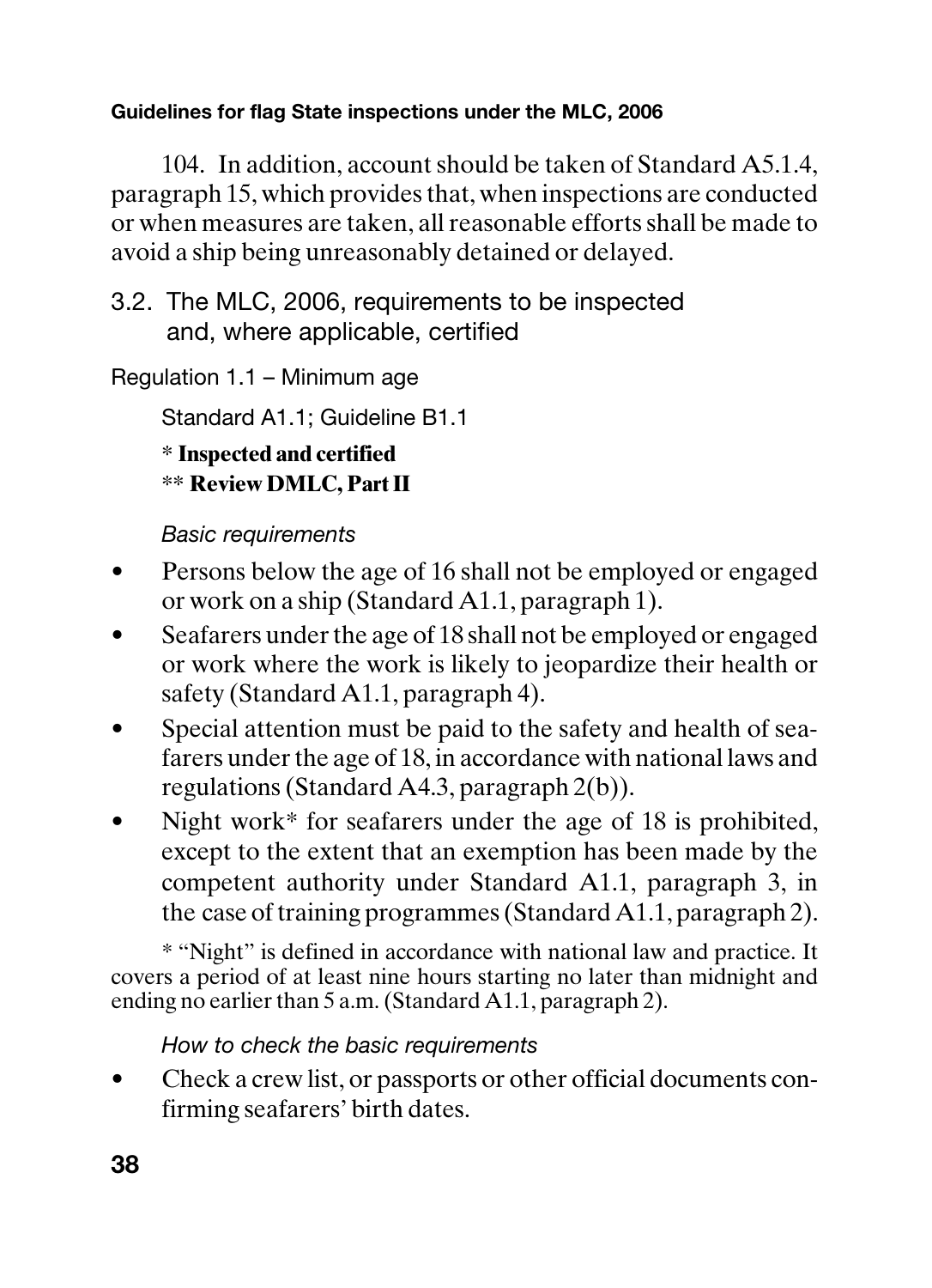104. In addition, account should be taken of Standard A5.1.4, paragraph 15, which provides that, when inspections are conducted or when measures are taken, all reasonable efforts shall be made to avoid a ship being unreasonably detained or delayed.

## 3.2. The MLC, 2006, requirements to be inspected and, where applicable, certified

### Regulation 1.1 – Minimum age

Standard A1.1; Guideline B1.1

**\* Inspected and certified**
**\*\* Review DMLC, Part II**

*Basic requirements*

- Persons below the age of 16 shall not be employed or engaged or work on a ship (Standard A1.1, paragraph 1).
- Seafarers under the age of 18 shall not be employed or engaged or work where the work is likely to jeopardize their health or safety (Standard A1.1, paragraph 4).
- Special attention must be paid to the safety and health of seafarers under the age of 18, in accordance with national laws and regulations (Standard A4.3, paragraph 2(b)).
- Night work* for seafarers under the age of 18 is prohibited, except to the extent that an exemption has been made by the competent authority under Standard A1.1, paragraph 3, in the case of training programmes (Standard A1.1, paragraph 2).

\* "Night" is defined in accordance with national law and practice. It covers a period of at least nine hours starting no later than midnight and ending no earlier than 5 a.m. (Standard A1.1, paragraph 2).

*How to check the basic requirements*

- Check a crew list, or passports or other official documents confirming seafarers' birth dates.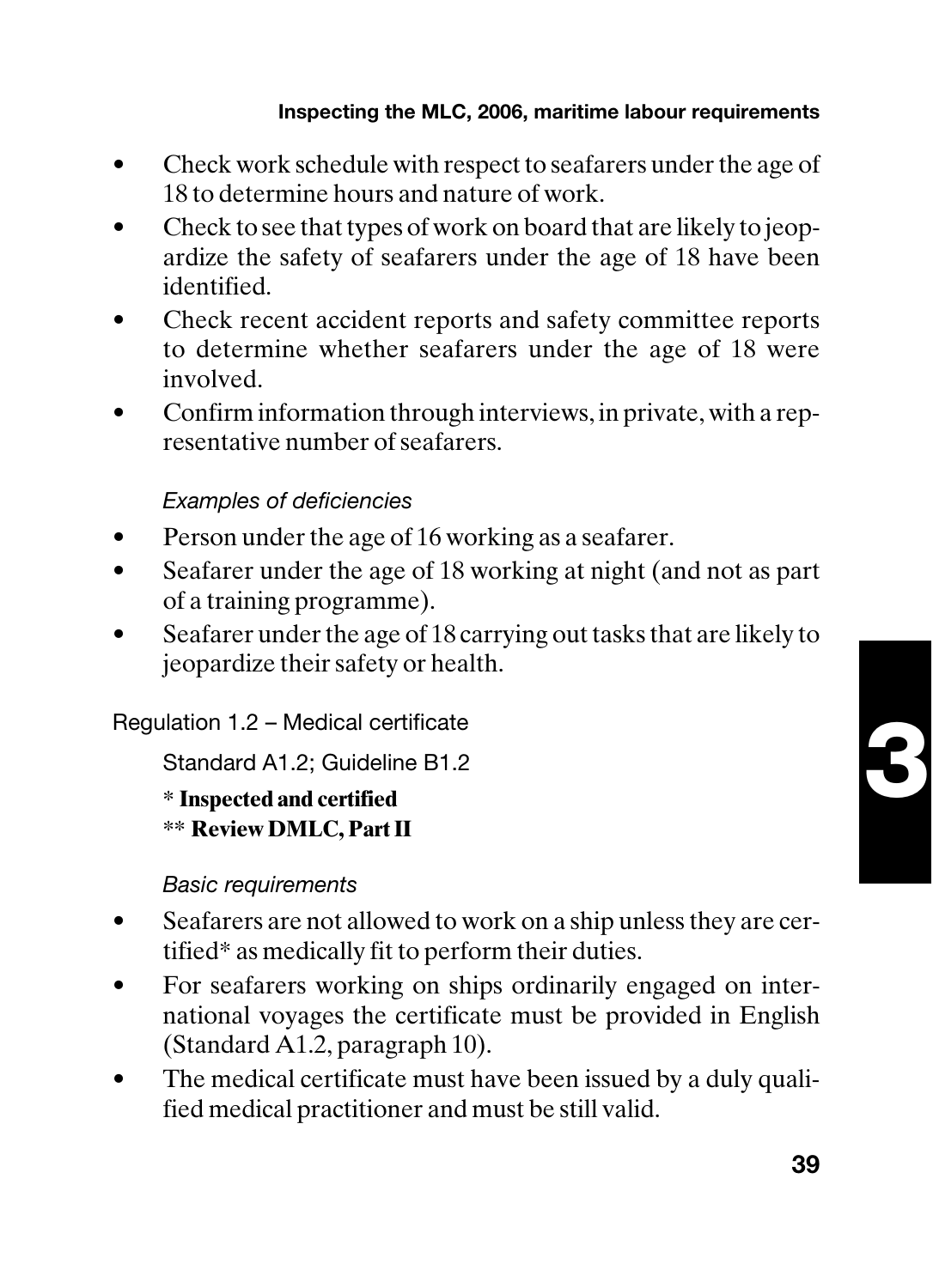- Check work schedule with respect to seafarers under the age of 18 to determine hours and nature of work.
- Check to see that types of work on board that are likely to jeopardize the safety of seafarers under the age of 18 have been identified.
- Check recent accident reports and safety committee reports to determine whether seafarers under the age of 18 were involved.
- Confirm information through interviews, in private, with a representative number of seafarers.

*Examples of deficiencies*

- Person under the age of 16 working as a seafarer.
- Seafarer under the age of 18 working at night (and not as part of a training programme).
- Seafarer under the age of 18 carrying out tasks that are likely to jeopardize their safety or health.

Regulation 1.2 – Medical certificate

Standard A1.2; Guideline B1.2

\* **Inspected and certified**
\*\* **Review DMLC, Part II**

*Basic requirements*

- Seafarers are not allowed to work on a ship unless they are certified* as medically fit to perform their duties.
- For seafarers working on ships ordinarily engaged on international voyages the certificate must be provided in English (Standard A1.2, paragraph 10).
- The medical certificate must have been issued by a duly qualified medical practitioner and must be still valid.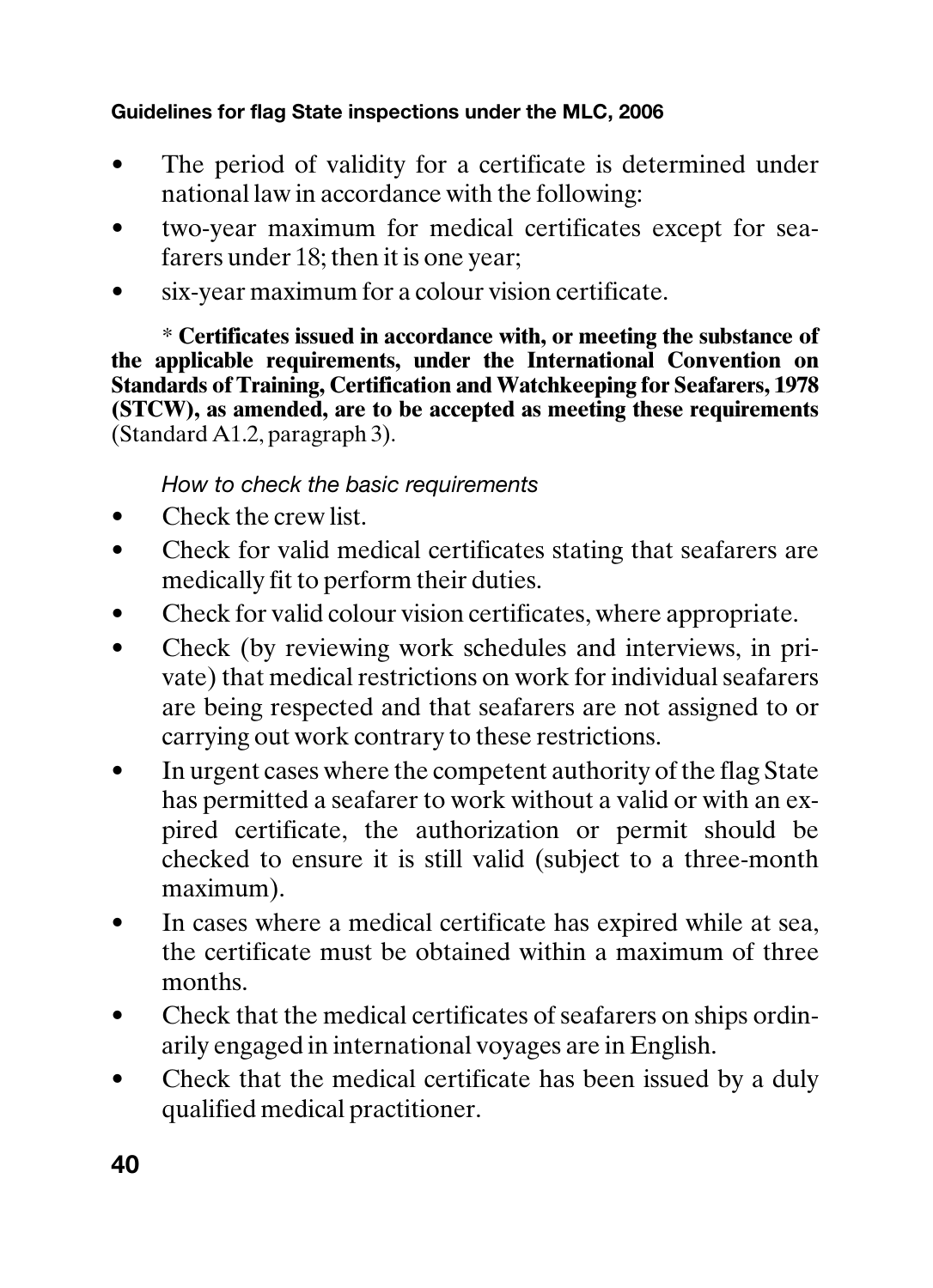- The period of validity for a certificate is determined under national law in accordance with the following:
- two-year maximum for medical certificates except for seafarers under 18; then it is one year;
- six-year maximum for a colour vision certificate.

\* **Certificates issued in accordance with, or meeting the substance of the applicable requirements, under the International Convention on Standards of Training, Certification and Watchkeeping for Seafarers, 1978 (STCW), as amended, are to be accepted as meeting these requirements** (Standard A1.2, paragraph 3).

*How to check the basic requirements*

- Check the crew list.
- Check for valid medical certificates stating that seafarers are medically fit to perform their duties.
- Check for valid colour vision certificates, where appropriate.
- Check (by reviewing work schedules and interviews, in private) that medical restrictions on work for individual seafarers are being respected and that seafarers are not assigned to or carrying out work contrary to these restrictions.
- In urgent cases where the competent authority of the flag State has permitted a seafarer to work without a valid or with an expired certificate, the authorization or permit should be checked to ensure it is still valid (subject to a three-month maximum).
- In cases where a medical certificate has expired while at sea, the certificate must be obtained within a maximum of three months.
- Check that the medical certificates of seafarers on ships ordinarily engaged in international voyages are in English.
- Check that the medical certificate has been issued by a duly qualified medical practitioner.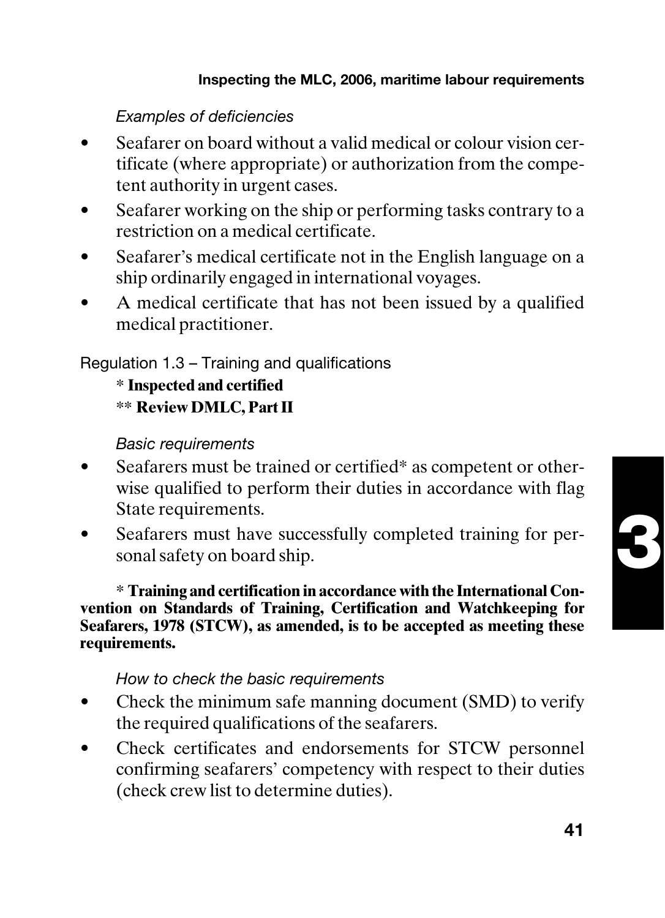*Examples of deficiencies*

- Seafarer on board without a valid medical or colour vision certificate (where appropriate) or authorization from the competent authority in urgent cases.
- Seafarer working on the ship or performing tasks contrary to a restriction on a medical certificate.
- Seafarer's medical certificate not in the English language on a ship ordinarily engaged in international voyages.
- A medical certificate that has not been issued by a qualified medical practitioner.

Regulation 1.3 – Training and qualifications

\* **Inspected and certified**
\*\* **Review DMLC, Part II**

*Basic requirements*

- Seafarers must be trained or certified* as competent or otherwise qualified to perform their duties in accordance with flag State requirements.
- Seafarers must have successfully completed training for personal safety on board ship.

\* **Training and certification in accordance with the International Convention on Standards of Training, Certification and Watchkeeping for Seafarers, 1978 (STCW), as amended, is to be accepted as meeting these requirements.**

*How to check the basic requirements*

- Check the minimum safe manning document (SMD) to verify the required qualifications of the seafarers.
- Check certificates and endorsements for STCW personnel confirming seafarers' competency with respect to their duties (check crew list to determine duties).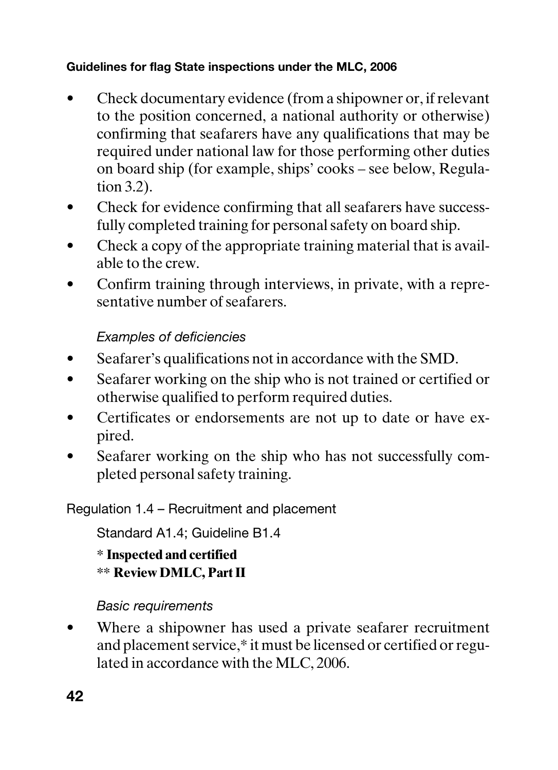- Check documentary evidence (from a shipowner or, if relevant to the position concerned, a national authority or otherwise) confirming that seafarers have any qualifications that may be required under national law for those performing other duties on board ship (for example, ships' cooks – see below, Regulation 3.2).
- Check for evidence confirming that all seafarers have successfully completed training for personal safety on board ship.
- Check a copy of the appropriate training material that is available to the crew.
- Confirm training through interviews, in private, with a representative number of seafarers.

*Examples of deficiencies*

- Seafarer's qualifications not in accordance with the SMD.
- Seafarer working on the ship who is not trained or certified or otherwise qualified to perform required duties.
- Certificates or endorsements are not up to date or have expired.
- Seafarer working on the ship who has not successfully completed personal safety training.

Regulation 1.4 – Recruitment and placement

Standard A1.4; Guideline B1.4

**\* Inspected and certified**
**\*\* Review DMLC, Part II**

*Basic requirements*

- Where a shipowner has used a private seafarer recruitment and placement service,* it must be licensed or certified or regulated in accordance with the MLC, 2006.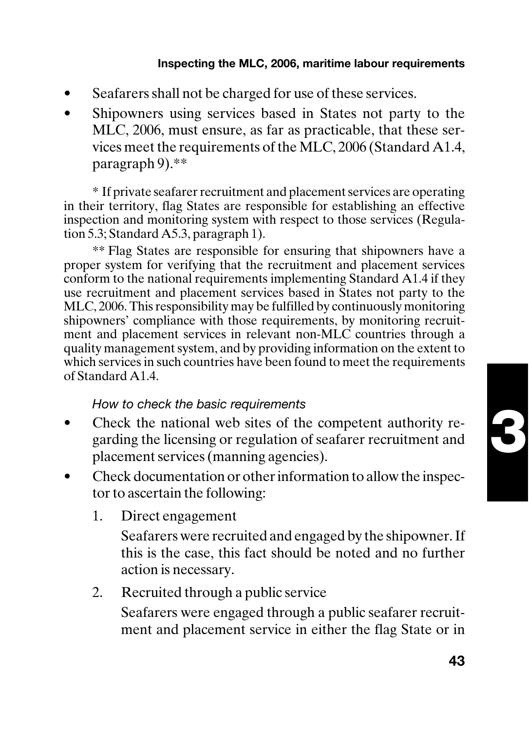- Seafarers shall not be charged for use of these services.
- Shipowners using services based in States not party to the MLC, 2006, must ensure, as far as practicable, that these services meet the requirements of the MLC, 2006 (Standard A1.4, paragraph 9).**

* If private seafarer recruitment and placement services are operating in their territory, flag States are responsible for establishing an effective inspection and monitoring system with respect to those services (Regulation 5.3; Standard A5.3, paragraph 1).

** Flag States are responsible for ensuring that shipowners have a proper system for verifying that the recruitment and placement services conform to the national requirements implementing Standard A1.4 if they use recruitment and placement services based in States not party to the MLC, 2006. This responsibility may be fulfilled by continuously monitoring shipowners' compliance with those requirements, by monitoring recruitment and placement services in relevant non-MLC countries through a quality management system, and by providing information on the extent to which services in such countries have been found to meet the requirements of Standard A1.4.

*How to check the basic requirements*

- Check the national web sites of the competent authority regarding the licensing or regulation of seafarer recruitment and placement services (manning agencies).
- Check documentation or other information to allow the inspector to ascertain the following:
  1. Direct engagement

     Seafarers were recruited and engaged by the shipowner. If this is the case, this fact should be noted and no further action is necessary.
  2. Recruited through a public service

     Seafarers were engaged through a public seafarer recruitment and placement service in either the flag State or in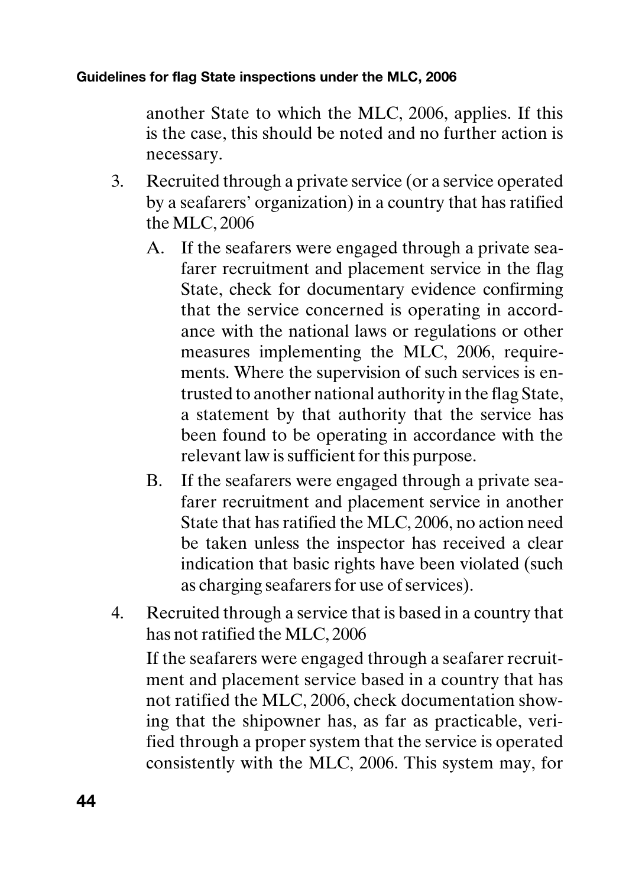another State to which the MLC, 2006, applies. If this is the case, this should be noted and no further action is necessary.

3. Recruited through a private service (or a service operated by a seafarers' organization) in a country that has ratified the MLC, 2006

   A. If the seafarers were engaged through a private seafarer recruitment and placement service in the flag State, check for documentary evidence confirming that the service concerned is operating in accordance with the national laws or regulations or other measures implementing the MLC, 2006, requirements. Where the supervision of such services is entrusted to another national authority in the flag State, a statement by that authority that the service has been found to be operating in accordance with the relevant law is sufficient for this purpose.

   B. If the seafarers were engaged through a private seafarer recruitment and placement service in another State that has ratified the MLC, 2006, no action need be taken unless the inspector has received a clear indication that basic rights have been violated (such as charging seafarers for use of services).

4. Recruited through a service that is based in a country that has not ratified the MLC, 2006

   If the seafarers were engaged through a seafarer recruitment and placement service based in a country that has not ratified the MLC, 2006, check documentation showing that the shipowner has, as far as practicable, verified through a proper system that the service is operated consistently with the MLC, 2006. This system may, for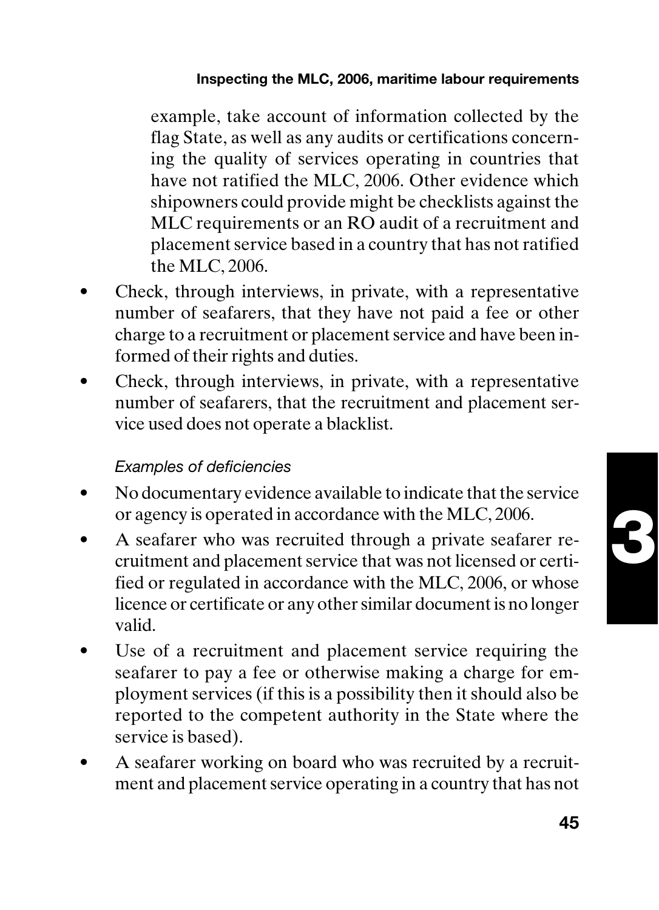example, take account of information collected by the flag State, as well as any audits or certifications concerning the quality of services operating in countries that have not ratified the MLC, 2006. Other evidence which shipowners could provide might be checklists against the MLC requirements or an RO audit of a recruitment and placement service based in a country that has not ratified the MLC, 2006.

- Check, through interviews, in private, with a representative number of seafarers, that they have not paid a fee or other charge to a recruitment or placement service and have been informed of their rights and duties.
- Check, through interviews, in private, with a representative number of seafarers, that the recruitment and placement service used does not operate a blacklist.

*Examples of deficiencies*

- No documentary evidence available to indicate that the service or agency is operated in accordance with the MLC, 2006.
- A seafarer who was recruited through a private seafarer recruitment and placement service that was not licensed or certified or regulated in accordance with the MLC, 2006, or whose licence or certificate or any other similar document is no longer valid.
- Use of a recruitment and placement service requiring the seafarer to pay a fee or otherwise making a charge for employment services (if this is a possibility then it should also be reported to the competent authority in the State where the service is based).
- A seafarer working on board who was recruited by a recruitment and placement service operating in a country that has not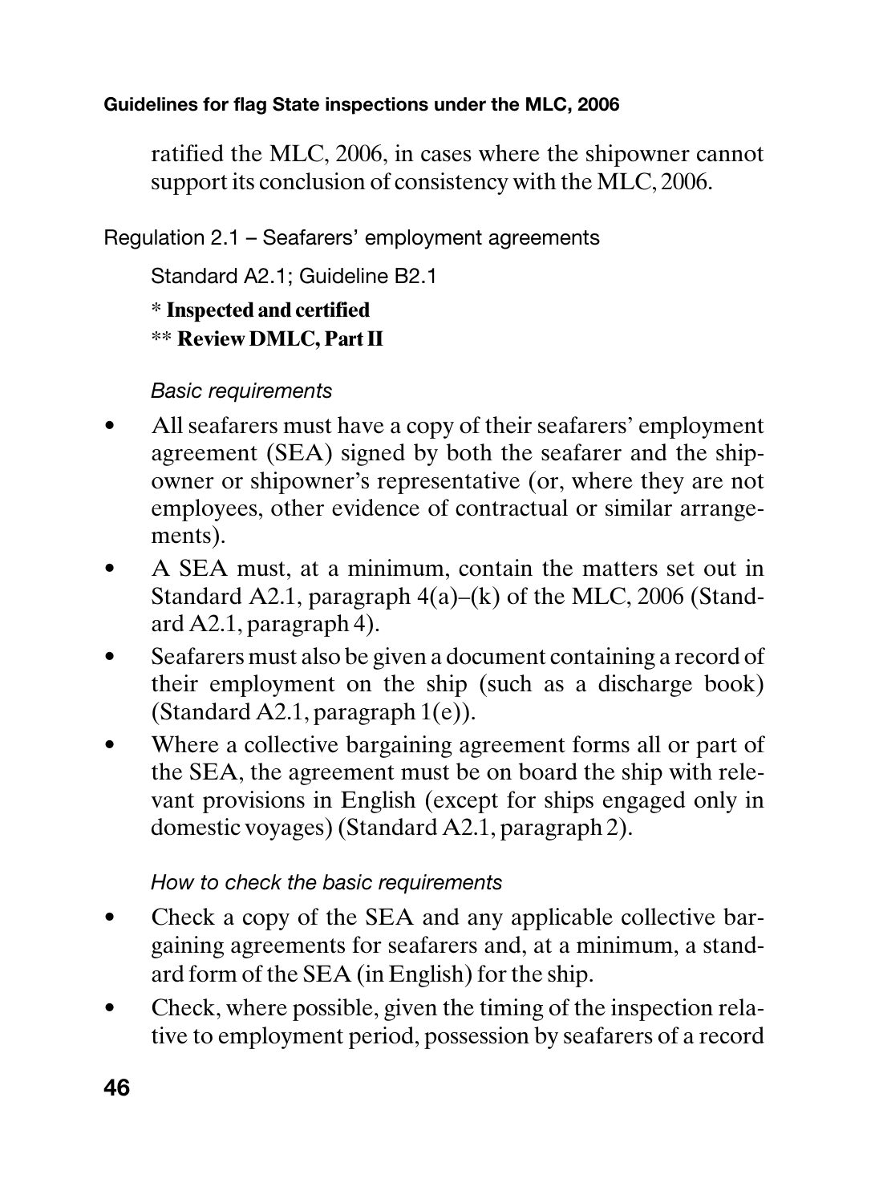ratified the MLC, 2006, in cases where the shipowner cannot support its conclusion of consistency with the MLC, 2006.

### Regulation 2.1 – Seafarers' employment agreements

Standard A2.1; Guideline B2.1

**\* Inspected and certified**
**\*\* Review DMLC, Part II**

*Basic requirements*

- All seafarers must have a copy of their seafarers' employment agreement (SEA) signed by both the seafarer and the shipowner or shipowner's representative (or, where they are not employees, other evidence of contractual or similar arrangements).
- A SEA must, at a minimum, contain the matters set out in Standard A2.1, paragraph 4(a)–(k) of the MLC, 2006 (Standard A2.1, paragraph 4).
- Seafarers must also be given a document containing a record of their employment on the ship (such as a discharge book) (Standard A2.1, paragraph 1(e)).
- Where a collective bargaining agreement forms all or part of the SEA, the agreement must be on board the ship with relevant provisions in English (except for ships engaged only in domestic voyages) (Standard A2.1, paragraph 2).

*How to check the basic requirements*

- Check a copy of the SEA and any applicable collective bargaining agreements for seafarers and, at a minimum, a standard form of the SEA (in English) for the ship.
- Check, where possible, given the timing of the inspection relative to employment period, possession by seafarers of a record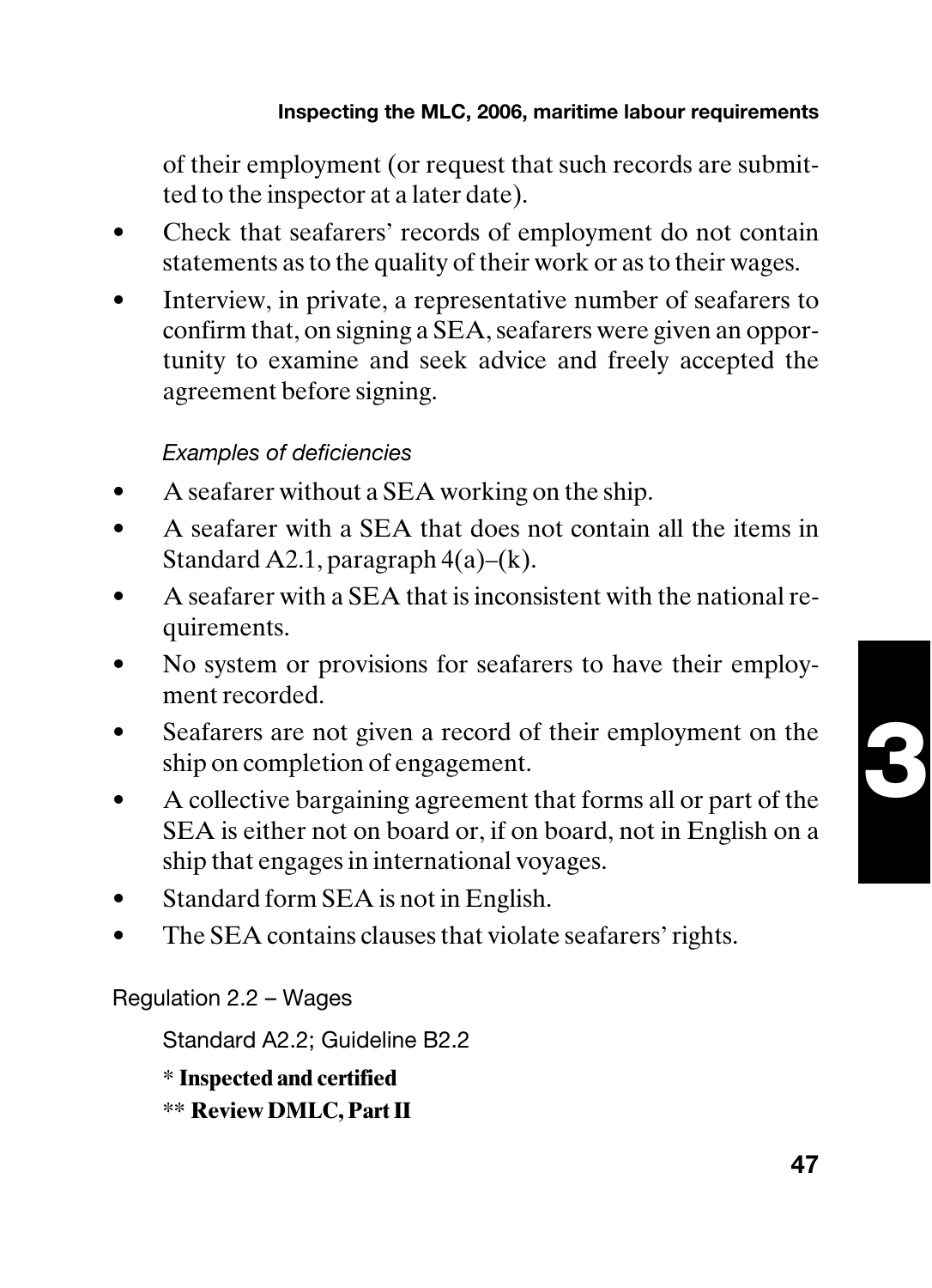of their employment (or request that such records are submitted to the inspector at a later date).

- Check that seafarers' records of employment do not contain statements as to the quality of their work or as to their wages.
- Interview, in private, a representative number of seafarers to confirm that, on signing a SEA, seafarers were given an opportunity to examine and seek advice and freely accepted the agreement before signing.

*Examples of deficiencies*

- A seafarer without a SEA working on the ship.
- A seafarer with a SEA that does not contain all the items in Standard A2.1, paragraph 4(a)–(k).
- A seafarer with a SEA that is inconsistent with the national requirements.
- No system or provisions for seafarers to have their employment recorded.
- Seafarers are not given a record of their employment on the ship on completion of engagement.
- A collective bargaining agreement that forms all or part of the SEA is either not on board or, if on board, not in English on a ship that engages in international voyages.
- Standard form SEA is not in English.
- The SEA contains clauses that violate seafarers' rights.

Regulation 2.2 – Wages

Standard A2.2; Guideline B2.2

\* **Inspected and certified**

\*\* **Review DMLC, Part II**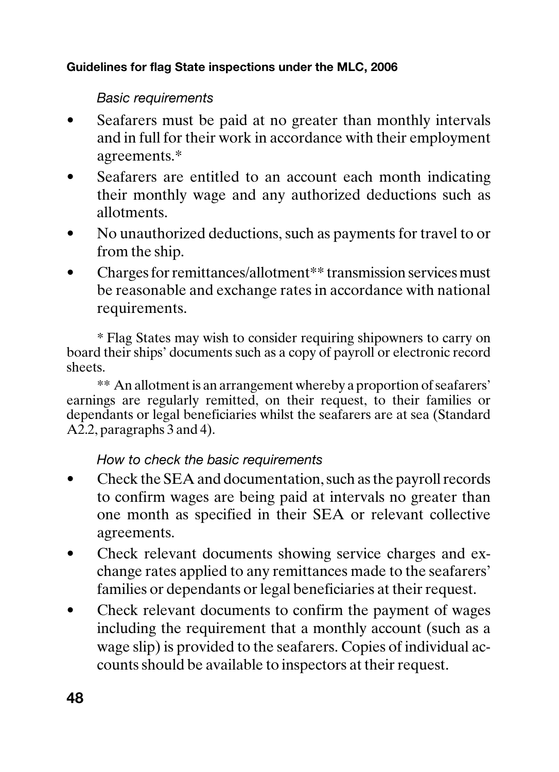*Basic requirements*

- Seafarers must be paid at no greater than monthly intervals and in full for their work in accordance with their employment agreements.*
- Seafarers are entitled to an account each month indicating their monthly wage and any authorized deductions such as allotments.
- No unauthorized deductions, such as payments for travel to or from the ship.
- Charges for remittances/allotment** transmission services must be reasonable and exchange rates in accordance with national requirements.

\* Flag States may wish to consider requiring shipowners to carry on board their ships' documents such as a copy of payroll or electronic record sheets.

\*\* An allotment is an arrangement whereby a proportion of seafarers' earnings are regularly remitted, on their request, to their families or dependants or legal beneficiaries whilst the seafarers are at sea (Standard A2.2, paragraphs 3 and 4).

*How to check the basic requirements*

- Check the SEA and documentation, such as the payroll records to confirm wages are being paid at intervals no greater than one month as specified in their SEA or relevant collective agreements.
- Check relevant documents showing service charges and exchange rates applied to any remittances made to the seafarers' families or dependants or legal beneficiaries at their request.
- Check relevant documents to confirm the payment of wages including the requirement that a monthly account (such as a wage slip) is provided to the seafarers. Copies of individual accounts should be available to inspectors at their request.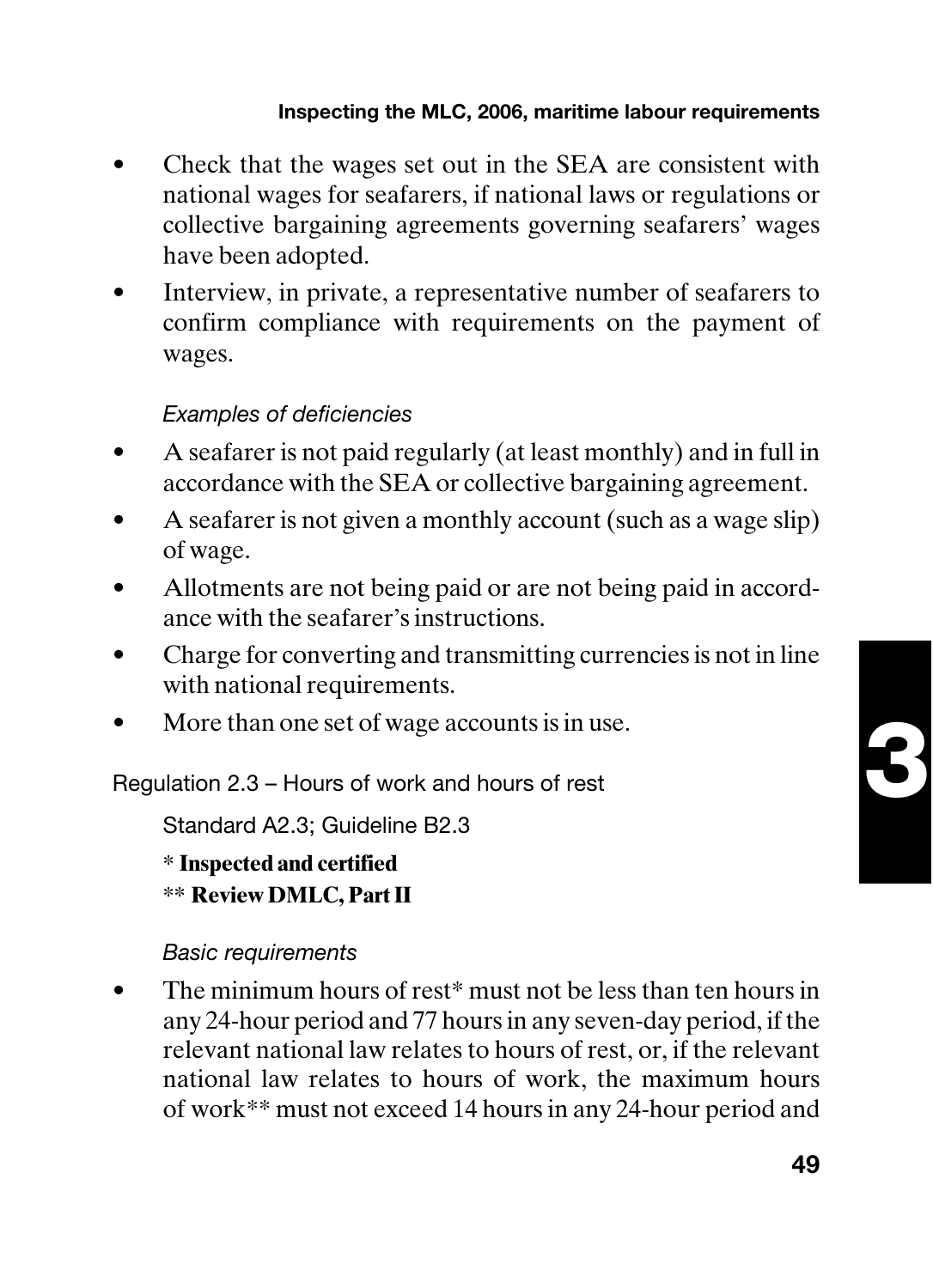- Check that the wages set out in the SEA are consistent with national wages for seafarers, if national laws or regulations or collective bargaining agreements governing seafarers' wages have been adopted.
- Interview, in private, a representative number of seafarers to confirm compliance with requirements on the payment of wages.

*Examples of deficiencies*

- A seafarer is not paid regularly (at least monthly) and in full in accordance with the SEA or collective bargaining agreement.
- A seafarer is not given a monthly account (such as a wage slip) of wage.
- Allotments are not being paid or are not being paid in accordance with the seafarer's instructions.
- Charge for converting and transmitting currencies is not in line with national requirements.
- More than one set of wage accounts is in use.

Regulation 2.3 – Hours of work and hours of rest

Standard A2.3; Guideline B2.3

\* **Inspected and certified**

\*\* **Review DMLC, Part II**

*Basic requirements*

- The minimum hours of rest* must not be less than ten hours in any 24-hour period and 77 hours in any seven-day period, if the relevant national law relates to hours of rest, or, if the relevant national law relates to hours of work, the maximum hours of work** must not exceed 14 hours in any 24-hour period and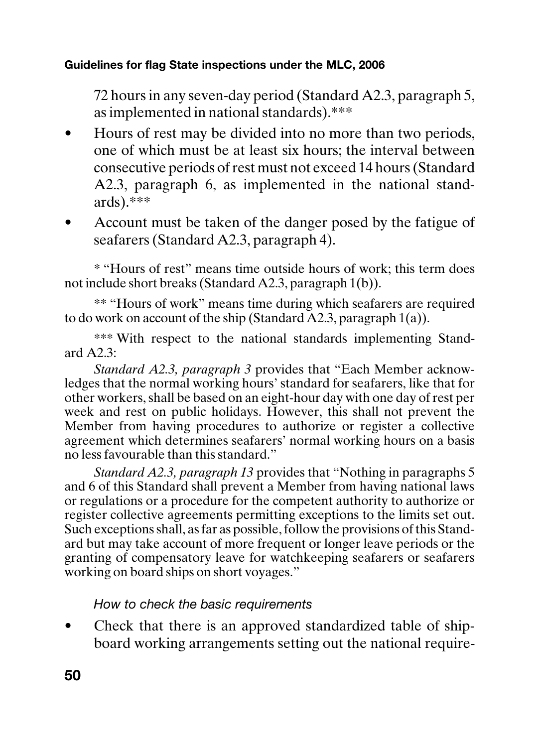72 hours in any seven-day period (Standard A2.3, paragraph 5, as implemented in national standards).***

- Hours of rest may be divided into no more than two periods, one of which must be at least six hours; the interval between consecutive periods of rest must not exceed 14 hours (Standard A2.3, paragraph 6, as implemented in the national standards).***
- Account must be taken of the danger posed by the fatigue of seafarers (Standard A2.3, paragraph 4).

* "Hours of rest" means time outside hours of work; this term does not include short breaks (Standard A2.3, paragraph 1(b)).

** "Hours of work" means time during which seafarers are required to do work on account of the ship (Standard A2.3, paragraph 1(a)).

*** With respect to the national standards implementing Standard A2.3:

*Standard A2.3, paragraph 3* provides that "Each Member acknowledges that the normal working hours' standard for seafarers, like that for other workers, shall be based on an eight-hour day with one day of rest per week and rest on public holidays. However, this shall not prevent the Member from having procedures to authorize or register a collective agreement which determines seafarers' normal working hours on a basis no less favourable than this standard."

*Standard A2.3, paragraph 13* provides that "Nothing in paragraphs 5 and 6 of this Standard shall prevent a Member from having national laws or regulations or a procedure for the competent authority to authorize or register collective agreements permitting exceptions to the limits set out. Such exceptions shall, as far as possible, follow the provisions of this Standard but may take account of more frequent or longer leave periods or the granting of compensatory leave for watchkeeping seafarers or seafarers working on board ships on short voyages."

*How to check the basic requirements*

- Check that there is an approved standardized table of shipboard working arrangements setting out the national require-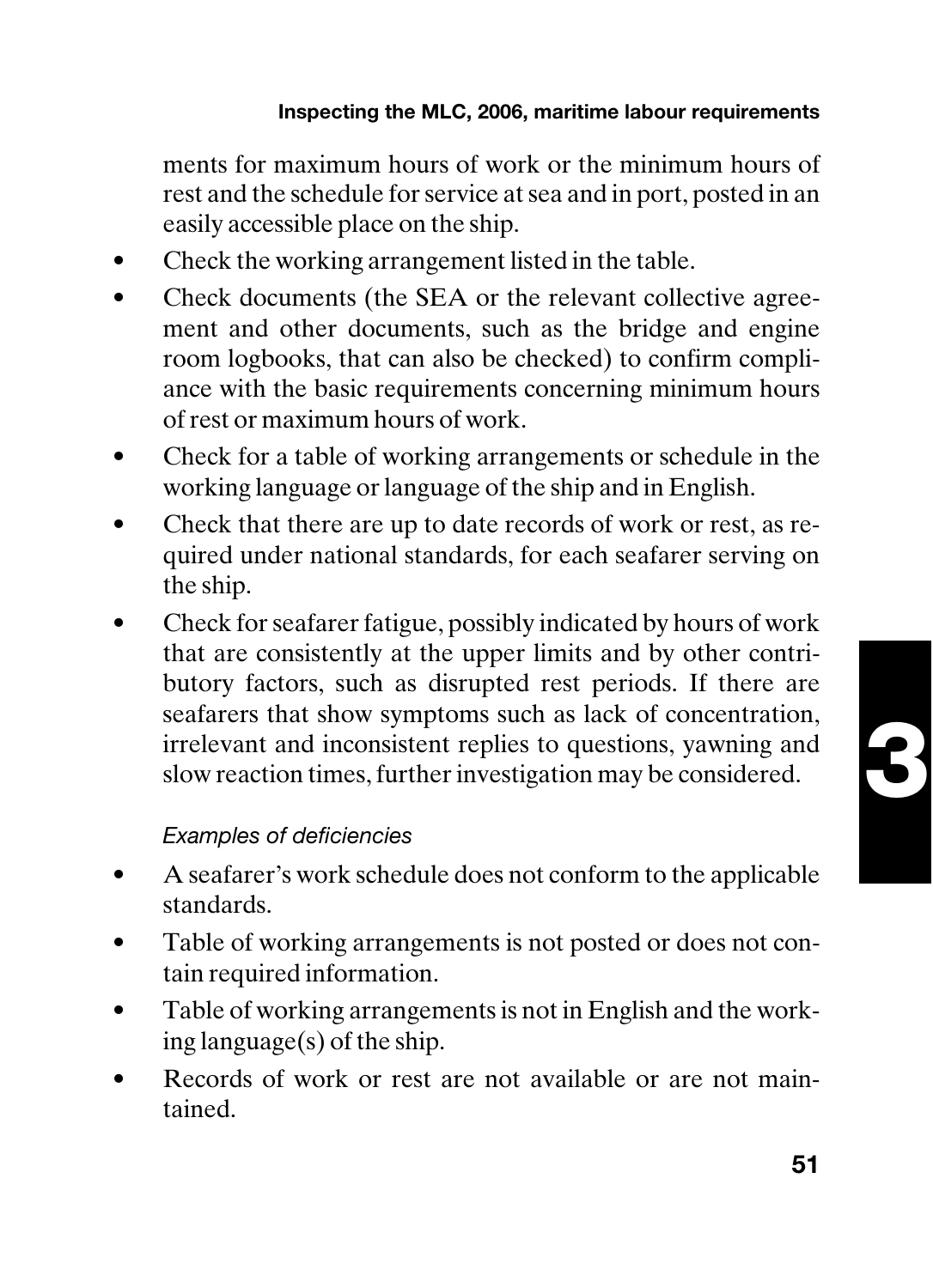ments for maximum hours of work or the minimum hours of rest and the schedule for service at sea and in port, posted in an easily accessible place on the ship.

- Check the working arrangement listed in the table.
- Check documents (the SEA or the relevant collective agreement and other documents, such as the bridge and engine room logbooks, that can also be checked) to confirm compliance with the basic requirements concerning minimum hours of rest or maximum hours of work.
- Check for a table of working arrangements or schedule in the working language or language of the ship and in English.
- Check that there are up to date records of work or rest, as required under national standards, for each seafarer serving on the ship.
- Check for seafarer fatigue, possibly indicated by hours of work that are consistently at the upper limits and by other contributory factors, such as disrupted rest periods. If there are seafarers that show symptoms such as lack of concentration, irrelevant and inconsistent replies to questions, yawning and slow reaction times, further investigation may be considered.

*Examples of deficiencies*

- A seafarer's work schedule does not conform to the applicable standards.
- Table of working arrangements is not posted or does not contain required information.
- Table of working arrangements is not in English and the working language(s) of the ship.
- Records of work or rest are not available or are not maintained.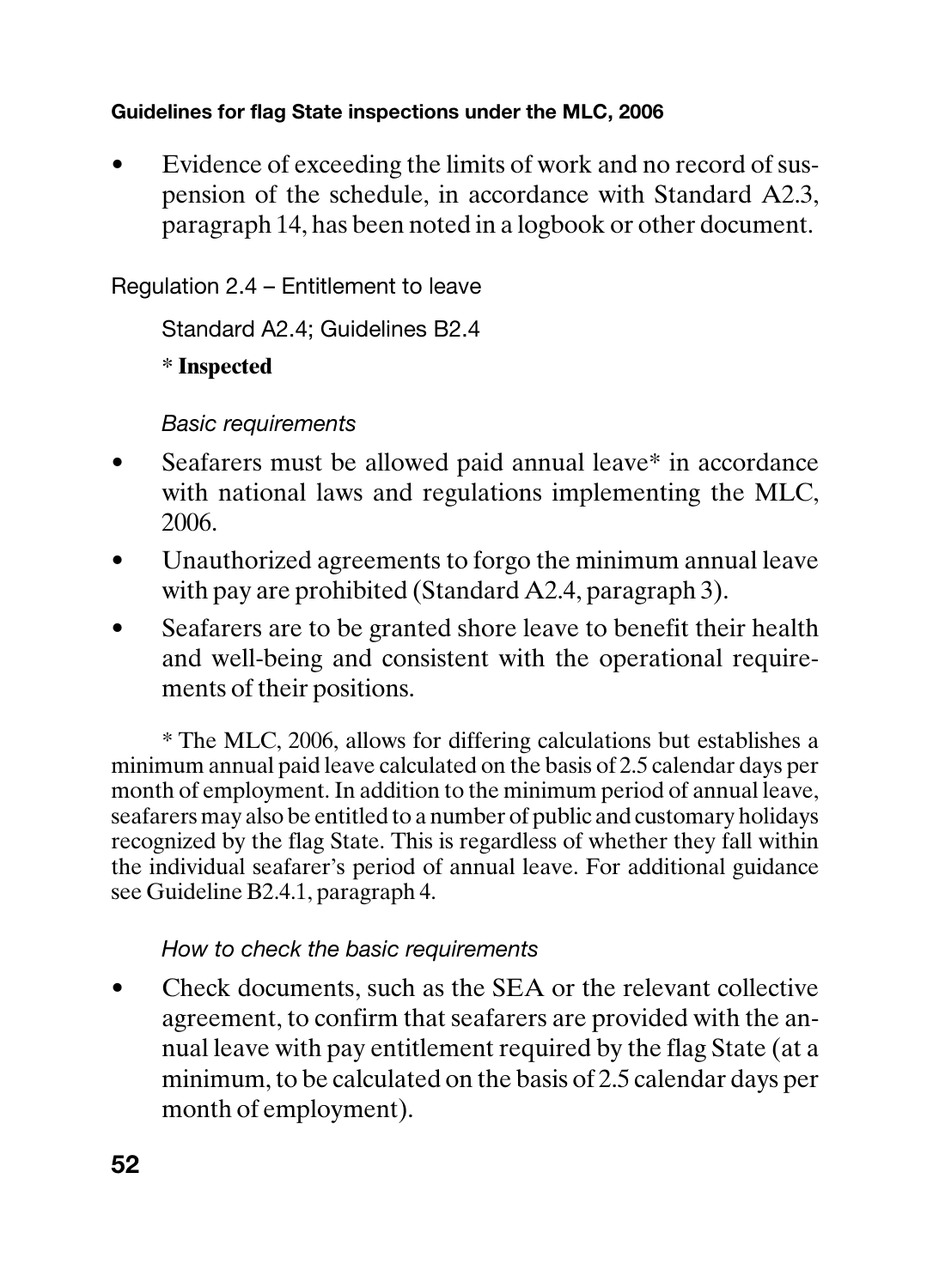- Evidence of exceeding the limits of work and no record of suspension of the schedule, in accordance with Standard A2.3, paragraph 14, has been noted in a logbook or other document.

### Regulation 2.4 – Entitlement to leave

Standard A2.4; Guidelines B2.4

\* **Inspected**

*Basic requirements*

- Seafarers must be allowed paid annual leave* in accordance with national laws and regulations implementing the MLC, 2006.
- Unauthorized agreements to forgo the minimum annual leave with pay are prohibited (Standard A2.4, paragraph 3).
- Seafarers are to be granted shore leave to benefit their health and well-being and consistent with the operational requirements of their positions.

\* The MLC, 2006, allows for differing calculations but establishes a minimum annual paid leave calculated on the basis of 2.5 calendar days per month of employment. In addition to the minimum period of annual leave, seafarers may also be entitled to a number of public and customary holidays recognized by the flag State. This is regardless of whether they fall within the individual seafarer's period of annual leave. For additional guidance see Guideline B2.4.1, paragraph 4.

*How to check the basic requirements*

- Check documents, such as the SEA or the relevant collective agreement, to confirm that seafarers are provided with the annual leave with pay entitlement required by the flag State (at a minimum, to be calculated on the basis of 2.5 calendar days per month of employment).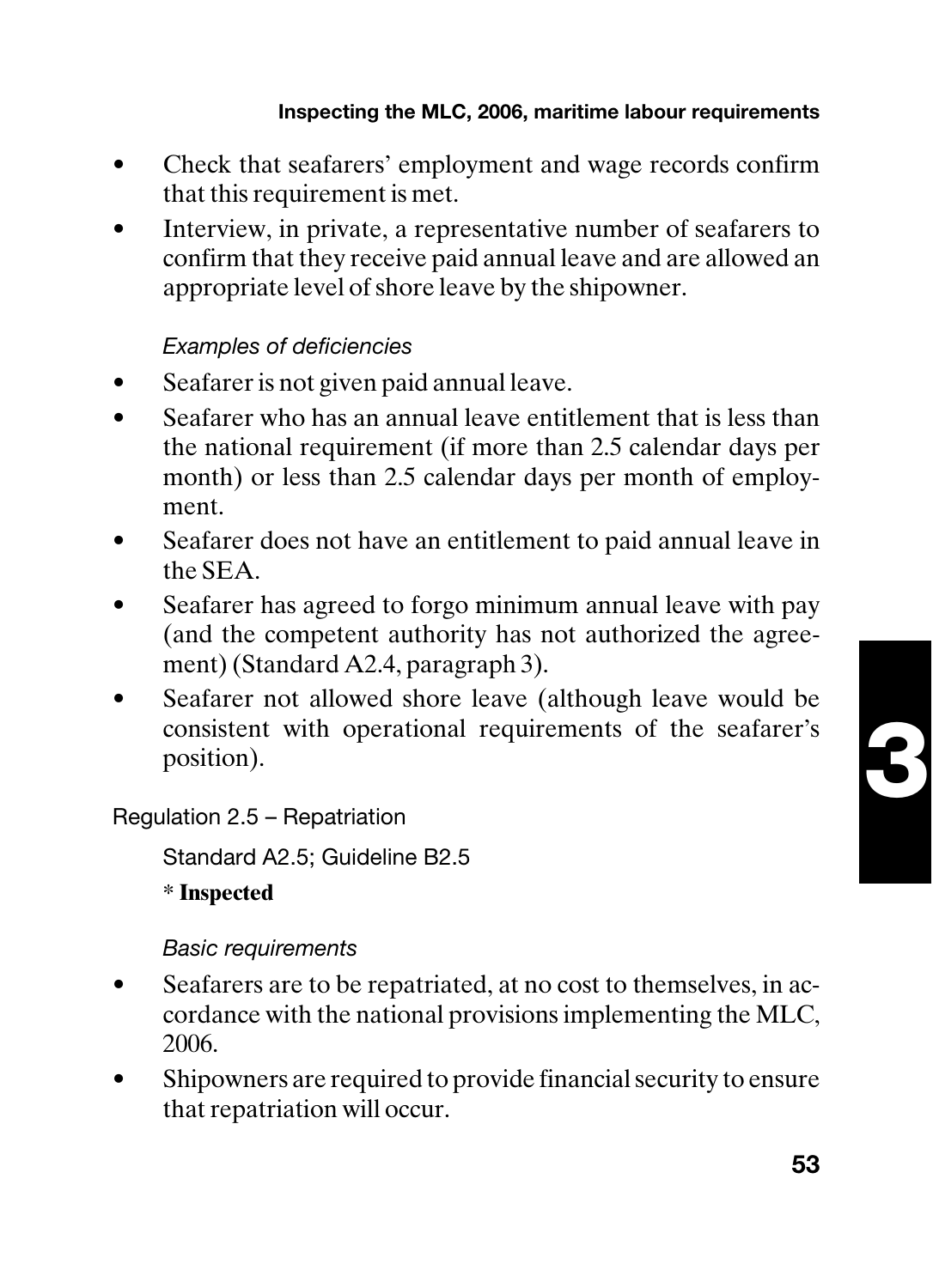- Check that seafarers' employment and wage records confirm that this requirement is met.
- Interview, in private, a representative number of seafarers to confirm that they receive paid annual leave and are allowed an appropriate level of shore leave by the shipowner.

*Examples of deficiencies*

- Seafarer is not given paid annual leave.
- Seafarer who has an annual leave entitlement that is less than the national requirement (if more than 2.5 calendar days per month) or less than 2.5 calendar days per month of employment.
- Seafarer does not have an entitlement to paid annual leave in the SEA.
- Seafarer has agreed to forgo minimum annual leave with pay (and the competent authority has not authorized the agreement) (Standard A2.4, paragraph 3).
- Seafarer not allowed shore leave (although leave would be consistent with operational requirements of the seafarer's position).

Regulation 2.5 – Repatriation

Standard A2.5; Guideline B2.5

\* **Inspected**

*Basic requirements*

- Seafarers are to be repatriated, at no cost to themselves, in accordance with the national provisions implementing the MLC, 2006.
- Shipowners are required to provide financial security to ensure that repatriation will occur.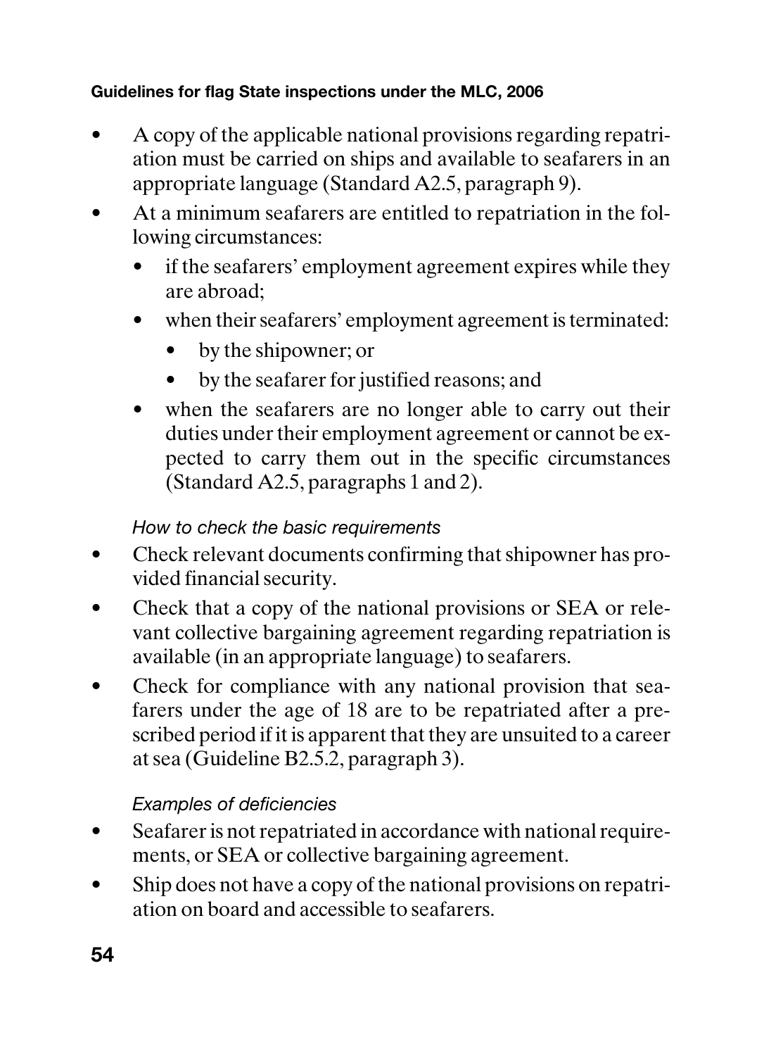- A copy of the applicable national provisions regarding repatriation must be carried on ships and available to seafarers in an appropriate language (Standard A2.5, paragraph 9).
- At a minimum seafarers are entitled to repatriation in the following circumstances:
  - if the seafarers' employment agreement expires while they are abroad;
  - when their seafarers' employment agreement is terminated:
    - by the shipowner; or
    - by the seafarer for justified reasons; and
  - when the seafarers are no longer able to carry out their duties under their employment agreement or cannot be expected to carry them out in the specific circumstances (Standard A2.5, paragraphs 1 and 2).

*How to check the basic requirements*

- Check relevant documents confirming that shipowner has provided financial security.
- Check that a copy of the national provisions or SEA or relevant collective bargaining agreement regarding repatriation is available (in an appropriate language) to seafarers.
- Check for compliance with any national provision that seafarers under the age of 18 are to be repatriated after a prescribed period if it is apparent that they are unsuited to a career at sea (Guideline B2.5.2, paragraph 3).

*Examples of deficiencies*

- Seafarer is not repatriated in accordance with national requirements, or SEA or collective bargaining agreement.
- Ship does not have a copy of the national provisions on repatriation on board and accessible to seafarers.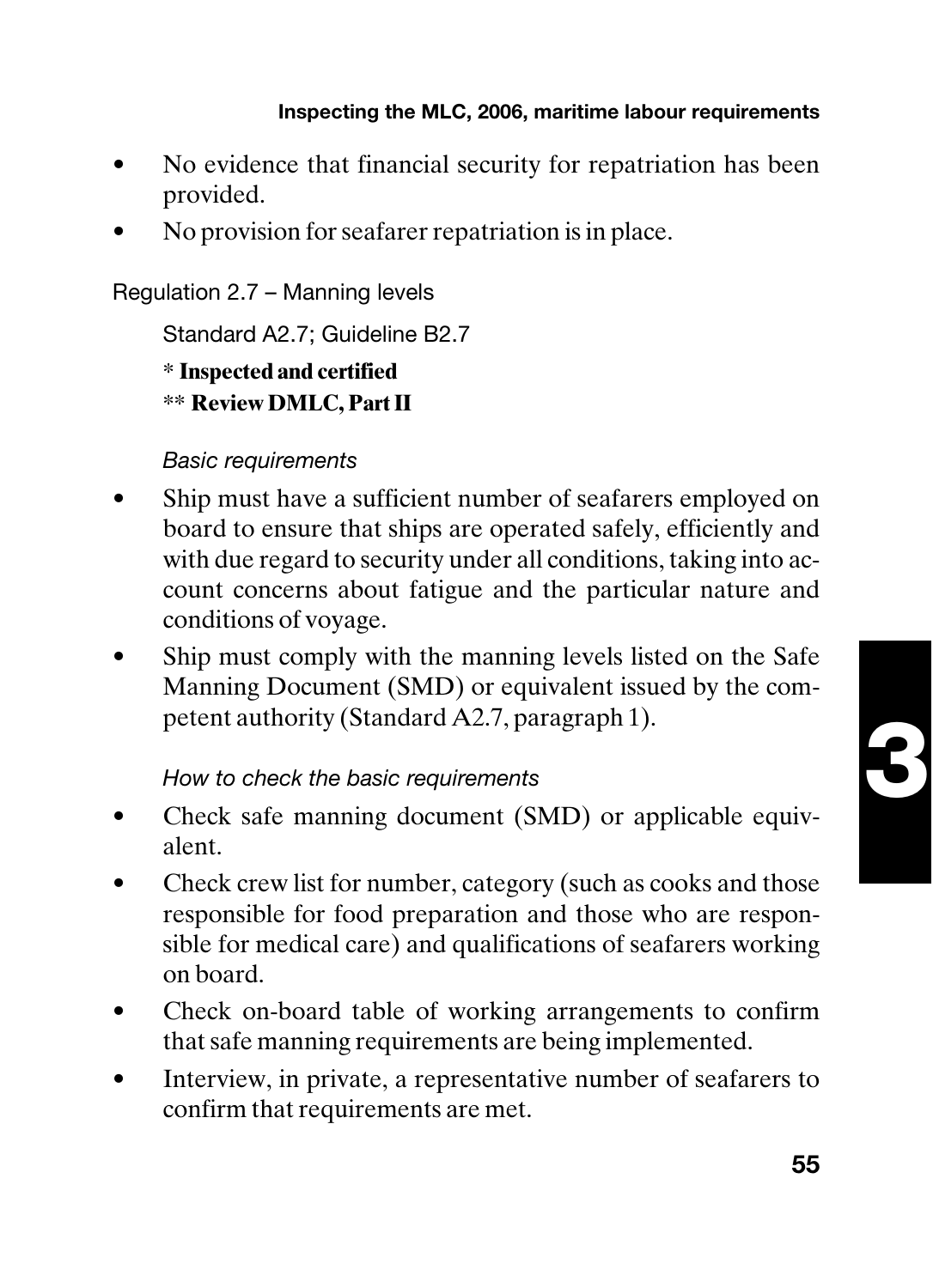- No evidence that financial security for repatriation has been provided.
- No provision for seafarer repatriation is in place.

Regulation 2.7 – Manning levels

Standard A2.7; Guideline B2.7

\* **Inspected and certified**

\*\* **Review DMLC, Part II**

*Basic requirements*

- Ship must have a sufficient number of seafarers employed on board to ensure that ships are operated safely, efficiently and with due regard to security under all conditions, taking into account concerns about fatigue and the particular nature and conditions of voyage.
- Ship must comply with the manning levels listed on the Safe Manning Document (SMD) or equivalent issued by the competent authority (Standard A2.7, paragraph 1).

*How to check the basic requirements*

- Check safe manning document (SMD) or applicable equivalent.
- Check crew list for number, category (such as cooks and those responsible for food preparation and those who are responsible for medical care) and qualifications of seafarers working on board.
- Check on-board table of working arrangements to confirm that safe manning requirements are being implemented.
- Interview, in private, a representative number of seafarers to confirm that requirements are met.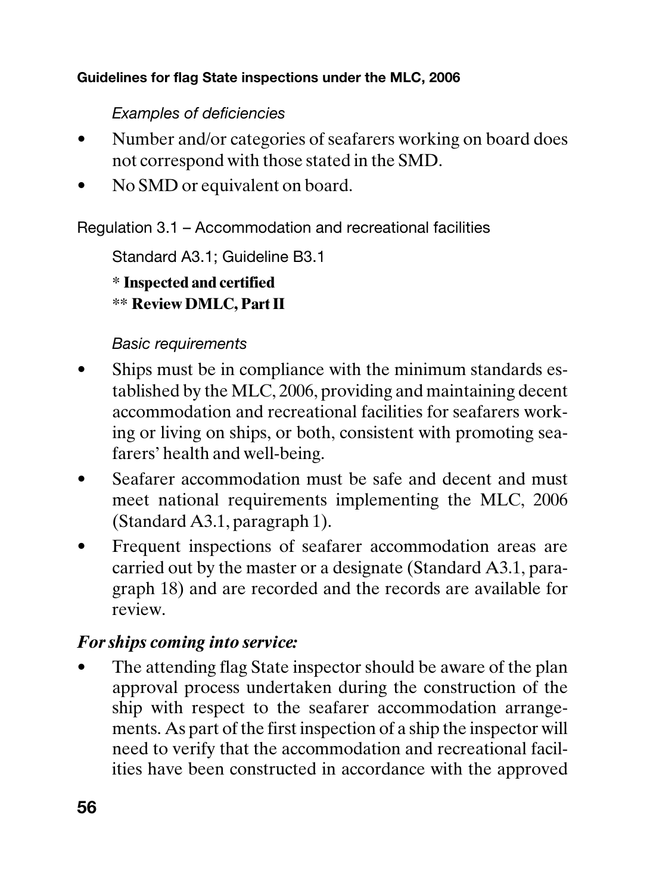*Examples of deficiencies*

- Number and/or categories of seafarers working on board does not correspond with those stated in the SMD.
- No SMD or equivalent on board.

Regulation 3.1 – Accommodation and recreational facilities

Standard A3.1; Guideline B3.1

* **Inspected and certified**
** **Review DMLC, Part II**

*Basic requirements*

- Ships must be in compliance with the minimum standards established by the MLC, 2006, providing and maintaining decent accommodation and recreational facilities for seafarers working or living on ships, or both, consistent with promoting seafarers' health and well-being.
- Seafarer accommodation must be safe and decent and must meet national requirements implementing the MLC, 2006 (Standard A3.1, paragraph 1).
- Frequent inspections of seafarer accommodation areas are carried out by the master or a designate (Standard A3.1, paragraph 18) and are recorded and the records are available for review.

***For ships coming into service:***

- The attending flag State inspector should be aware of the plan approval process undertaken during the construction of the ship with respect to the seafarer accommodation arrangements. As part of the first inspection of a ship the inspector will need to verify that the accommodation and recreational facilities have been constructed in accordance with the approved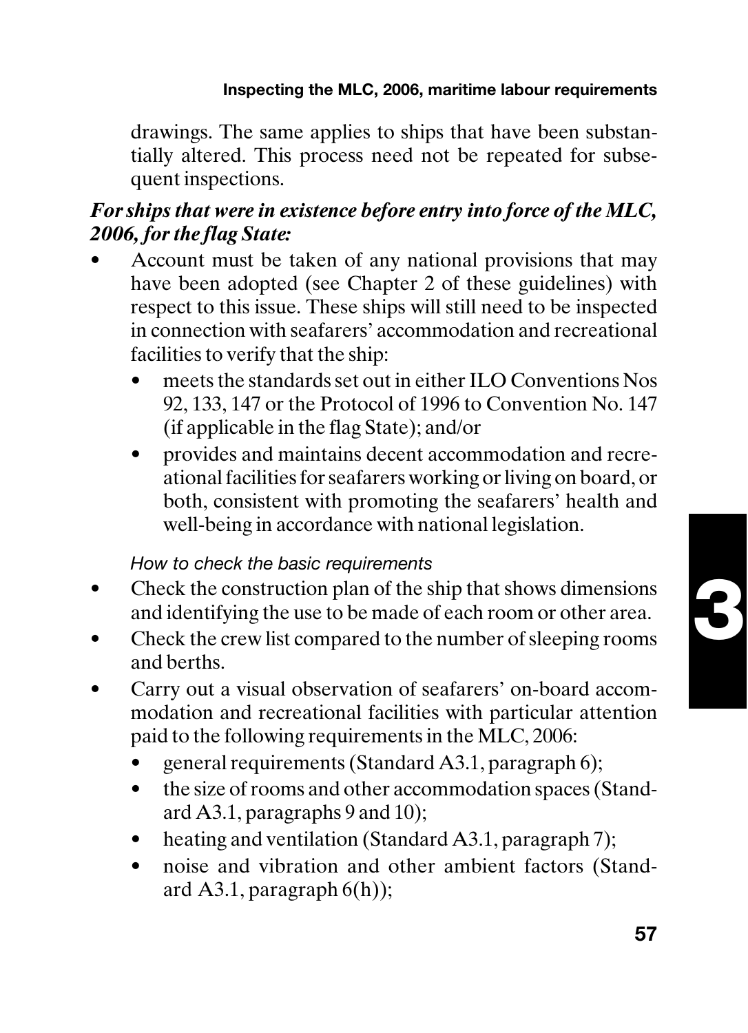drawings. The same applies to ships that have been substantially altered. This process need not be repeated for subsequent inspections.

***For ships that were in existence before entry into force of the MLC, 2006, for the flag State:***

- Account must be taken of any national provisions that may have been adopted (see Chapter 2 of these guidelines) with respect to this issue. These ships will still need to be inspected in connection with seafarers' accommodation and recreational facilities to verify that the ship:
  - meets the standards set out in either ILO Conventions Nos 92, 133, 147 or the Protocol of 1996 to Convention No. 147 (if applicable in the flag State); and/or
  - provides and maintains decent accommodation and recreational facilities for seafarers working or living on board, or both, consistent with promoting the seafarers' health and well-being in accordance with national legislation.

*How to check the basic requirements*

- Check the construction plan of the ship that shows dimensions and identifying the use to be made of each room or other area.
- Check the crew list compared to the number of sleeping rooms and berths.
- Carry out a visual observation of seafarers' on-board accommodation and recreational facilities with particular attention paid to the following requirements in the MLC, 2006:
  - general requirements (Standard A3.1, paragraph 6);
  - the size of rooms and other accommodation spaces (Standard A3.1, paragraphs 9 and 10);
  - heating and ventilation (Standard A3.1, paragraph 7);
  - noise and vibration and other ambient factors (Standard A3.1, paragraph 6(h));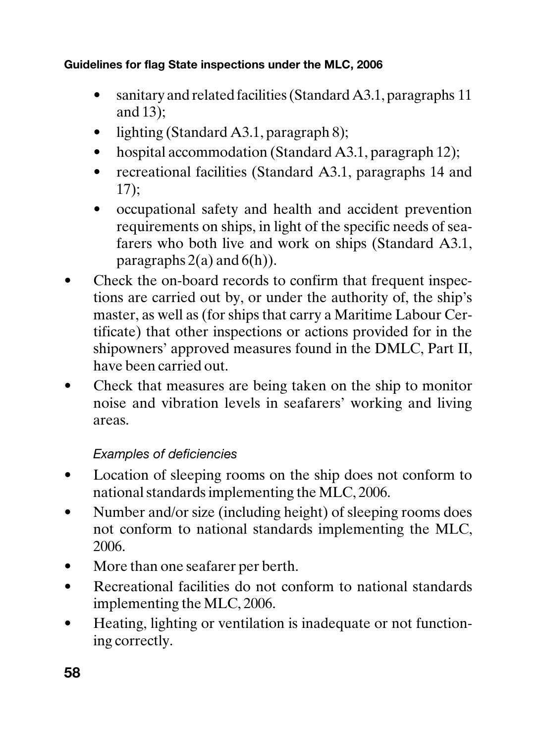- sanitary and related facilities (Standard A3.1, paragraphs 11 and 13);
  - lighting (Standard A3.1, paragraph 8);
  - hospital accommodation (Standard A3.1, paragraph 12);
  - recreational facilities (Standard A3.1, paragraphs 14 and 17);
  - occupational safety and health and accident prevention requirements on ships, in light of the specific needs of seafarers who both live and work on ships (Standard A3.1, paragraphs 2(a) and 6(h)).
- Check the on-board records to confirm that frequent inspections are carried out by, or under the authority of, the ship's master, as well as (for ships that carry a Maritime Labour Certificate) that other inspections or actions provided for in the shipowners' approved measures found in the DMLC, Part II, have been carried out.
- Check that measures are being taken on the ship to monitor noise and vibration levels in seafarers' working and living areas.

*Examples of deficiencies*

- Location of sleeping rooms on the ship does not conform to national standards implementing the MLC, 2006.
- Number and/or size (including height) of sleeping rooms does not conform to national standards implementing the MLC, 2006.
- More than one seafarer per berth.
- Recreational facilities do not conform to national standards implementing the MLC, 2006.
- Heating, lighting or ventilation is inadequate or not functioning correctly.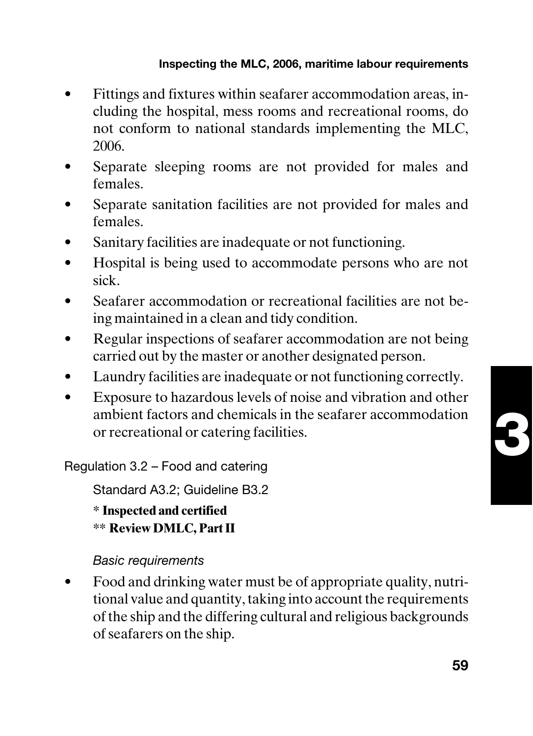- Fittings and fixtures within seafarer accommodation areas, including the hospital, mess rooms and recreational rooms, do not conform to national standards implementing the MLC, 2006.
- Separate sleeping rooms are not provided for males and females.
- Separate sanitation facilities are not provided for males and females.
- Sanitary facilities are inadequate or not functioning.
- Hospital is being used to accommodate persons who are not sick.
- Seafarer accommodation or recreational facilities are not being maintained in a clean and tidy condition.
- Regular inspections of seafarer accommodation are not being carried out by the master or another designated person.
- Laundry facilities are inadequate or not functioning correctly.
- Exposure to hazardous levels of noise and vibration and other ambient factors and chemicals in the seafarer accommodation or recreational or catering facilities.

Regulation 3.2 – Food and catering

Standard A3.2; Guideline B3.2

\* **Inspected and certified**

\*\* **Review DMLC, Part II**

*Basic requirements*

- Food and drinking water must be of appropriate quality, nutritional value and quantity, taking into account the requirements of the ship and the differing cultural and religious backgrounds of seafarers on the ship.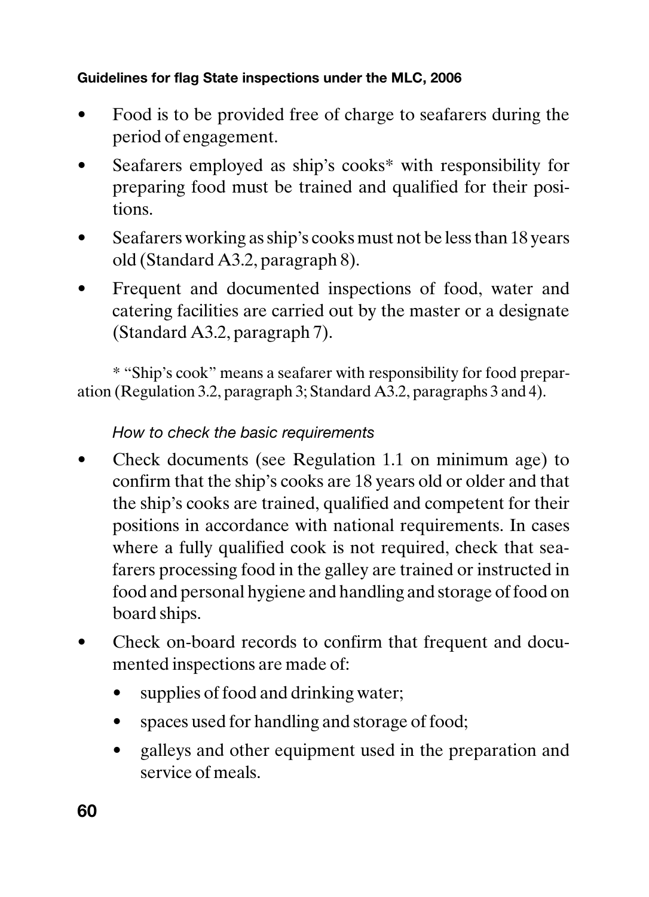- Food is to be provided free of charge to seafarers during the period of engagement.
- Seafarers employed as ship's cooks* with responsibility for preparing food must be trained and qualified for their positions.
- Seafarers working as ship's cooks must not be less than 18 years old (Standard A3.2, paragraph 8).
- Frequent and documented inspections of food, water and catering facilities are carried out by the master or a designate (Standard A3.2, paragraph 7).

\* "Ship's cook" means a seafarer with responsibility for food preparation (Regulation 3.2, paragraph 3; Standard A3.2, paragraphs 3 and 4).

*How to check the basic requirements*

- Check documents (see Regulation 1.1 on minimum age) to confirm that the ship's cooks are 18 years old or older and that the ship's cooks are trained, qualified and competent for their positions in accordance with national requirements. In cases where a fully qualified cook is not required, check that seafarers processing food in the galley are trained or instructed in food and personal hygiene and handling and storage of food on board ships.
- Check on-board records to confirm that frequent and documented inspections are made of:
  - supplies of food and drinking water;
  - spaces used for handling and storage of food;
  - galleys and other equipment used in the preparation and service of meals.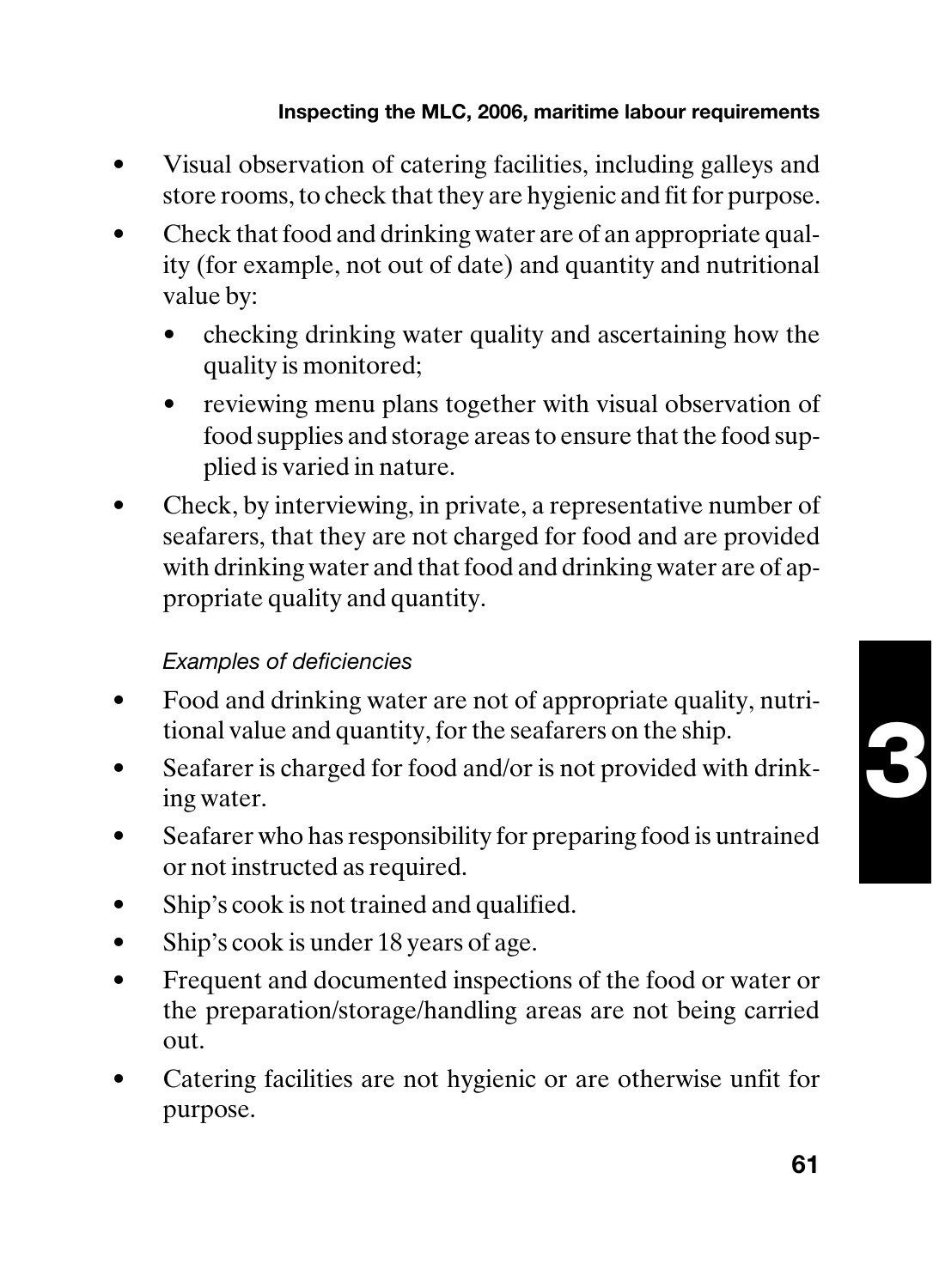- Visual observation of catering facilities, including galleys and store rooms, to check that they are hygienic and fit for purpose.
- Check that food and drinking water are of an appropriate quality (for example, not out of date) and quantity and nutritional value by:
  - checking drinking water quality and ascertaining how the quality is monitored;
  - reviewing menu plans together with visual observation of food supplies and storage areas to ensure that the food supplied is varied in nature.
- Check, by interviewing, in private, a representative number of seafarers, that they are not charged for food and are provided with drinking water and that food and drinking water are of appropriate quality and quantity.

*Examples of deficiencies*

- Food and drinking water are not of appropriate quality, nutritional value and quantity, for the seafarers on the ship.
- Seafarer is charged for food and/or is not provided with drinking water.
- Seafarer who has responsibility for preparing food is untrained or not instructed as required.
- Ship's cook is not trained and qualified.
- Ship's cook is under 18 years of age.
- Frequent and documented inspections of the food or water or the preparation/storage/handling areas are not being carried out.
- Catering facilities are not hygienic or are otherwise unfit for purpose.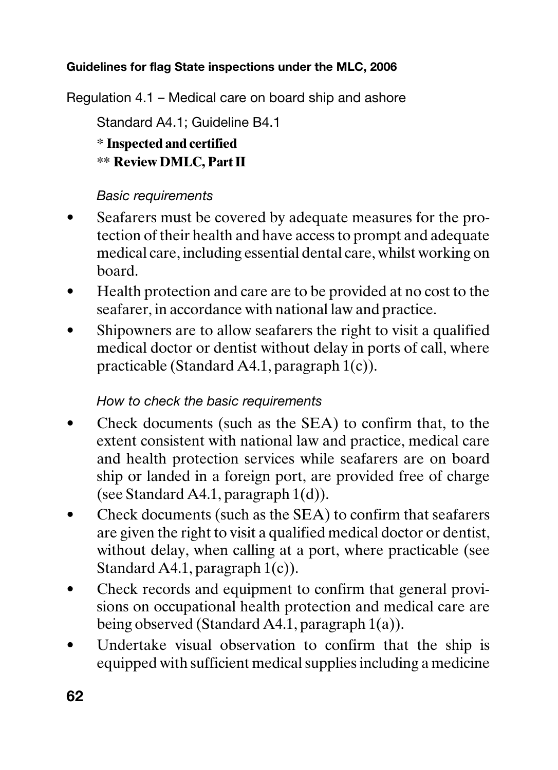Regulation 4.1 – Medical care on board ship and ashore

Standard A4.1; Guideline B4.1

\* **Inspected and certified**

\*\* **Review DMLC, Part II**

*Basic requirements*

- Seafarers must be covered by adequate measures for the protection of their health and have access to prompt and adequate medical care, including essential dental care, whilst working on board.
- Health protection and care are to be provided at no cost to the seafarer, in accordance with national law and practice.
- Shipowners are to allow seafarers the right to visit a qualified medical doctor or dentist without delay in ports of call, where practicable (Standard A4.1, paragraph 1(c)).

*How to check the basic requirements*

- Check documents (such as the SEA) to confirm that, to the extent consistent with national law and practice, medical care and health protection services while seafarers are on board ship or landed in a foreign port, are provided free of charge (see Standard A4.1, paragraph 1(d)).
- Check documents (such as the SEA) to confirm that seafarers are given the right to visit a qualified medical doctor or dentist, without delay, when calling at a port, where practicable (see Standard A4.1, paragraph 1(c)).
- Check records and equipment to confirm that general provisions on occupational health protection and medical care are being observed (Standard A4.1, paragraph 1(a)).
- Undertake visual observation to confirm that the ship is equipped with sufficient medical supplies including a medicine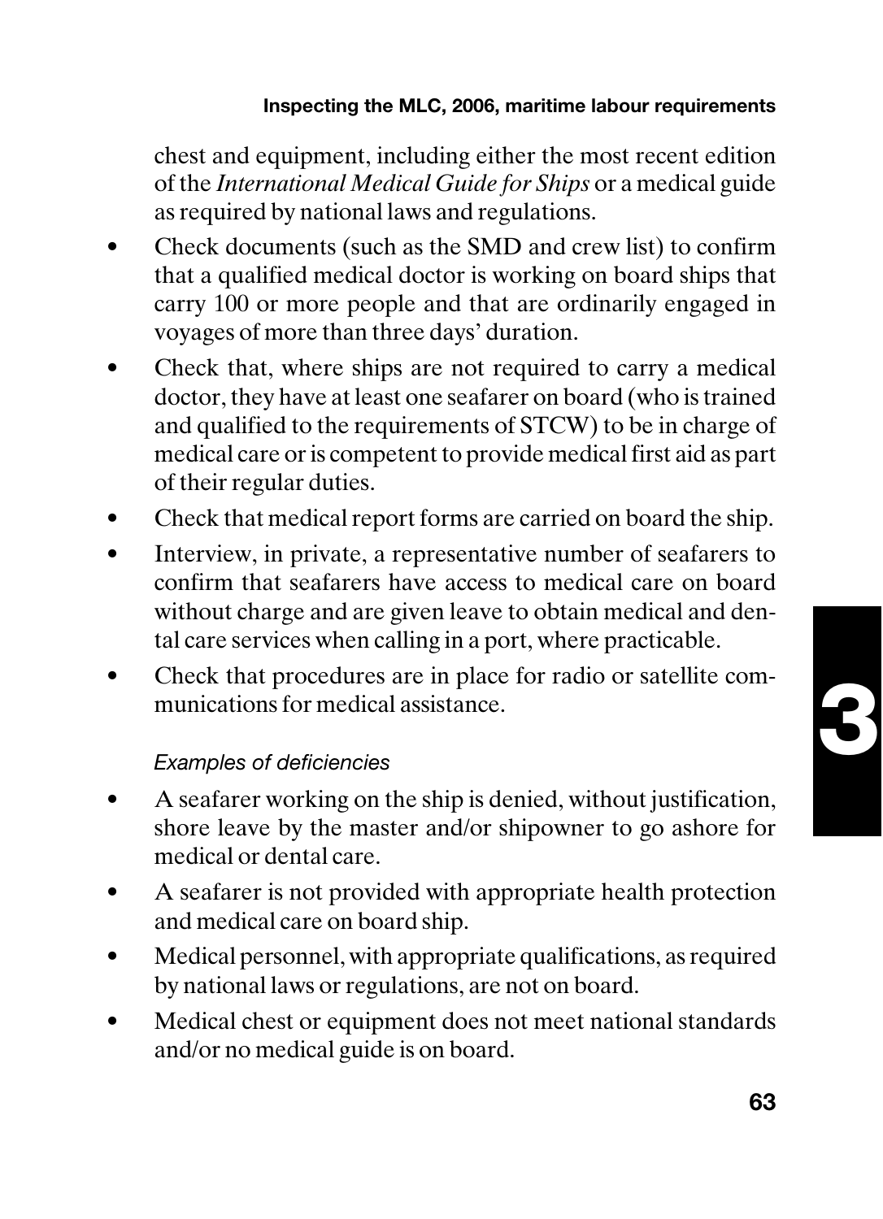chest and equipment, including either the most recent edition of the *International Medical Guide for Ships* or a medical guide as required by national laws and regulations.

- Check documents (such as the SMD and crew list) to confirm that a qualified medical doctor is working on board ships that carry 100 or more people and that are ordinarily engaged in voyages of more than three days' duration.
- Check that, where ships are not required to carry a medical doctor, they have at least one seafarer on board (who is trained and qualified to the requirements of STCW) to be in charge of medical care or is competent to provide medical first aid as part of their regular duties.
- Check that medical report forms are carried on board the ship.
- Interview, in private, a representative number of seafarers to confirm that seafarers have access to medical care on board without charge and are given leave to obtain medical and dental care services when calling in a port, where practicable.
- Check that procedures are in place for radio or satellite communications for medical assistance.

*Examples of deficiencies*

- A seafarer working on the ship is denied, without justification, shore leave by the master and/or shipowner to go ashore for medical or dental care.
- A seafarer is not provided with appropriate health protection and medical care on board ship.
- Medical personnel, with appropriate qualifications, as required by national laws or regulations, are not on board.
- Medical chest or equipment does not meet national standards and/or no medical guide is on board.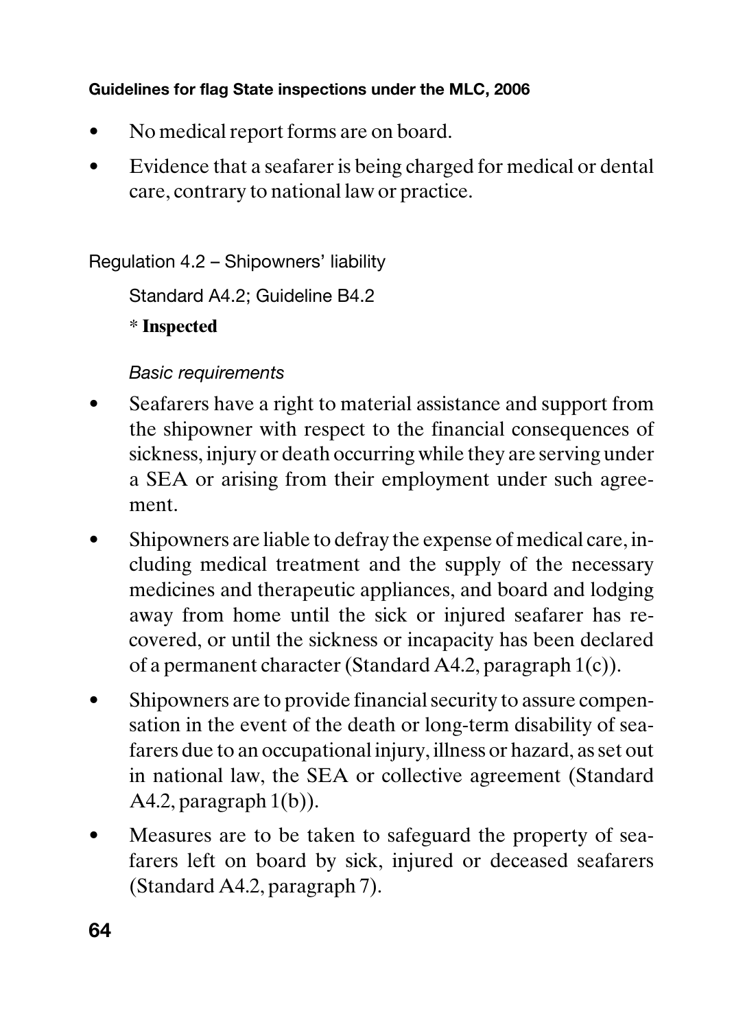- No medical report forms are on board.
- Evidence that a seafarer is being charged for medical or dental care, contrary to national law or practice.

Regulation 4.2 – Shipowners' liability

Standard A4.2; Guideline B4.2

\* **Inspected**

*Basic requirements*

- Seafarers have a right to material assistance and support from the shipowner with respect to the financial consequences of sickness, injury or death occurring while they are serving under a SEA or arising from their employment under such agreement.
- Shipowners are liable to defray the expense of medical care, including medical treatment and the supply of the necessary medicines and therapeutic appliances, and board and lodging away from home until the sick or injured seafarer has recovered, or until the sickness or incapacity has been declared of a permanent character (Standard A4.2, paragraph 1(c)).
- Shipowners are to provide financial security to assure compensation in the event of the death or long-term disability of seafarers due to an occupational injury, illness or hazard, as set out in national law, the SEA or collective agreement (Standard A4.2, paragraph 1(b)).
- Measures are to be taken to safeguard the property of seafarers left on board by sick, injured or deceased seafarers (Standard A4.2, paragraph 7).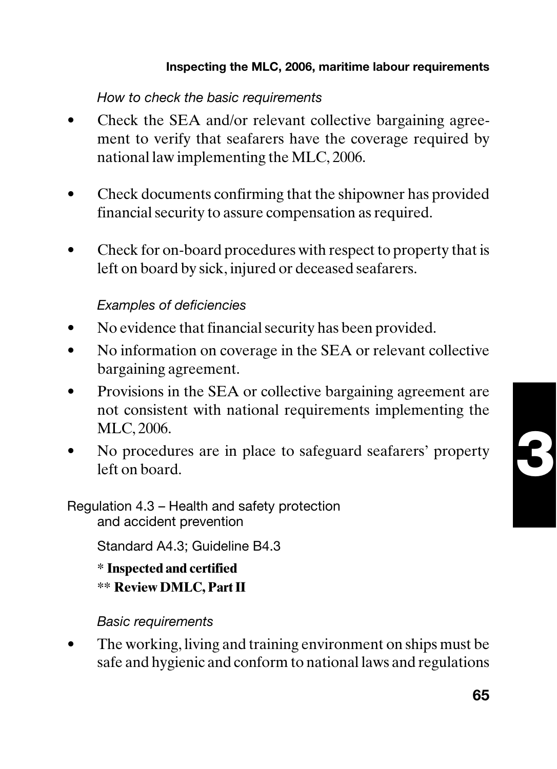*How to check the basic requirements*

- Check the SEA and/or relevant collective bargaining agreement to verify that seafarers have the coverage required by national law implementing the MLC, 2006.

- Check documents confirming that the shipowner has provided financial security to assure compensation as required.

- Check for on-board procedures with respect to property that is left on board by sick, injured or deceased seafarers.

*Examples of deficiencies*

- No evidence that financial security has been provided.
- No information on coverage in the SEA or relevant collective bargaining agreement.
- Provisions in the SEA or collective bargaining agreement are not consistent with national requirements implementing the MLC, 2006.
- No procedures are in place to safeguard seafarers' property left on board.

Regulation 4.3 – Health and safety protection and accident prevention

Standard A4.3; Guideline B4.3

\* **Inspected and certified**

\*\* **Review DMLC, Part II**

*Basic requirements*

- The working, living and training environment on ships must be safe and hygienic and conform to national laws and regulations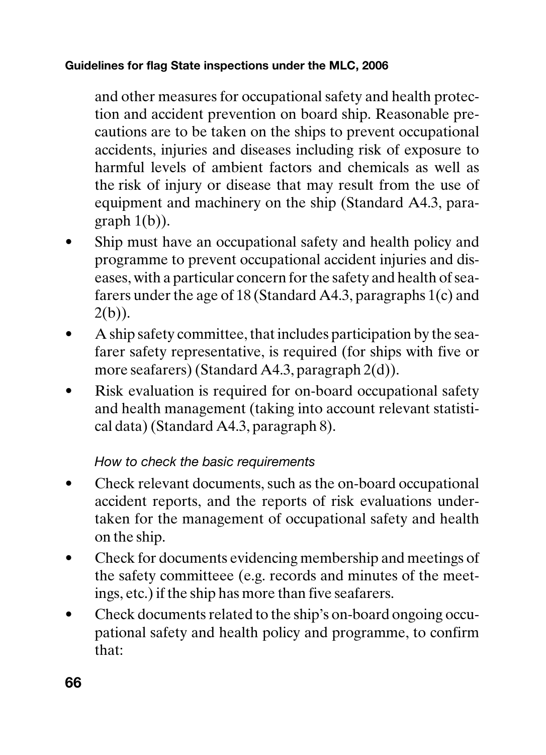and other measures for occupational safety and health protection and accident prevention on board ship. Reasonable precautions are to be taken on the ships to prevent occupational accidents, injuries and diseases including risk of exposure to harmful levels of ambient factors and chemicals as well as the risk of injury or disease that may result from the use of equipment and machinery on the ship (Standard A4.3, paragraph 1(b)).

- Ship must have an occupational safety and health policy and programme to prevent occupational accident injuries and diseases, with a particular concern for the safety and health of seafarers under the age of 18 (Standard A4.3, paragraphs 1(c) and 2(b)).
- A ship safety committee, that includes participation by the seafarer safety representative, is required (for ships with five or more seafarers) (Standard A4.3, paragraph 2(d)).
- Risk evaluation is required for on-board occupational safety and health management (taking into account relevant statistical data) (Standard A4.3, paragraph 8).

*How to check the basic requirements*

- Check relevant documents, such as the on-board occupational accident reports, and the reports of risk evaluations undertaken for the management of occupational safety and health on the ship.
- Check for documents evidencing membership and meetings of the safety committeee (e.g. records and minutes of the meetings, etc.) if the ship has more than five seafarers.
- Check documents related to the ship's on-board ongoing occupational safety and health policy and programme, to confirm that: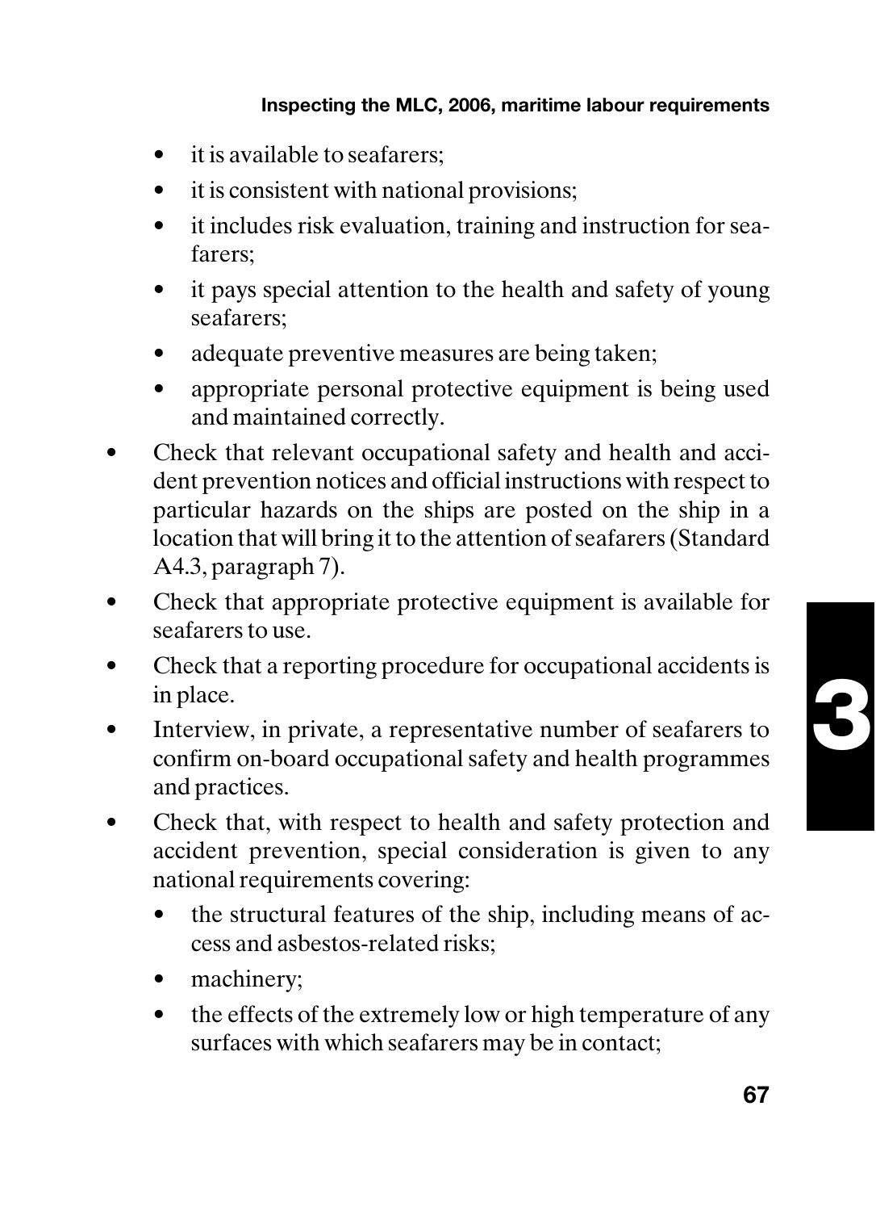- it is available to seafarers;
  - it is consistent with national provisions;
  - it includes risk evaluation, training and instruction for seafarers;
  - it pays special attention to the health and safety of young seafarers;
  - adequate preventive measures are being taken;
  - appropriate personal protective equipment is being used and maintained correctly.
- Check that relevant occupational safety and health and accident prevention notices and official instructions with respect to particular hazards on the ships are posted on the ship in a location that will bring it to the attention of seafarers (Standard A4.3, paragraph 7).
- Check that appropriate protective equipment is available for seafarers to use.
- Check that a reporting procedure for occupational accidents is in place.
- Interview, in private, a representative number of seafarers to confirm on-board occupational safety and health programmes and practices.
- Check that, with respect to health and safety protection and accident prevention, special consideration is given to any national requirements covering:
  - the structural features of the ship, including means of access and asbestos-related risks;
  - machinery;
  - the effects of the extremely low or high temperature of any surfaces with which seafarers may be in contact;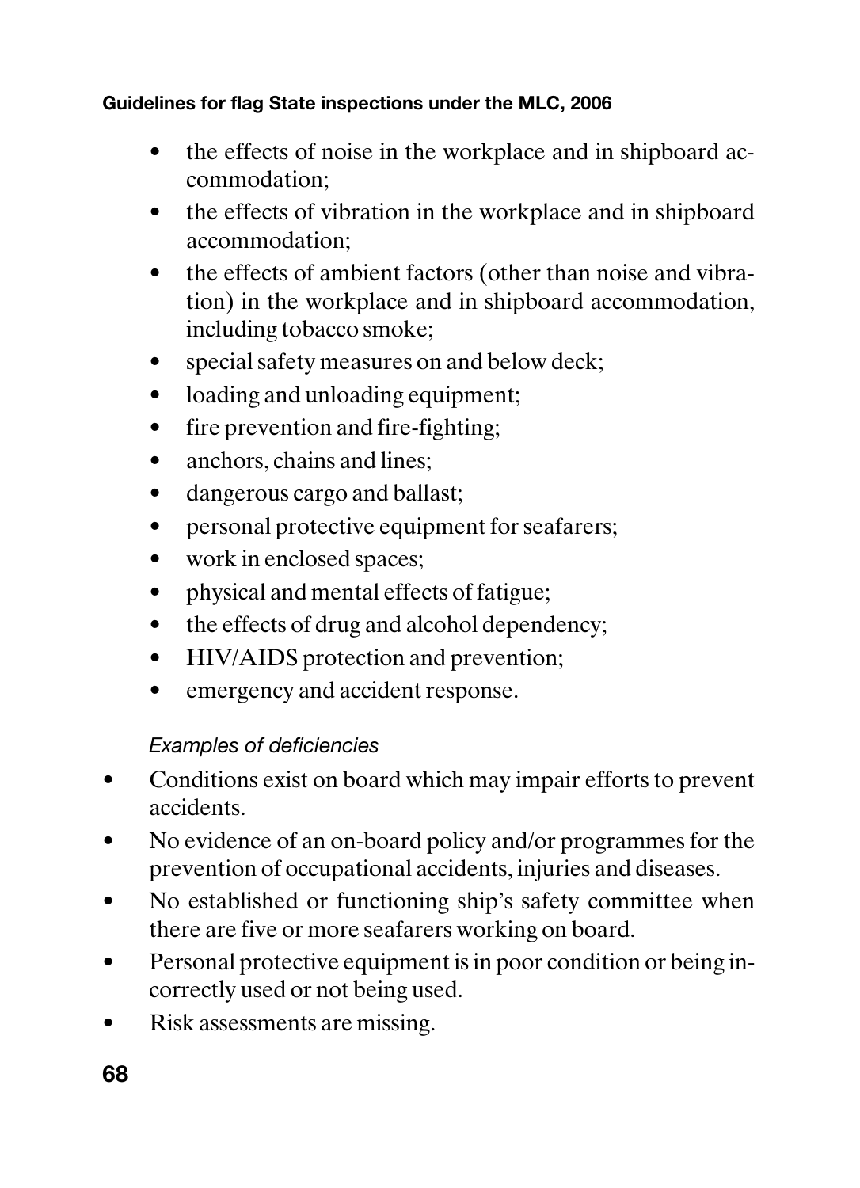- the effects of noise in the workplace and in shipboard accommodation;
- the effects of vibration in the workplace and in shipboard accommodation;
- the effects of ambient factors (other than noise and vibration) in the workplace and in shipboard accommodation, including tobacco smoke;
- special safety measures on and below deck;
- loading and unloading equipment;
- fire prevention and fire-fighting;
- anchors, chains and lines;
- dangerous cargo and ballast;
- personal protective equipment for seafarers;
- work in enclosed spaces;
- physical and mental effects of fatigue;
- the effects of drug and alcohol dependency;
- HIV/AIDS protection and prevention;
- emergency and accident response.

*Examples of deficiencies*

- Conditions exist on board which may impair efforts to prevent accidents.
- No evidence of an on-board policy and/or programmes for the prevention of occupational accidents, injuries and diseases.
- No established or functioning ship's safety committee when there are five or more seafarers working on board.
- Personal protective equipment is in poor condition or being incorrectly used or not being used.
- Risk assessments are missing.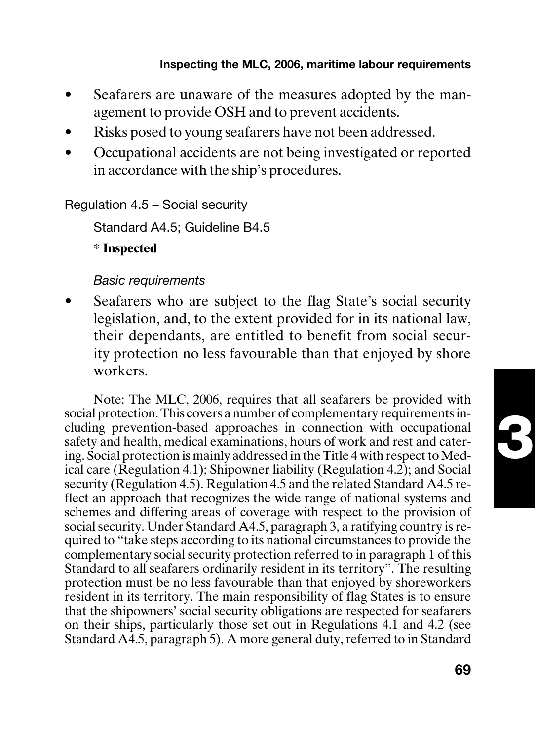- Seafarers are unaware of the measures adopted by the management to provide OSH and to prevent accidents.
- Risks posed to young seafarers have not been addressed.
- Occupational accidents are not being investigated or reported in accordance with the ship's procedures.

Regulation 4.5 – Social security

Standard A4.5; Guideline B4.5

\* **Inspected**

*Basic requirements*

- Seafarers who are subject to the flag State's social security legislation, and, to the extent provided for in its national law, their dependants, are entitled to benefit from social security protection no less favourable than that enjoyed by shore workers.

Note: The MLC, 2006, requires that all seafarers be provided with social protection. This covers a number of complementary requirements including prevention-based approaches in connection with occupational safety and health, medical examinations, hours of work and rest and catering. Social protection is mainly addressed in the Title 4 with respect to Medical care (Regulation 4.1); Shipowner liability (Regulation 4.2); and Social security (Regulation 4.5). Regulation 4.5 and the related Standard A4.5 reflect an approach that recognizes the wide range of national systems and schemes and differing areas of coverage with respect to the provision of social security. Under Standard A4.5, paragraph 3, a ratifying country is required to "take steps according to its national circumstances to provide the complementary social security protection referred to in paragraph 1 of this Standard to all seafarers ordinarily resident in its territory". The resulting protection must be no less favourable than that enjoyed by shoreworkers resident in its territory. The main responsibility of flag States is to ensure that the shipowners' social security obligations are respected for seafarers on their ships, particularly those set out in Regulations 4.1 and 4.2 (see Standard A4.5, paragraph 5). A more general duty, referred to in Standard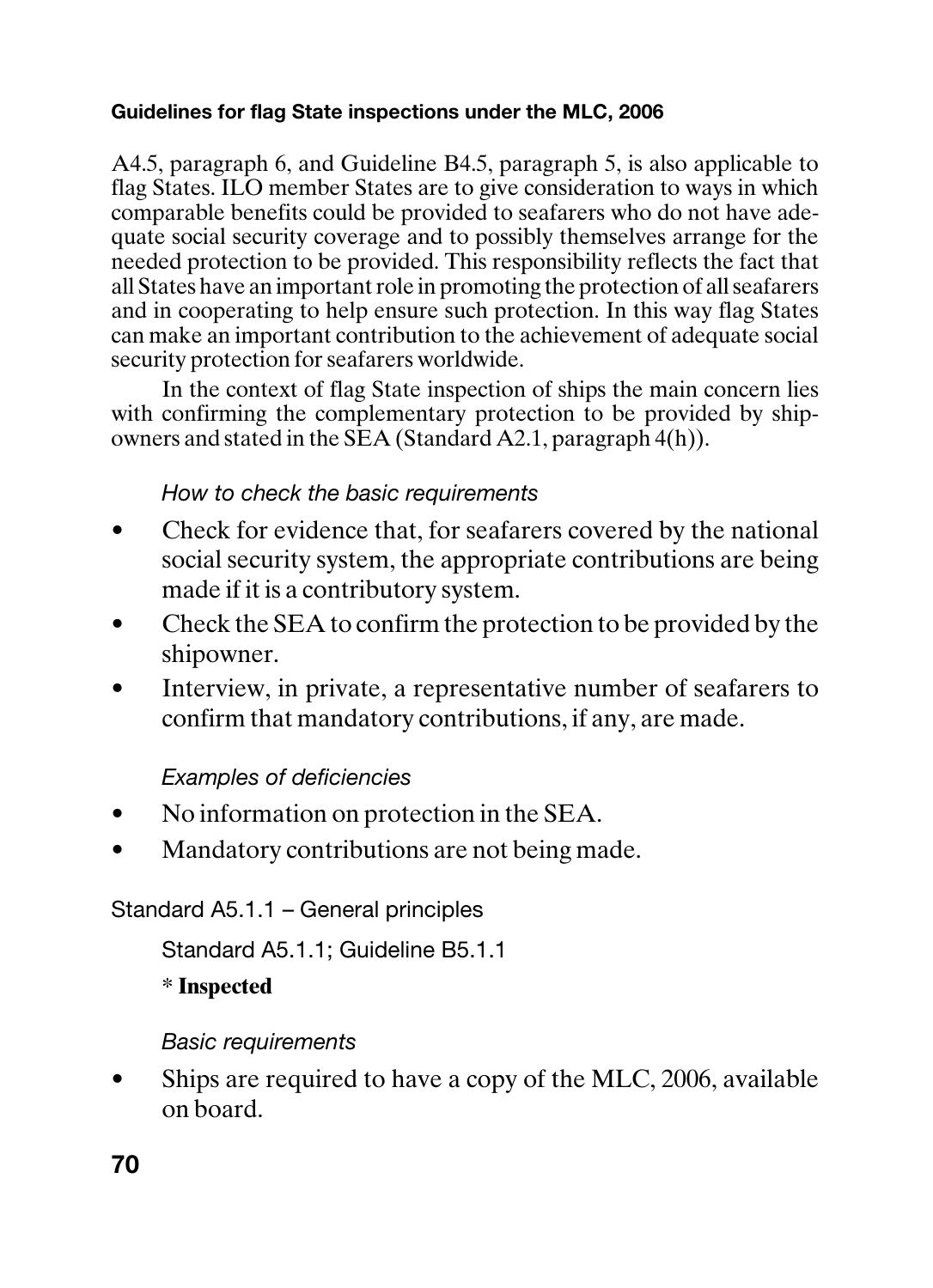A4.5, paragraph 6, and Guideline B4.5, paragraph 5, is also applicable to flag States. ILO member States are to give consideration to ways in which comparable benefits could be provided to seafarers who do not have adequate social security coverage and to possibly themselves arrange for the needed protection to be provided. This responsibility reflects the fact that all States have an important role in promoting the protection of all seafarers and in cooperating to help ensure such protection. In this way flag States can make an important contribution to the achievement of adequate social security protection for seafarers worldwide.

In the context of flag State inspection of ships the main concern lies with confirming the complementary protection to be provided by shipowners and stated in the SEA (Standard A2.1, paragraph 4(h)).

*How to check the basic requirements*

- Check for evidence that, for seafarers covered by the national social security system, the appropriate contributions are being made if it is a contributory system.
- Check the SEA to confirm the protection to be provided by the shipowner.
- Interview, in private, a representative number of seafarers to confirm that mandatory contributions, if any, are made.

*Examples of deficiencies*

- No information on protection in the SEA.
- Mandatory contributions are not being made.

### Standard A5.1.1 – General principles

Standard A5.1.1; Guideline B5.1.1

**\* Inspected**

*Basic requirements*

- Ships are required to have a copy of the MLC, 2006, available on board.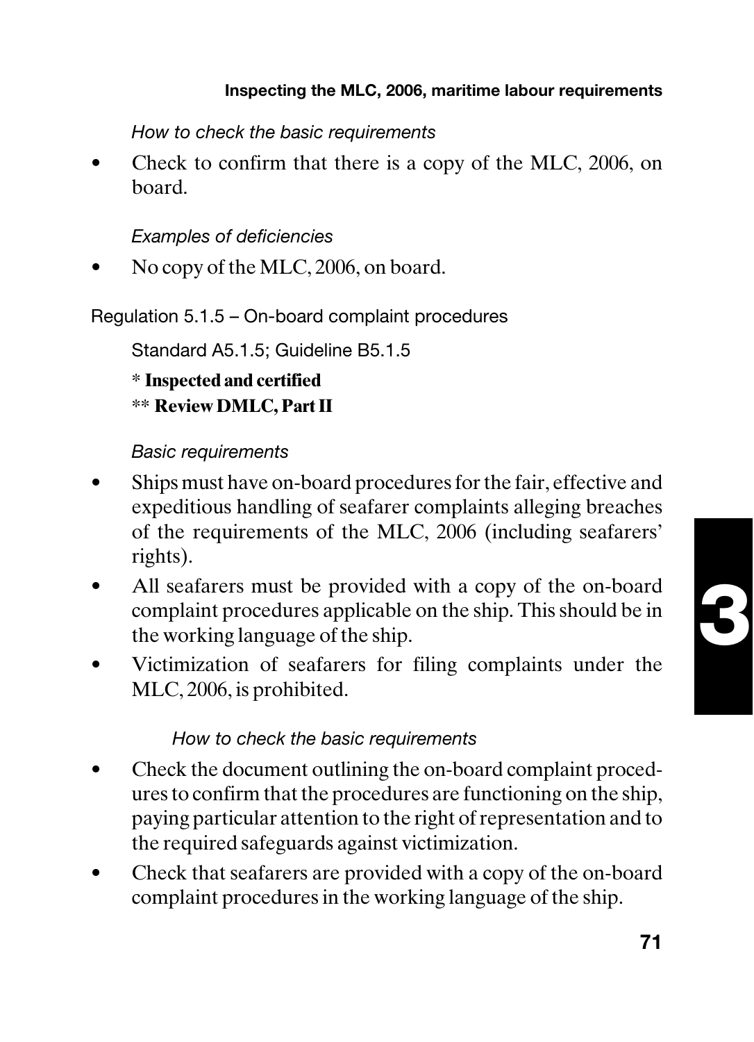*How to check the basic requirements*

- Check to confirm that there is a copy of the MLC, 2006, on board.

*Examples of deficiencies*

- No copy of the MLC, 2006, on board.

Regulation 5.1.5 – On-board complaint procedures

Standard A5.1.5; Guideline B5.1.5

\* **Inspected and certified**
\*\* **Review DMLC, Part II**

*Basic requirements*

- Ships must have on-board procedures for the fair, effective and expeditious handling of seafarer complaints alleging breaches of the requirements of the MLC, 2006 (including seafarers' rights).
- All seafarers must be provided with a copy of the on-board complaint procedures applicable on the ship. This should be in the working language of the ship.
- Victimization of seafarers for filing complaints under the MLC, 2006, is prohibited.

*How to check the basic requirements*

- Check the document outlining the on-board complaint procedures to confirm that the procedures are functioning on the ship, paying particular attention to the right of representation and to the required safeguards against victimization.
- Check that seafarers are provided with a copy of the on-board complaint procedures in the working language of the ship.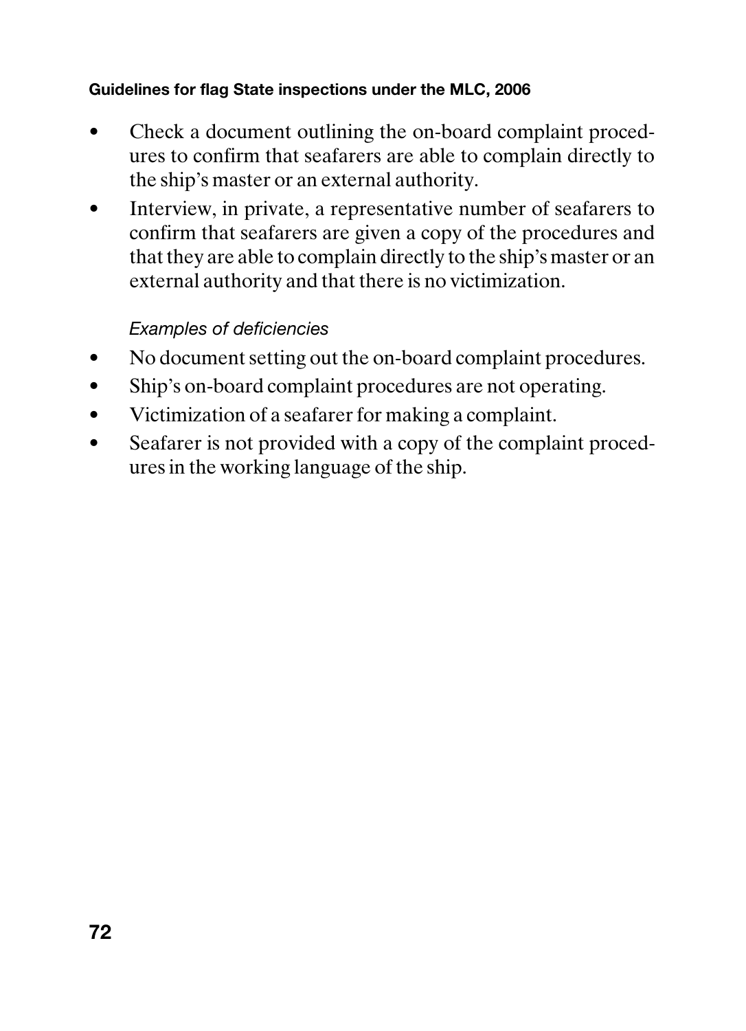- Check a document outlining the on-board complaint procedures to confirm that seafarers are able to complain directly to the ship's master or an external authority.
- Interview, in private, a representative number of seafarers to confirm that seafarers are given a copy of the procedures and that they are able to complain directly to the ship's master or an external authority and that there is no victimization.

*Examples of deficiencies*

- No document setting out the on-board complaint procedures.
- Ship's on-board complaint procedures are not operating.
- Victimization of a seafarer for making a complaint.
- Seafarer is not provided with a copy of the complaint procedures in the working language of the ship.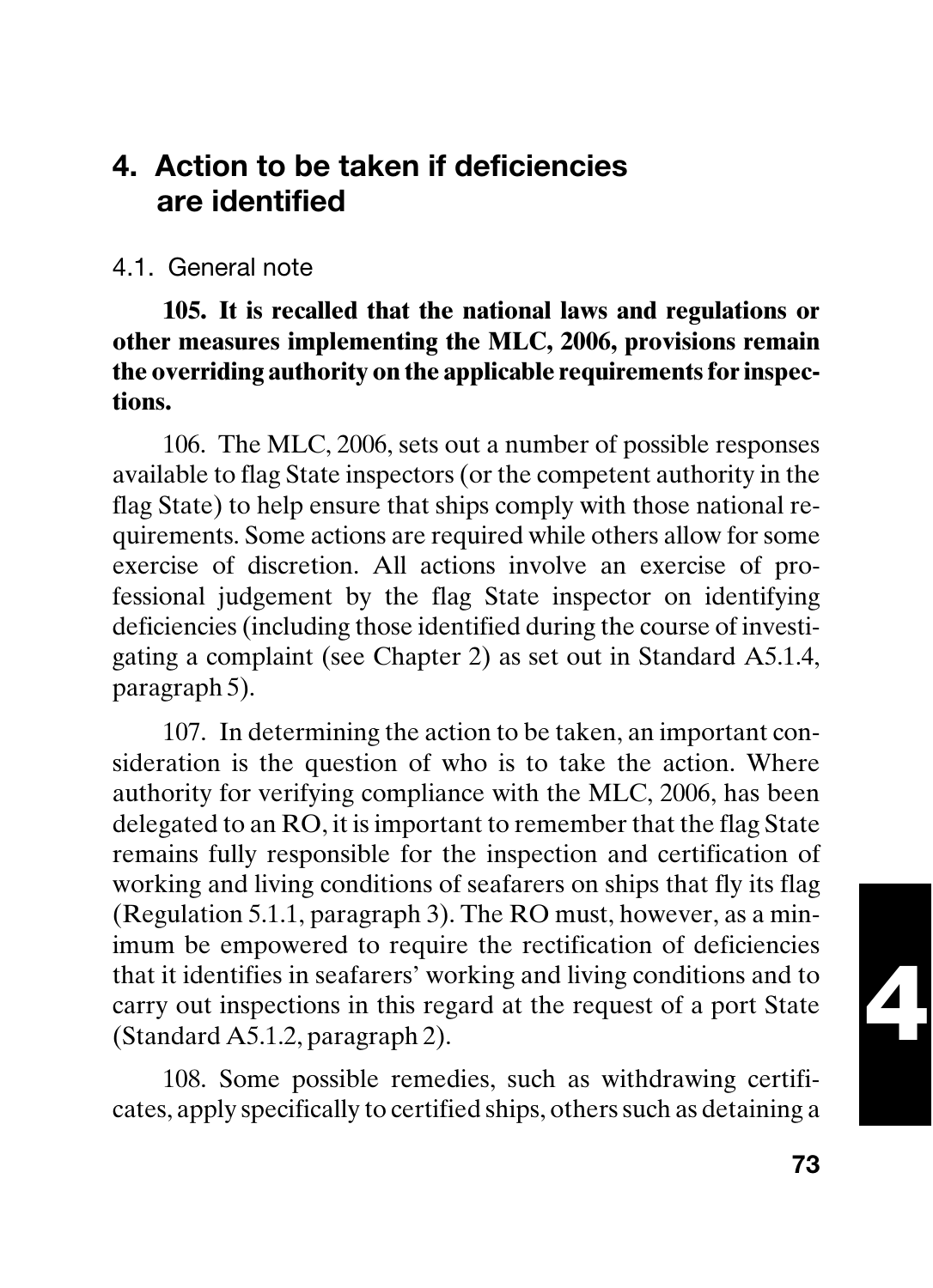# 4. Action to be taken if deficiencies are identified

## 4.1. General note

**105. It is recalled that the national laws and regulations or other measures implementing the MLC, 2006, provisions remain the overriding authority on the applicable requirements for inspections.**

106. The MLC, 2006, sets out a number of possible responses available to flag State inspectors (or the competent authority in the flag State) to help ensure that ships comply with those national requirements. Some actions are required while others allow for some exercise of discretion. All actions involve an exercise of professional judgement by the flag State inspector on identifying deficiencies (including those identified during the course of investigating a complaint (see Chapter 2) as set out in Standard A5.1.4, paragraph 5).

107. In determining the action to be taken, an important consideration is the question of who is to take the action. Where authority for verifying compliance with the MLC, 2006, has been delegated to an RO, it is important to remember that the flag State remains fully responsible for the inspection and certification of working and living conditions of seafarers on ships that fly its flag (Regulation 5.1.1, paragraph 3). The RO must, however, as a minimum be empowered to require the rectification of deficiencies that it identifies in seafarers' working and living conditions and to carry out inspections in this regard at the request of a port State (Standard A5.1.2, paragraph 2).

108. Some possible remedies, such as withdrawing certificates, apply specifically to certified ships, others such as detaining a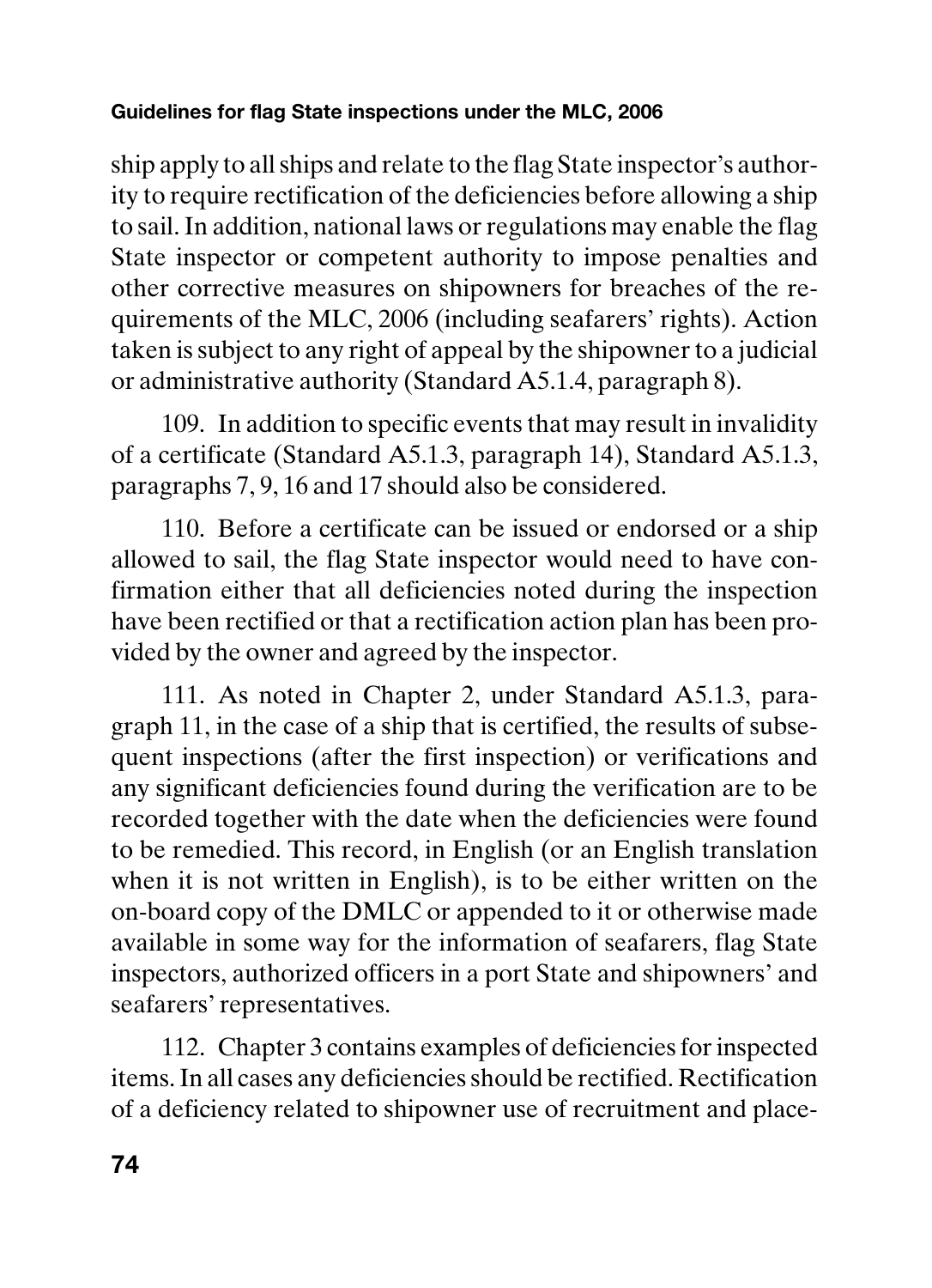ship apply to all ships and relate to the flag State inspector's authority to require rectification of the deficiencies before allowing a ship to sail. In addition, national laws or regulations may enable the flag State inspector or competent authority to impose penalties and other corrective measures on shipowners for breaches of the requirements of the MLC, 2006 (including seafarers' rights). Action taken is subject to any right of appeal by the shipowner to a judicial or administrative authority (Standard A5.1.4, paragraph 8).

109. In addition to specific events that may result in invalidity of a certificate (Standard A5.1.3, paragraph 14), Standard A5.1.3, paragraphs 7, 9, 16 and 17 should also be considered.

110. Before a certificate can be issued or endorsed or a ship allowed to sail, the flag State inspector would need to have confirmation either that all deficiencies noted during the inspection have been rectified or that a rectification action plan has been provided by the owner and agreed by the inspector.

111. As noted in Chapter 2, under Standard A5.1.3, paragraph 11, in the case of a ship that is certified, the results of subsequent inspections (after the first inspection) or verifications and any significant deficiencies found during the verification are to be recorded together with the date when the deficiencies were found to be remedied. This record, in English (or an English translation when it is not written in English), is to be either written on the on-board copy of the DMLC or appended to it or otherwise made available in some way for the information of seafarers, flag State inspectors, authorized officers in a port State and shipowners' and seafarers' representatives.

112. Chapter 3 contains examples of deficiencies for inspected items. In all cases any deficiencies should be rectified. Rectification of a deficiency related to shipowner use of recruitment and place-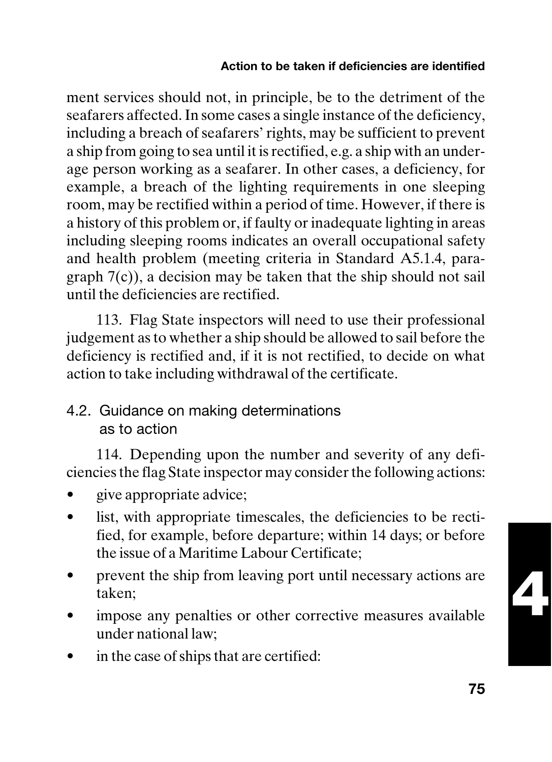ment services should not, in principle, be to the detriment of the seafarers affected. In some cases a single instance of the deficiency, including a breach of seafarers' rights, may be sufficient to prevent a ship from going to sea until it is rectified, e.g. a ship with an underage person working as a seafarer. In other cases, a deficiency, for example, a breach of the lighting requirements in one sleeping room, may be rectified within a period of time. However, if there is a history of this problem or, if faulty or inadequate lighting in areas including sleeping rooms indicates an overall occupational safety and health problem (meeting criteria in Standard A5.1.4, paragraph 7(c)), a decision may be taken that the ship should not sail until the deficiencies are rectified.

113. Flag State inspectors will need to use their professional judgement as to whether a ship should be allowed to sail before the deficiency is rectified and, if it is not rectified, to decide on what action to take including withdrawal of the certificate.

## 4.2. Guidance on making determinations as to action

114. Depending upon the number and severity of any deficiencies the flag State inspector may consider the following actions:

- give appropriate advice;
- list, with appropriate timescales, the deficiencies to be rectified, for example, before departure; within 14 days; or before the issue of a Maritime Labour Certificate;
- prevent the ship from leaving port until necessary actions are taken;
- impose any penalties or other corrective measures available under national law;
- in the case of ships that are certified: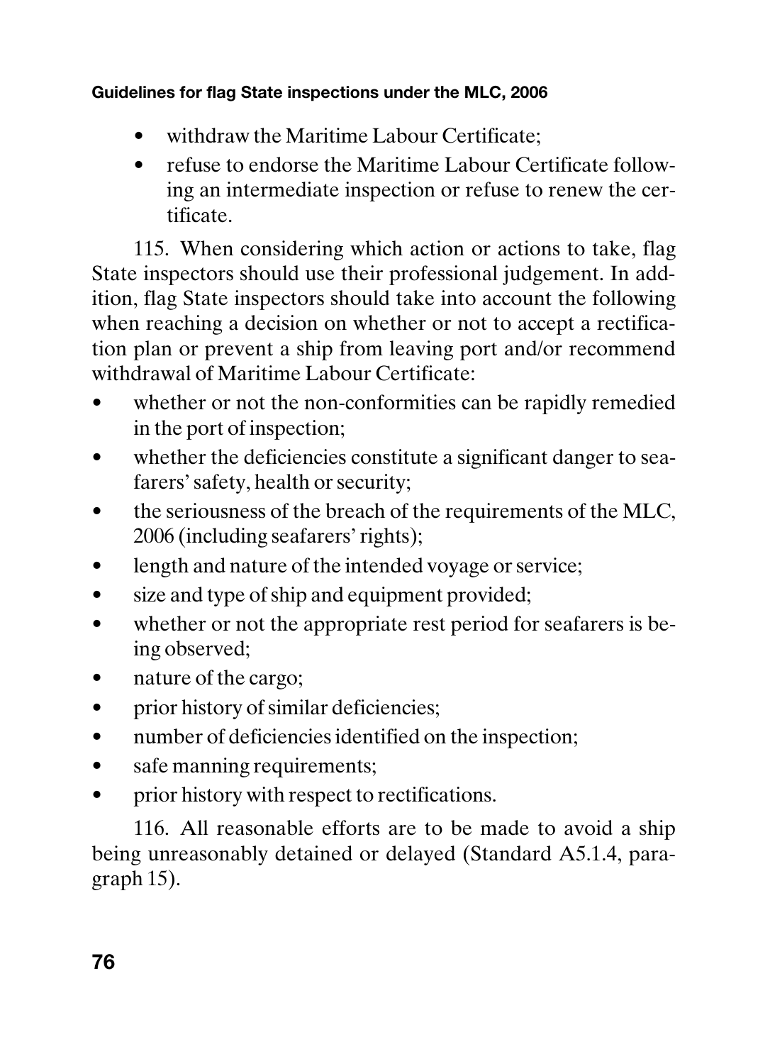- withdraw the Maritime Labour Certificate;
- refuse to endorse the Maritime Labour Certificate following an intermediate inspection or refuse to renew the certificate.

115. When considering which action or actions to take, flag State inspectors should use their professional judgement. In addition, flag State inspectors should take into account the following when reaching a decision on whether or not to accept a rectification plan or prevent a ship from leaving port and/or recommend withdrawal of Maritime Labour Certificate:

- whether or not the non-conformities can be rapidly remedied in the port of inspection;
- whether the deficiencies constitute a significant danger to seafarers' safety, health or security;
- the seriousness of the breach of the requirements of the MLC, 2006 (including seafarers' rights);
- length and nature of the intended voyage or service;
- size and type of ship and equipment provided;
- whether or not the appropriate rest period for seafarers is being observed;
- nature of the cargo;
- prior history of similar deficiencies;
- number of deficiencies identified on the inspection;
- safe manning requirements;
- prior history with respect to rectifications.

116. All reasonable efforts are to be made to avoid a ship being unreasonably detained or delayed (Standard A5.1.4, paragraph 15).